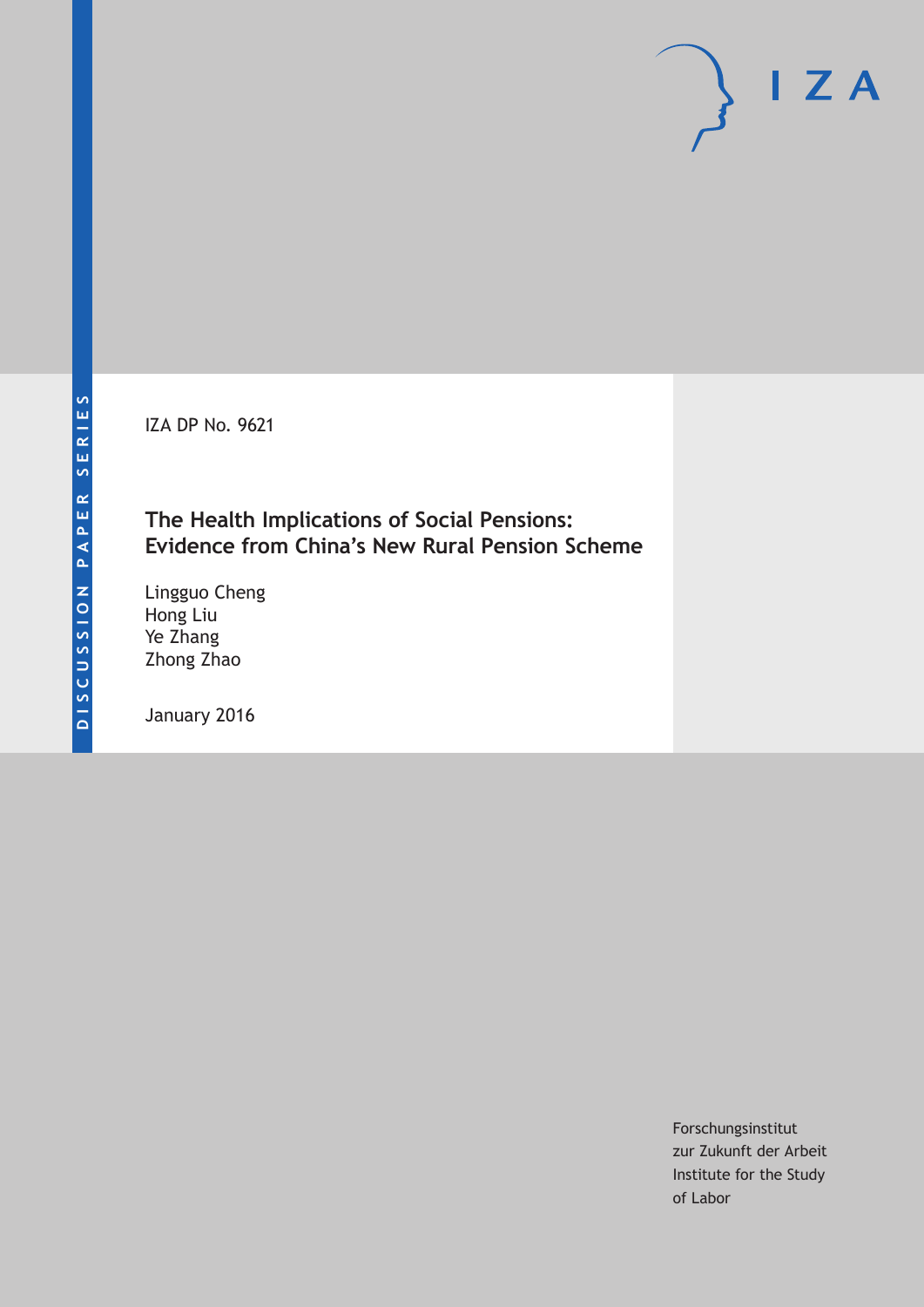DISCUSSION PAPER SERIES

IZA DP No. 9621

# The Health Implications of Social Pensions: Evidence from China's New Rural Pension Scheme

Lingguo Cheng
Hong Liu
Ye Zhang
Zhong Zhao

January 2016

Forschungsinstitut
zur Zukunft der Arbeit
Institute for the Study
of Labor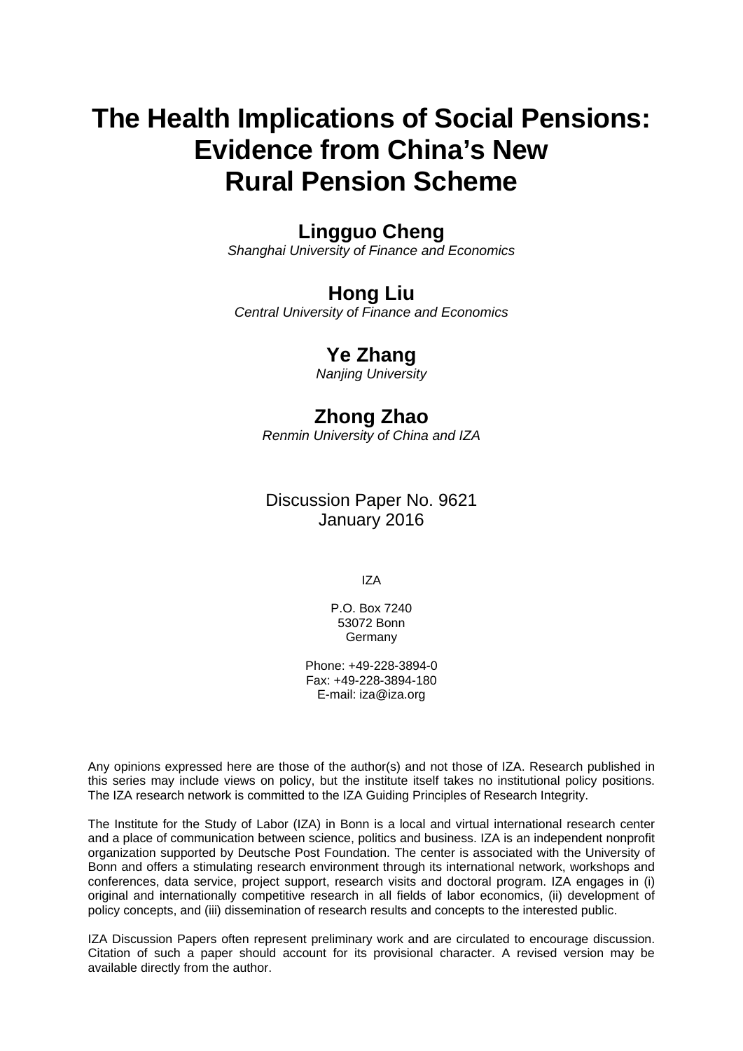# The Health Implications of Social Pensions: Evidence from China's New Rural Pension Scheme

**Lingguo Cheng**
*Shanghai University of Finance and Economics*

**Hong Liu**
*Central University of Finance and Economics*

**Ye Zhang**
*Nanjing University*

**Zhong Zhao**
*Renmin University of China and IZA*

Discussion Paper No. 9621
January 2016

IZA

P.O. Box 7240
53072 Bonn
Germany

Phone: +49-228-3894-0
Fax: +49-228-3894-180
E-mail: iza@iza.org

Any opinions expressed here are those of the author(s) and not those of IZA. Research published in this series may include views on policy, but the institute itself takes no institutional policy positions. The IZA research network is committed to the IZA Guiding Principles of Research Integrity.

The Institute for the Study of Labor (IZA) in Bonn is a local and virtual international research center and a place of communication between science, politics and business. IZA is an independent nonprofit organization supported by Deutsche Post Foundation. The center is associated with the University of Bonn and offers a stimulating research environment through its international network, workshops and conferences, data service, project support, research visits and doctoral program. IZA engages in (i) original and internationally competitive research in all fields of labor economics, (ii) development of policy concepts, and (iii) dissemination of research results and concepts to the interested public.

IZA Discussion Papers often represent preliminary work and are circulated to encourage discussion. Citation of such a paper should account for its provisional character. A revised version may be available directly from the author.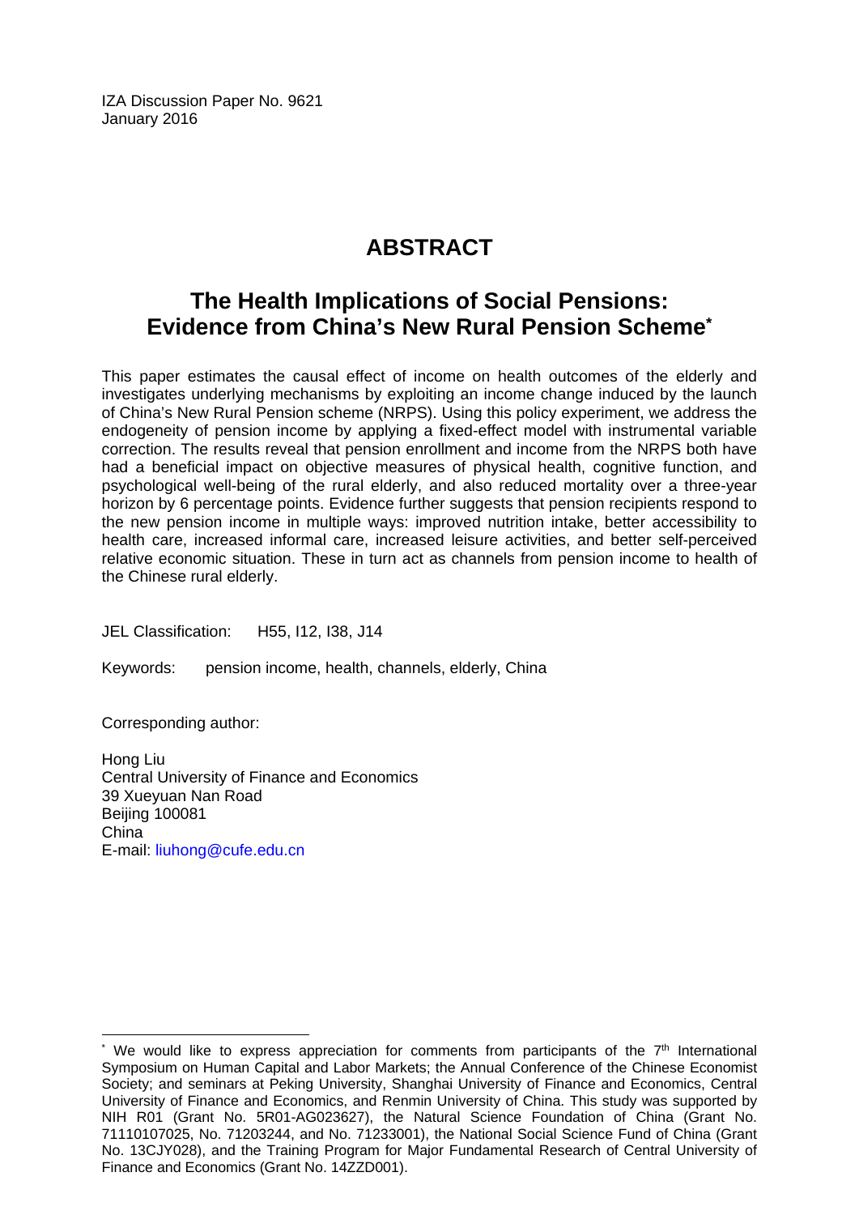IZA Discussion Paper No. 9621
January 2016

# ABSTRACT

## The Health Implications of Social Pensions: Evidence from China's New Rural Pension Scheme*

This paper estimates the causal effect of income on health outcomes of the elderly and investigates underlying mechanisms by exploiting an income change induced by the launch of China's New Rural Pension scheme (NRPS). Using this policy experiment, we address the endogeneity of pension income by applying a fixed-effect model with instrumental variable correction. The results reveal that pension enrollment and income from the NRPS both have had a beneficial impact on objective measures of physical health, cognitive function, and psychological well-being of the rural elderly, and also reduced mortality over a three-year horizon by 6 percentage points. Evidence further suggests that pension recipients respond to the new pension income in multiple ways: improved nutrition intake, better accessibility to health care, increased informal care, increased leisure activities, and better self-perceived relative economic situation. These in turn act as channels from pension income to health of the Chinese rural elderly.

JEL Classification: H55, I12, I38, J14

Keywords: pension income, health, channels, elderly, China

Corresponding author:

Hong Liu
Central University of Finance and Economics
39 Xueyuan Nan Road
Beijing 100081
China
E-mail: liuhong@cufe.edu.cn

---

* We would like to express appreciation for comments from participants of the 7th International Symposium on Human Capital and Labor Markets; the Annual Conference of the Chinese Economist Society; and seminars at Peking University, Shanghai University of Finance and Economics, Central University of Finance and Economics, and Renmin University of China. This study was supported by NIH R01 (Grant No. 5R01-AG023627), the Natural Science Foundation of China (Grant No. 71110107025, No. 71203244, and No. 71233001), the National Social Science Fund of China (Grant No. 13CJY028), and the Training Program for Major Fundamental Research of Central University of Finance and Economics (Grant No. 14ZZD001).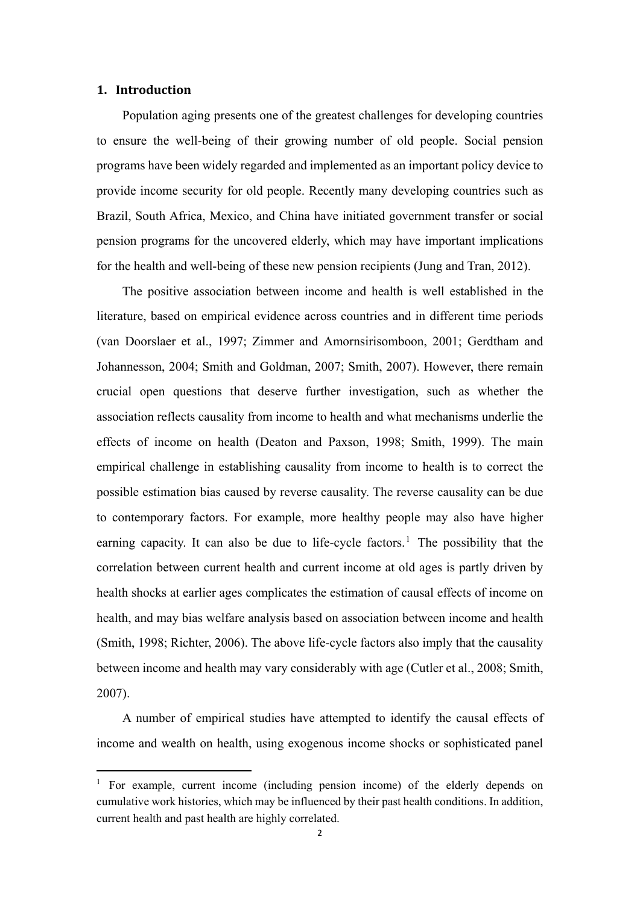## 1. Introduction

Population aging presents one of the greatest challenges for developing countries to ensure the well-being of their growing number of old people. Social pension programs have been widely regarded and implemented as an important policy device to provide income security for old people. Recently many developing countries such as Brazil, South Africa, Mexico, and China have initiated government transfer or social pension programs for the uncovered elderly, which may have important implications for the health and well-being of these new pension recipients (Jung and Tran, 2012).

The positive association between income and health is well established in the literature, based on empirical evidence across countries and in different time periods (van Doorslaer et al., 1997; Zimmer and Amornsirisomboon, 2001; Gerdtham and Johannesson, 2004; Smith and Goldman, 2007; Smith, 2007). However, there remain crucial open questions that deserve further investigation, such as whether the association reflects causality from income to health and what mechanisms underlie the effects of income on health (Deaton and Paxson, 1998; Smith, 1999). The main empirical challenge in establishing causality from income to health is to correct the possible estimation bias caused by reverse causality. The reverse causality can be due to contemporary factors. For example, more healthy people may also have higher earning capacity. It can also be due to life-cycle factors.[1] The possibility that the correlation between current health and current income at old ages is partly driven by health shocks at earlier ages complicates the estimation of causal effects of income on health, and may bias welfare analysis based on association between income and health (Smith, 1998; Richter, 2006). The above life-cycle factors also imply that the causality between income and health may vary considerably with age (Cutler et al., 2008; Smith, 2007).

A number of empirical studies have attempted to identify the causal effects of income and wealth on health, using exogenous income shocks or sophisticated panel

[1] For example, current income (including pension income) of the elderly depends on cumulative work histories, which may be influenced by their past health conditions. In addition, current health and past health are highly correlated.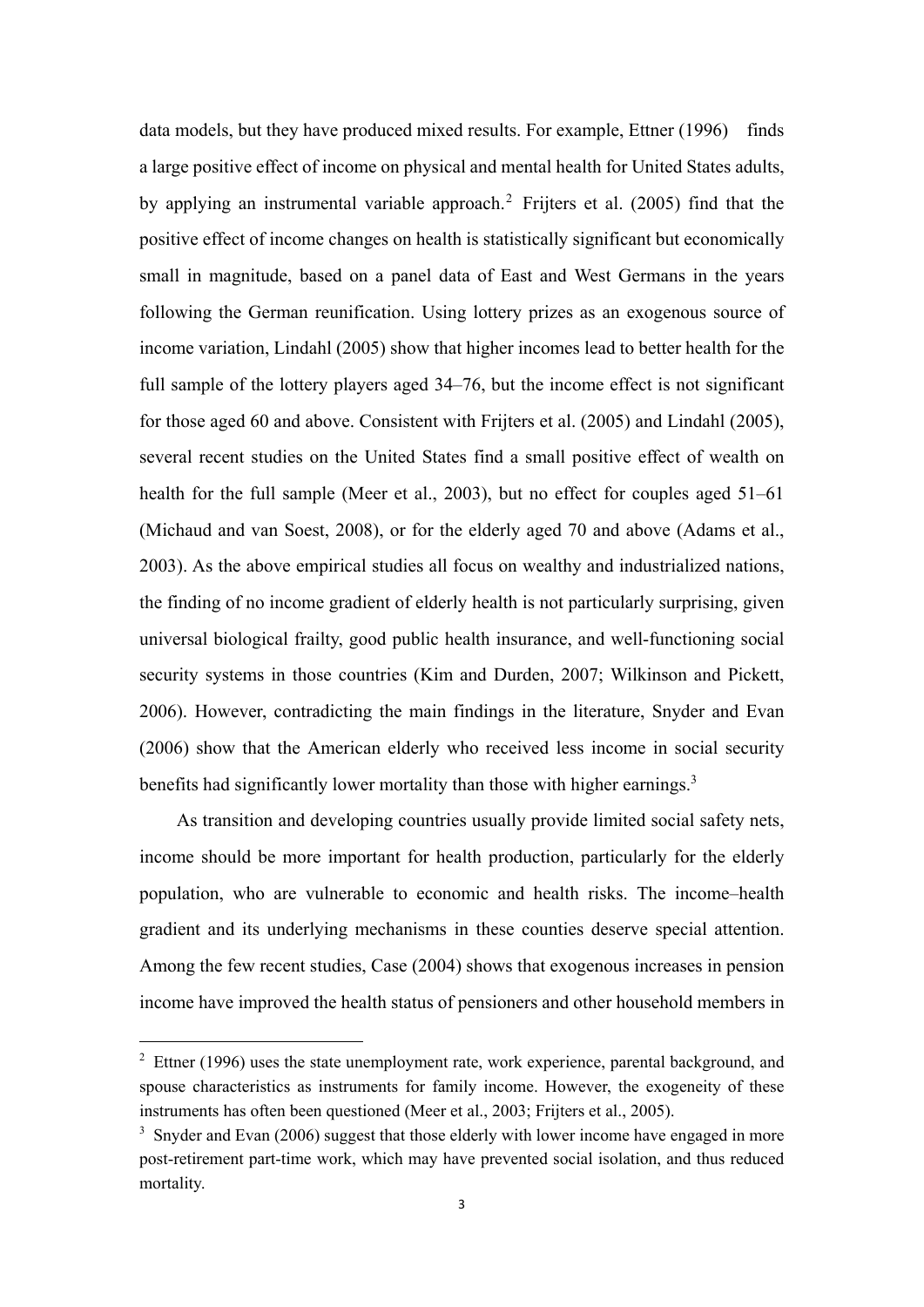data models, but they have produced mixed results. For example, Ettner (1996) finds a large positive effect of income on physical and mental health for United States adults, by applying an instrumental variable approach.[2] Frijters et al. (2005) find that the positive effect of income changes on health is statistically significant but economically small in magnitude, based on a panel data of East and West Germans in the years following the German reunification. Using lottery prizes as an exogenous source of income variation, Lindahl (2005) show that higher incomes lead to better health for the full sample of the lottery players aged 34–76, but the income effect is not significant for those aged 60 and above. Consistent with Frijters et al. (2005) and Lindahl (2005), several recent studies on the United States find a small positive effect of wealth on health for the full sample (Meer et al., 2003), but no effect for couples aged 51–61 (Michaud and van Soest, 2008), or for the elderly aged 70 and above (Adams et al., 2003). As the above empirical studies all focus on wealthy and industrialized nations, the finding of no income gradient of elderly health is not particularly surprising, given universal biological frailty, good public health insurance, and well-functioning social security systems in those countries (Kim and Durden, 2007; Wilkinson and Pickett, 2006). However, contradicting the main findings in the literature, Snyder and Evan (2006) show that the American elderly who received less income in social security benefits had significantly lower mortality than those with higher earnings.[3]

As transition and developing countries usually provide limited social safety nets, income should be more important for health production, particularly for the elderly population, who are vulnerable to economic and health risks. The income–health gradient and its underlying mechanisms in these counties deserve special attention. Among the few recent studies, Case (2004) shows that exogenous increases in pension income have improved the health status of pensioners and other household members in

[2] Ettner (1996) uses the state unemployment rate, work experience, parental background, and spouse characteristics as instruments for family income. However, the exogeneity of these instruments has often been questioned (Meer et al., 2003; Frijters et al., 2005).

[3] Snyder and Evan (2006) suggest that those elderly with lower income have engaged in more post-retirement part-time work, which may have prevented social isolation, and thus reduced mortality.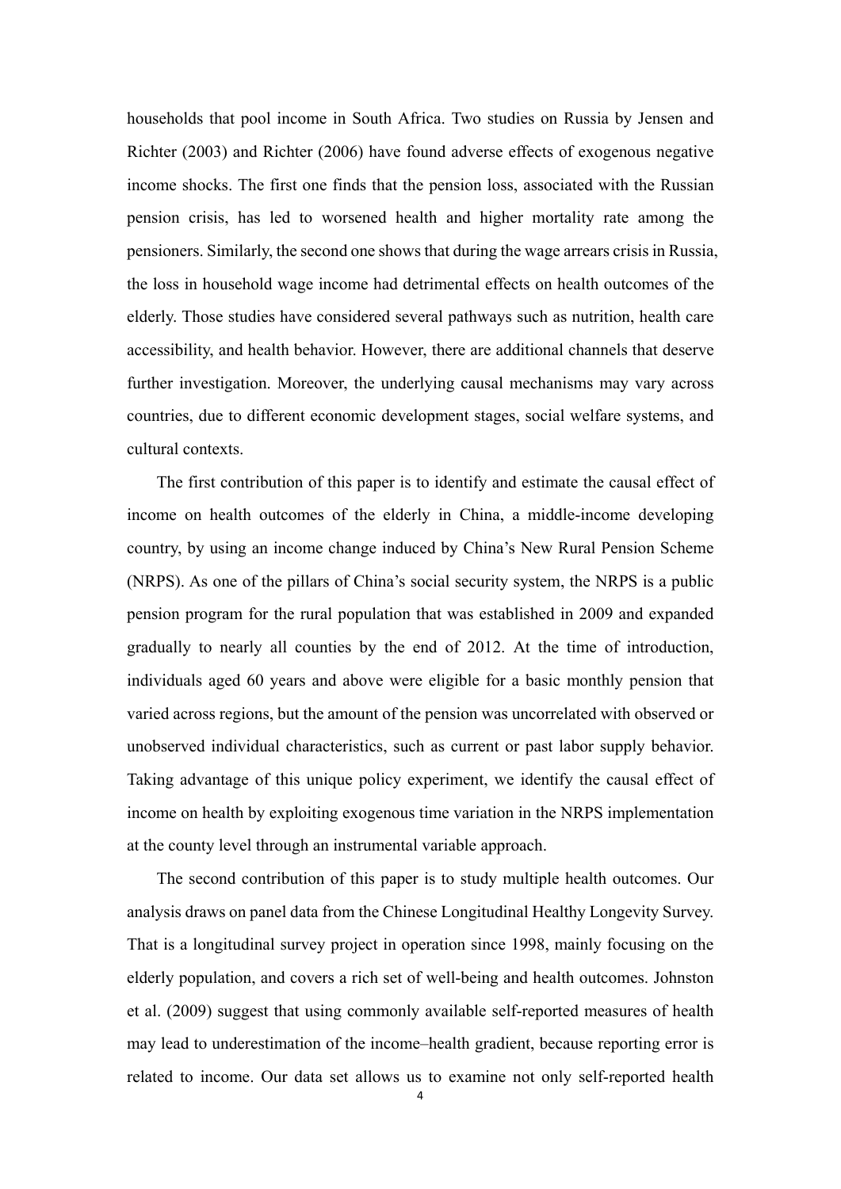households that pool income in South Africa. Two studies on Russia by Jensen and Richter (2003) and Richter (2006) have found adverse effects of exogenous negative income shocks. The first one finds that the pension loss, associated with the Russian pension crisis, has led to worsened health and higher mortality rate among the pensioners. Similarly, the second one shows that during the wage arrears crisis in Russia, the loss in household wage income had detrimental effects on health outcomes of the elderly. Those studies have considered several pathways such as nutrition, health care accessibility, and health behavior. However, there are additional channels that deserve further investigation. Moreover, the underlying causal mechanisms may vary across countries, due to different economic development stages, social welfare systems, and cultural contexts.

The first contribution of this paper is to identify and estimate the causal effect of income on health outcomes of the elderly in China, a middle-income developing country, by using an income change induced by China's New Rural Pension Scheme (NRPS). As one of the pillars of China's social security system, the NRPS is a public pension program for the rural population that was established in 2009 and expanded gradually to nearly all counties by the end of 2012. At the time of introduction, individuals aged 60 years and above were eligible for a basic monthly pension that varied across regions, but the amount of the pension was uncorrelated with observed or unobserved individual characteristics, such as current or past labor supply behavior. Taking advantage of this unique policy experiment, we identify the causal effect of income on health by exploiting exogenous time variation in the NRPS implementation at the county level through an instrumental variable approach.

The second contribution of this paper is to study multiple health outcomes. Our analysis draws on panel data from the Chinese Longitudinal Healthy Longevity Survey. That is a longitudinal survey project in operation since 1998, mainly focusing on the elderly population, and covers a rich set of well-being and health outcomes. Johnston et al. (2009) suggest that using commonly available self-reported measures of health may lead to underestimation of the income–health gradient, because reporting error is related to income. Our data set allows us to examine not only self-reported health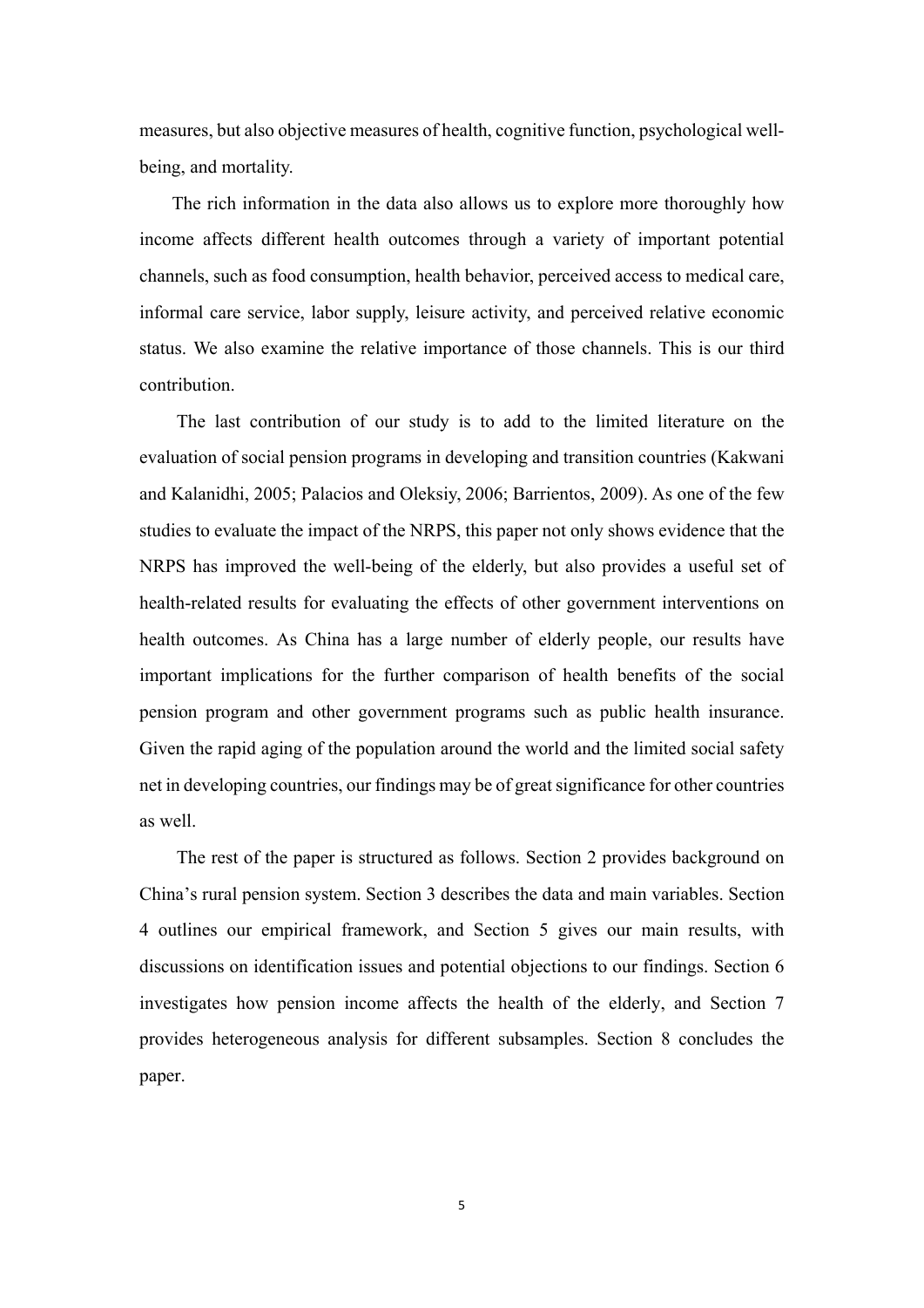measures, but also objective measures of health, cognitive function, psychological well-being, and mortality.

The rich information in the data also allows us to explore more thoroughly how income affects different health outcomes through a variety of important potential channels, such as food consumption, health behavior, perceived access to medical care, informal care service, labor supply, leisure activity, and perceived relative economic status. We also examine the relative importance of those channels. This is our third contribution.

The last contribution of our study is to add to the limited literature on the evaluation of social pension programs in developing and transition countries (Kakwani and Kalanidhi, 2005; Palacios and Oleksiy, 2006; Barrientos, 2009). As one of the few studies to evaluate the impact of the NRPS, this paper not only shows evidence that the NRPS has improved the well-being of the elderly, but also provides a useful set of health-related results for evaluating the effects of other government interventions on health outcomes. As China has a large number of elderly people, our results have important implications for the further comparison of health benefits of the social pension program and other government programs such as public health insurance. Given the rapid aging of the population around the world and the limited social safety net in developing countries, our findings may be of great significance for other countries as well.

The rest of the paper is structured as follows. Section 2 provides background on China's rural pension system. Section 3 describes the data and main variables. Section 4 outlines our empirical framework, and Section 5 gives our main results, with discussions on identification issues and potential objections to our findings. Section 6 investigates how pension income affects the health of the elderly, and Section 7 provides heterogeneous analysis for different subsamples. Section 8 concludes the paper.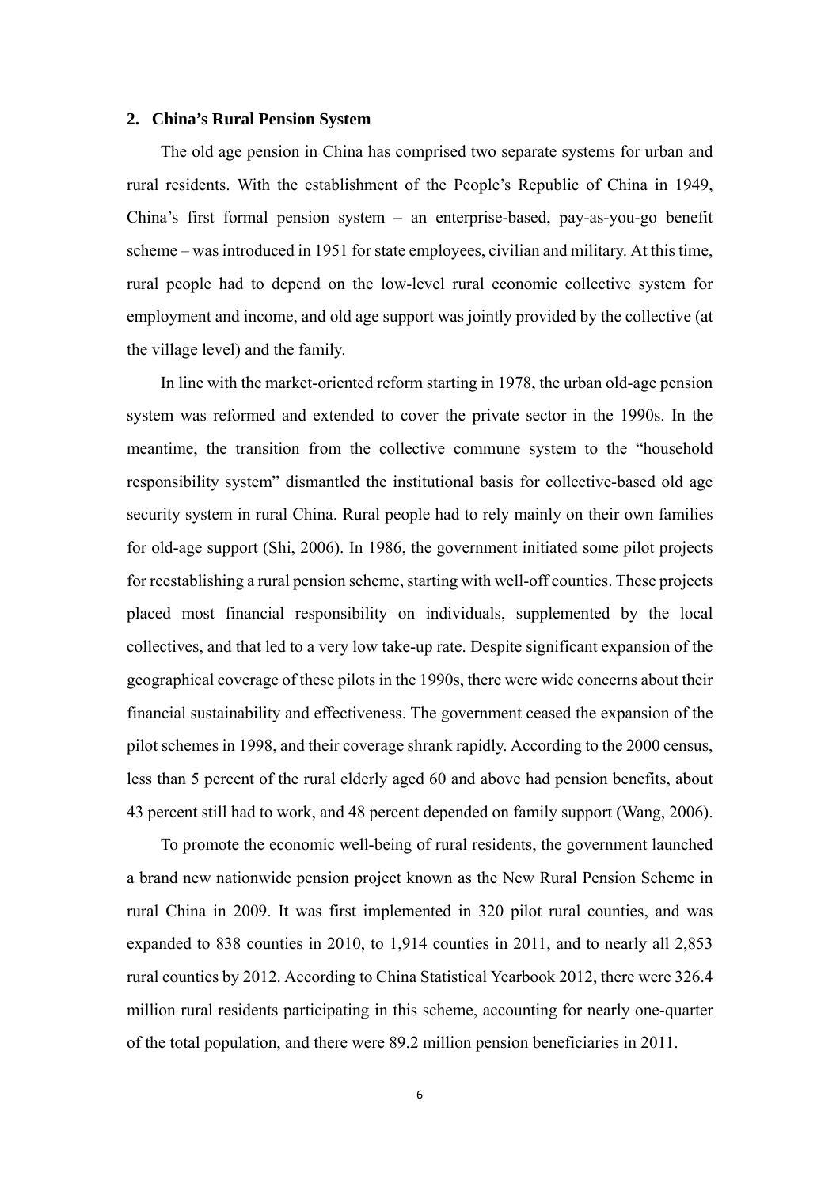## 2. China's Rural Pension System

The old age pension in China has comprised two separate systems for urban and rural residents. With the establishment of the People's Republic of China in 1949, China's first formal pension system – an enterprise-based, pay-as-you-go benefit scheme – was introduced in 1951 for state employees, civilian and military. At this time, rural people had to depend on the low-level rural economic collective system for employment and income, and old age support was jointly provided by the collective (at the village level) and the family.

In line with the market-oriented reform starting in 1978, the urban old-age pension system was reformed and extended to cover the private sector in the 1990s. In the meantime, the transition from the collective commune system to the "household responsibility system" dismantled the institutional basis for collective-based old age security system in rural China. Rural people had to rely mainly on their own families for old-age support (Shi, 2006). In 1986, the government initiated some pilot projects for reestablishing a rural pension scheme, starting with well-off counties. These projects placed most financial responsibility on individuals, supplemented by the local collectives, and that led to a very low take-up rate. Despite significant expansion of the geographical coverage of these pilots in the 1990s, there were wide concerns about their financial sustainability and effectiveness. The government ceased the expansion of the pilot schemes in 1998, and their coverage shrank rapidly. According to the 2000 census, less than 5 percent of the rural elderly aged 60 and above had pension benefits, about 43 percent still had to work, and 48 percent depended on family support (Wang, 2006).

To promote the economic well-being of rural residents, the government launched a brand new nationwide pension project known as the New Rural Pension Scheme in rural China in 2009. It was first implemented in 320 pilot rural counties, and was expanded to 838 counties in 2010, to 1,914 counties in 2011, and to nearly all 2,853 rural counties by 2012. According to China Statistical Yearbook 2012, there were 326.4 million rural residents participating in this scheme, accounting for nearly one-quarter of the total population, and there were 89.2 million pension beneficiaries in 2011.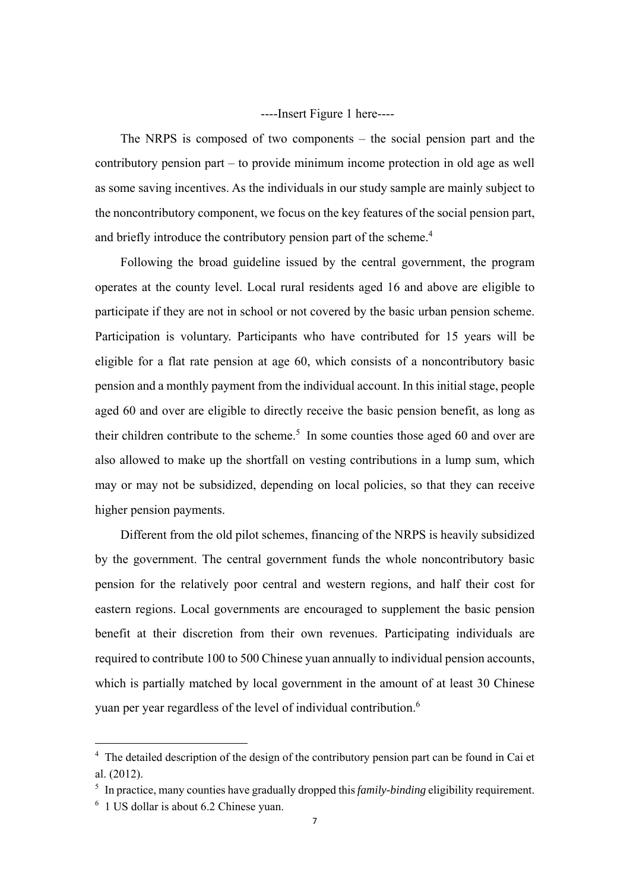----Insert Figure 1 here----

The NRPS is composed of two components – the social pension part and the contributory pension part – to provide minimum income protection in old age as well as some saving incentives. As the individuals in our study sample are mainly subject to the noncontributory component, we focus on the key features of the social pension part, and briefly introduce the contributory pension part of the scheme.[4]

Following the broad guideline issued by the central government, the program operates at the county level. Local rural residents aged 16 and above are eligible to participate if they are not in school or not covered by the basic urban pension scheme. Participation is voluntary. Participants who have contributed for 15 years will be eligible for a flat rate pension at age 60, which consists of a noncontributory basic pension and a monthly payment from the individual account. In this initial stage, people aged 60 and over are eligible to directly receive the basic pension benefit, as long as their children contribute to the scheme.[5] In some counties those aged 60 and over are also allowed to make up the shortfall on vesting contributions in a lump sum, which may or may not be subsidized, depending on local policies, so that they can receive higher pension payments.

Different from the old pilot schemes, financing of the NRPS is heavily subsidized by the government. The central government funds the whole noncontributory basic pension for the relatively poor central and western regions, and half their cost for eastern regions. Local governments are encouraged to supplement the basic pension benefit at their discretion from their own revenues. Participating individuals are required to contribute 100 to 500 Chinese yuan annually to individual pension accounts, which is partially matched by local government in the amount of at least 30 Chinese yuan per year regardless of the level of individual contribution.[6]

---

[4] The detailed description of the design of the contributory pension part can be found in Cai et al. (2012).

[5] In practice, many counties have gradually dropped this *family-binding* eligibility requirement.

[6] 1 US dollar is about 6.2 Chinese yuan.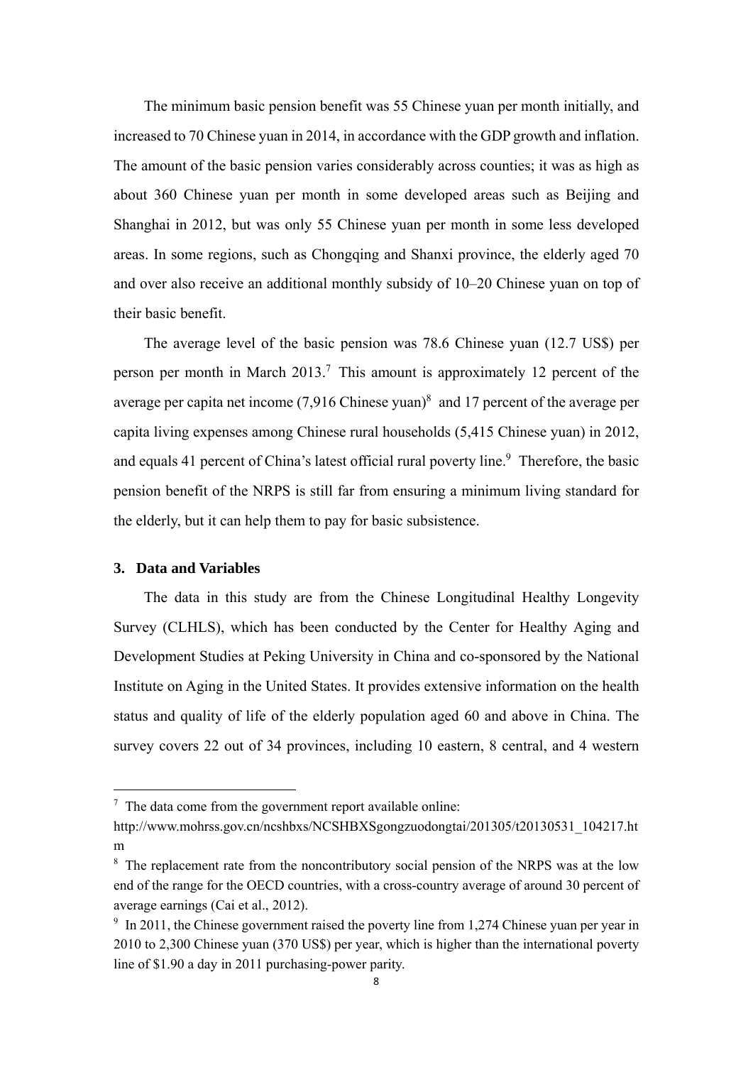The minimum basic pension benefit was 55 Chinese yuan per month initially, and increased to 70 Chinese yuan in 2014, in accordance with the GDP growth and inflation. The amount of the basic pension varies considerably across counties; it was as high as about 360 Chinese yuan per month in some developed areas such as Beijing and Shanghai in 2012, but was only 55 Chinese yuan per month in some less developed areas. In some regions, such as Chongqing and Shanxi province, the elderly aged 70 and over also receive an additional monthly subsidy of 10–20 Chinese yuan on top of their basic benefit.

The average level of the basic pension was 78.6 Chinese yuan (12.7 US$) per person per month in March 2013.[7] This amount is approximately 12 percent of the average per capita net income (7,916 Chinese yuan)[8] and 17 percent of the average per capita living expenses among Chinese rural households (5,415 Chinese yuan) in 2012, and equals 41 percent of China's latest official rural poverty line.[9] Therefore, the basic pension benefit of the NRPS is still far from ensuring a minimum living standard for the elderly, but it can help them to pay for basic subsistence.

## 3. Data and Variables

The data in this study are from the Chinese Longitudinal Healthy Longevity Survey (CLHLS), which has been conducted by the Center for Healthy Aging and Development Studies at Peking University in China and co-sponsored by the National Institute on Aging in the United States. It provides extensive information on the health status and quality of life of the elderly population aged 60 and above in China. The survey covers 22 out of 34 provinces, including 10 eastern, 8 central, and 4 western

---

[7] The data come from the government report available online: http://www.mohrss.gov.cn/ncshbxs/NCSHBXSgongzuodongtai/201305/t20130531_104217.htm

[8] The replacement rate from the noncontributory social pension of the NRPS was at the low end of the range for the OECD countries, with a cross-country average of around 30 percent of average earnings (Cai et al., 2012).

[9] In 2011, the Chinese government raised the poverty line from 1,274 Chinese yuan per year in 2010 to 2,300 Chinese yuan (370 US$) per year, which is higher than the international poverty line of $1.90 a day in 2011 purchasing-power parity.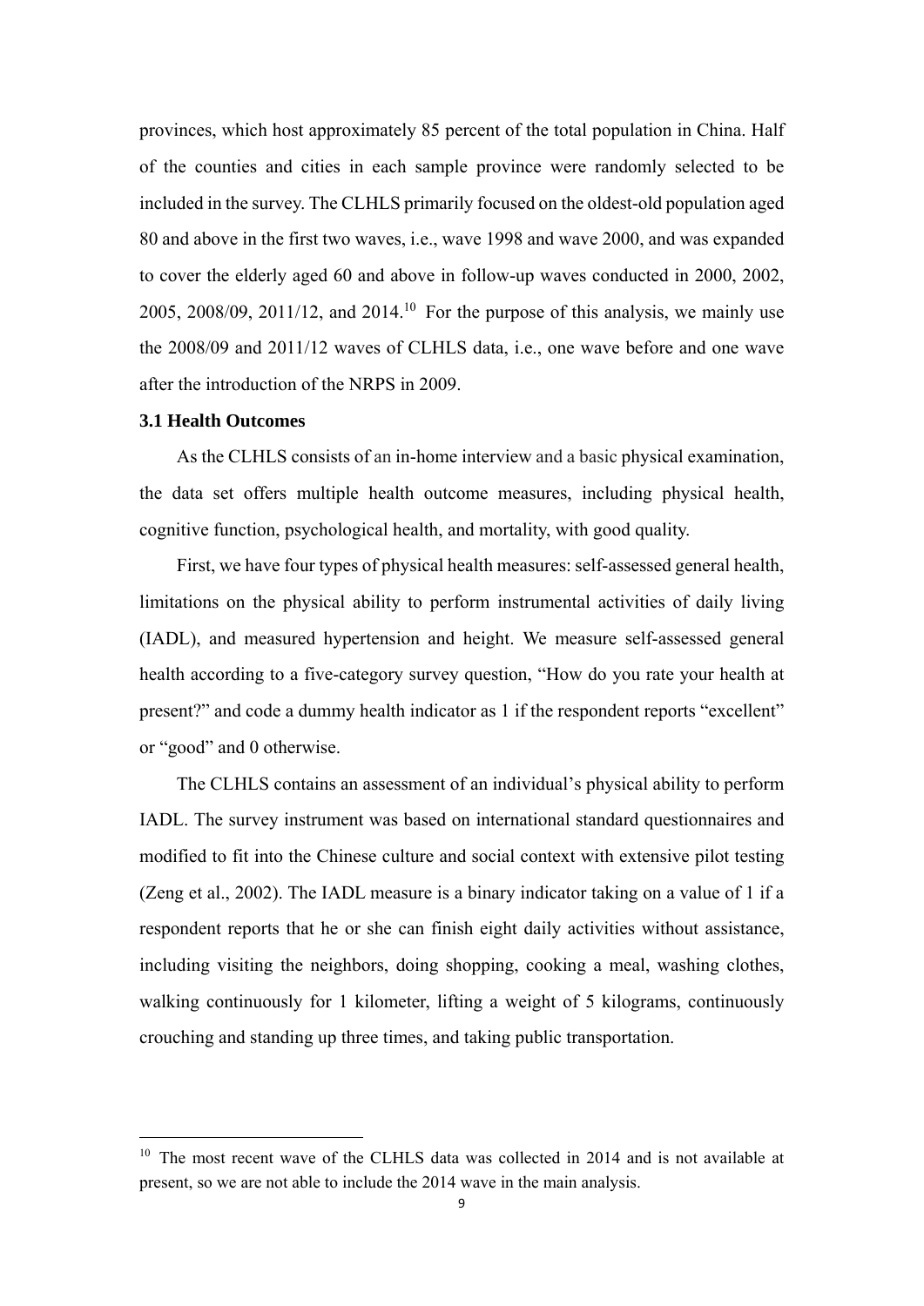provinces, which host approximately 85 percent of the total population in China. Half of the counties and cities in each sample province were randomly selected to be included in the survey. The CLHLS primarily focused on the oldest-old population aged 80 and above in the first two waves, i.e., wave 1998 and wave 2000, and was expanded to cover the elderly aged 60 and above in follow-up waves conducted in 2000, 2002, 2005, 2008/09, 2011/12, and 2014.[10] For the purpose of this analysis, we mainly use the 2008/09 and 2011/12 waves of CLHLS data, i.e., one wave before and one wave after the introduction of the NRPS in 2009.

### 3.1 Health Outcomes

As the CLHLS consists of an in-home interview and a basic physical examination, the data set offers multiple health outcome measures, including physical health, cognitive function, psychological health, and mortality, with good quality.

First, we have four types of physical health measures: self-assessed general health, limitations on the physical ability to perform instrumental activities of daily living (IADL), and measured hypertension and height. We measure self-assessed general health according to a five-category survey question, "How do you rate your health at present?" and code a dummy health indicator as 1 if the respondent reports "excellent" or "good" and 0 otherwise.

The CLHLS contains an assessment of an individual's physical ability to perform IADL. The survey instrument was based on international standard questionnaires and modified to fit into the Chinese culture and social context with extensive pilot testing (Zeng et al., 2002). The IADL measure is a binary indicator taking on a value of 1 if a respondent reports that he or she can finish eight daily activities without assistance, including visiting the neighbors, doing shopping, cooking a meal, washing clothes, walking continuously for 1 kilometer, lifting a weight of 5 kilograms, continuously crouching and standing up three times, and taking public transportation.

[10] The most recent wave of the CLHLS data was collected in 2014 and is not available at present, so we are not able to include the 2014 wave in the main analysis.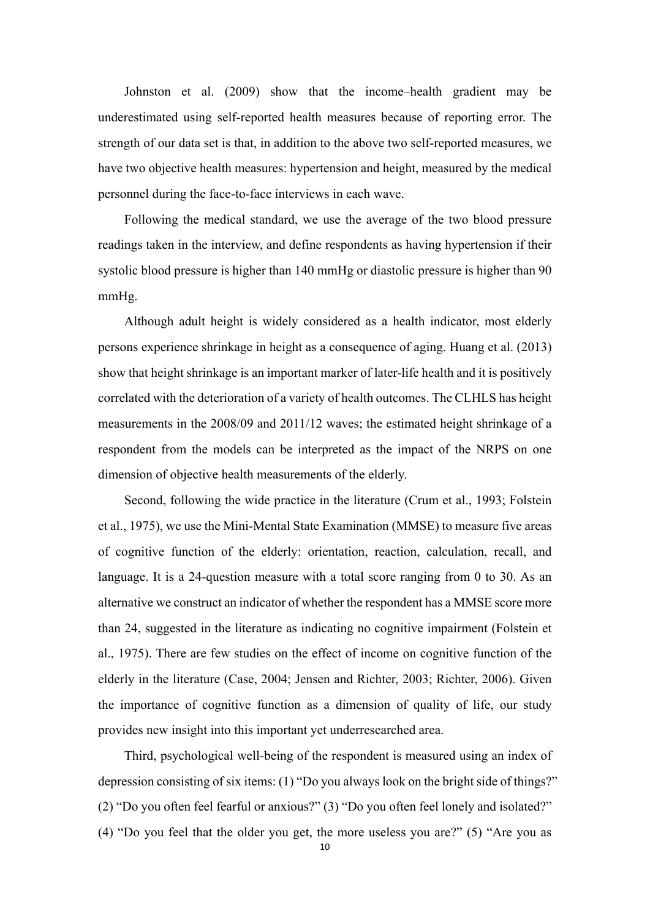Johnston et al. (2009) show that the income–health gradient may be underestimated using self-reported health measures because of reporting error. The strength of our data set is that, in addition to the above two self-reported measures, we have two objective health measures: hypertension and height, measured by the medical personnel during the face-to-face interviews in each wave.

Following the medical standard, we use the average of the two blood pressure readings taken in the interview, and define respondents as having hypertension if their systolic blood pressure is higher than 140 mmHg or diastolic pressure is higher than 90 mmHg.

Although adult height is widely considered as a health indicator, most elderly persons experience shrinkage in height as a consequence of aging. Huang et al. (2013) show that height shrinkage is an important marker of later-life health and it is positively correlated with the deterioration of a variety of health outcomes. The CLHLS has height measurements in the 2008/09 and 2011/12 waves; the estimated height shrinkage of a respondent from the models can be interpreted as the impact of the NRPS on one dimension of objective health measurements of the elderly.

Second, following the wide practice in the literature (Crum et al., 1993; Folstein et al., 1975), we use the Mini-Mental State Examination (MMSE) to measure five areas of cognitive function of the elderly: orientation, reaction, calculation, recall, and language. It is a 24-question measure with a total score ranging from 0 to 30. As an alternative we construct an indicator of whether the respondent has a MMSE score more than 24, suggested in the literature as indicating no cognitive impairment (Folstein et al., 1975). There are few studies on the effect of income on cognitive function of the elderly in the literature (Case, 2004; Jensen and Richter, 2003; Richter, 2006). Given the importance of cognitive function as a dimension of quality of life, our study provides new insight into this important yet underresearched area.

Third, psychological well-being of the respondent is measured using an index of depression consisting of six items: (1) "Do you always look on the bright side of things?" (2) "Do you often feel fearful or anxious?" (3) "Do you often feel lonely and isolated?" (4) "Do you feel that the older you get, the more useless you are?" (5) "Are you as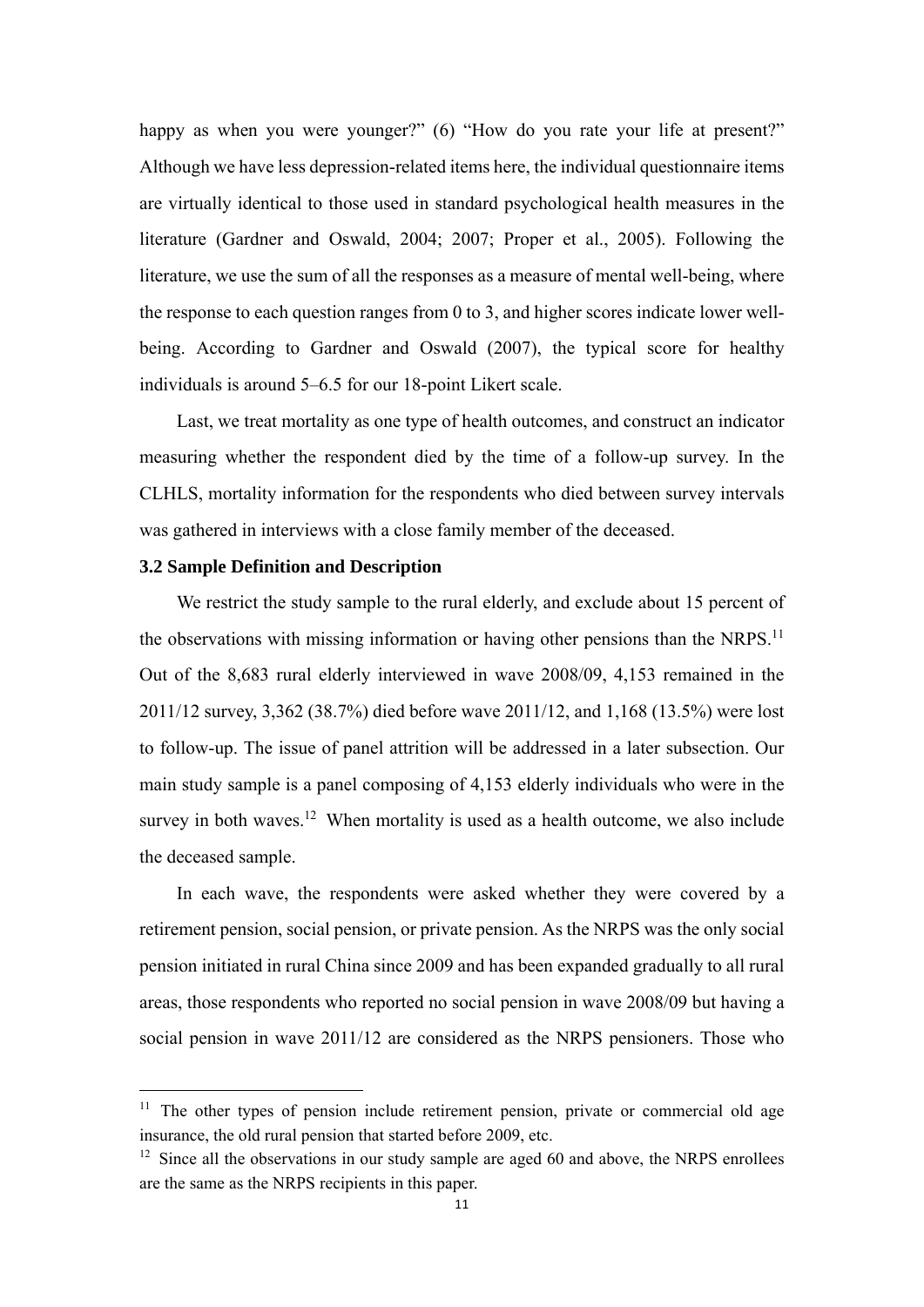happy as when you were younger?" (6) "How do you rate your life at present?" Although we have less depression-related items here, the individual questionnaire items are virtually identical to those used in standard psychological health measures in the literature (Gardner and Oswald, 2004; 2007; Proper et al., 2005). Following the literature, we use the sum of all the responses as a measure of mental well-being, where the response to each question ranges from 0 to 3, and higher scores indicate lower well-being. According to Gardner and Oswald (2007), the typical score for healthy individuals is around 5–6.5 for our 18-point Likert scale.

Last, we treat mortality as one type of health outcomes, and construct an indicator measuring whether the respondent died by the time of a follow-up survey. In the CLHLS, mortality information for the respondents who died between survey intervals was gathered in interviews with a close family member of the deceased.

### 3.2 Sample Definition and Description

We restrict the study sample to the rural elderly, and exclude about 15 percent of the observations with missing information or having other pensions than the NRPS.[11] Out of the 8,683 rural elderly interviewed in wave 2008/09, 4,153 remained in the 2011/12 survey, 3,362 (38.7%) died before wave 2011/12, and 1,168 (13.5%) were lost to follow-up. The issue of panel attrition will be addressed in a later subsection. Our main study sample is a panel composing of 4,153 elderly individuals who were in the survey in both waves.[12] When mortality is used as a health outcome, we also include the deceased sample.

In each wave, the respondents were asked whether they were covered by a retirement pension, social pension, or private pension. As the NRPS was the only social pension initiated in rural China since 2009 and has been expanded gradually to all rural areas, those respondents who reported no social pension in wave 2008/09 but having a social pension in wave 2011/12 are considered as the NRPS pensioners. Those who

---

[11] The other types of pension include retirement pension, private or commercial old age insurance, the old rural pension that started before 2009, etc.

[12] Since all the observations in our study sample are aged 60 and above, the NRPS enrollees are the same as the NRPS recipients in this paper.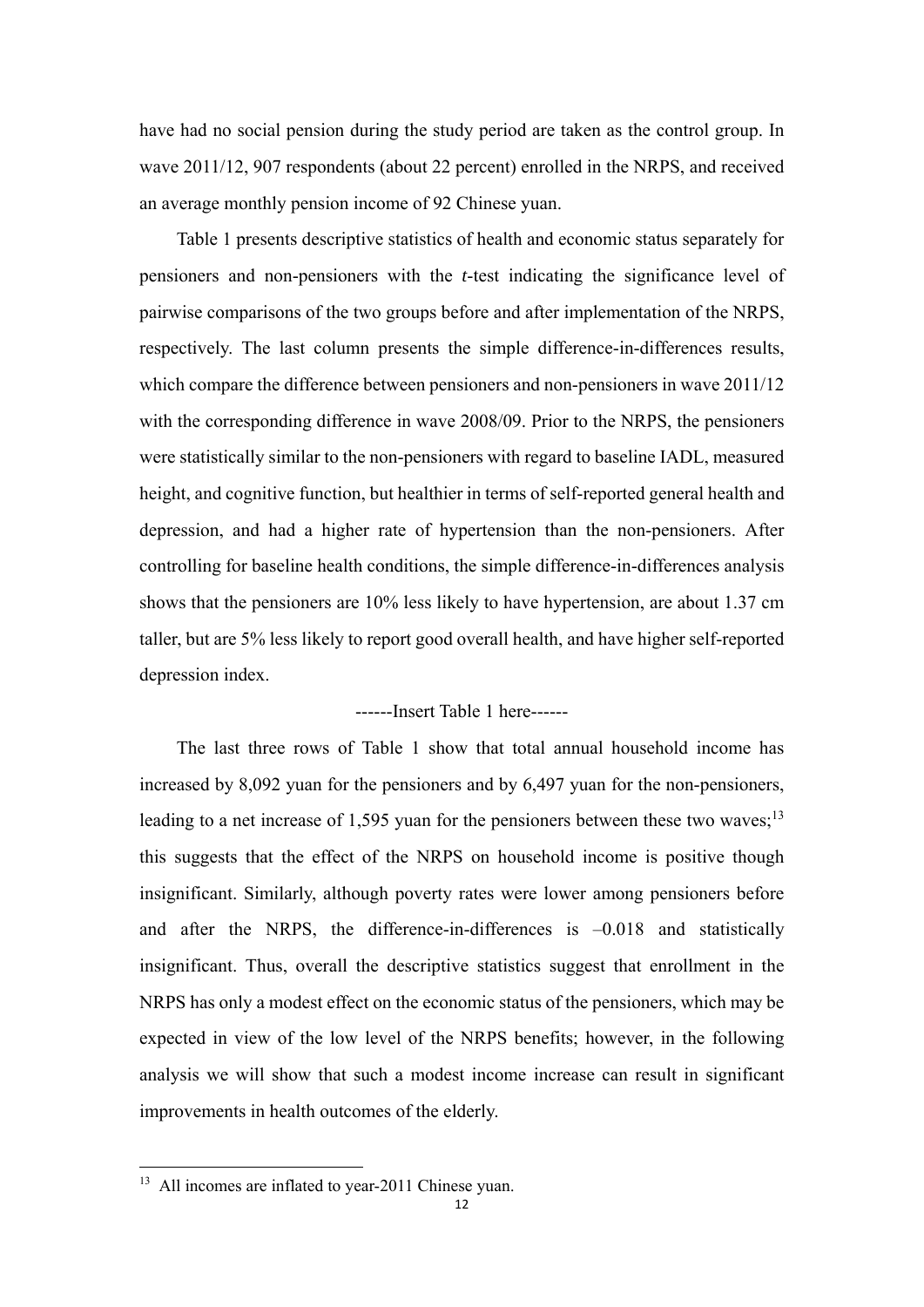have had no social pension during the study period are taken as the control group. In wave 2011/12, 907 respondents (about 22 percent) enrolled in the NRPS, and received an average monthly pension income of 92 Chinese yuan.

Table 1 presents descriptive statistics of health and economic status separately for pensioners and non-pensioners with the *t*-test indicating the significance level of pairwise comparisons of the two groups before and after implementation of the NRPS, respectively. The last column presents the simple difference-in-differences results, which compare the difference between pensioners and non-pensioners in wave 2011/12 with the corresponding difference in wave 2008/09. Prior to the NRPS, the pensioners were statistically similar to the non-pensioners with regard to baseline IADL, measured height, and cognitive function, but healthier in terms of self-reported general health and depression, and had a higher rate of hypertension than the non-pensioners. After controlling for baseline health conditions, the simple difference-in-differences analysis shows that the pensioners are 10% less likely to have hypertension, are about 1.37 cm taller, but are 5% less likely to report good overall health, and have higher self-reported depression index.

------Insert Table 1 here------

The last three rows of Table 1 show that total annual household income has increased by 8,092 yuan for the pensioners and by 6,497 yuan for the non-pensioners, leading to a net increase of 1,595 yuan for the pensioners between these two waves;[13] this suggests that the effect of the NRPS on household income is positive though insignificant. Similarly, although poverty rates were lower among pensioners before and after the NRPS, the difference-in-differences is –0.018 and statistically insignificant. Thus, overall the descriptive statistics suggest that enrollment in the NRPS has only a modest effect on the economic status of the pensioners, which may be expected in view of the low level of the NRPS benefits; however, in the following analysis we will show that such a modest income increase can result in significant improvements in health outcomes of the elderly.

[13] All incomes are inflated to year-2011 Chinese yuan.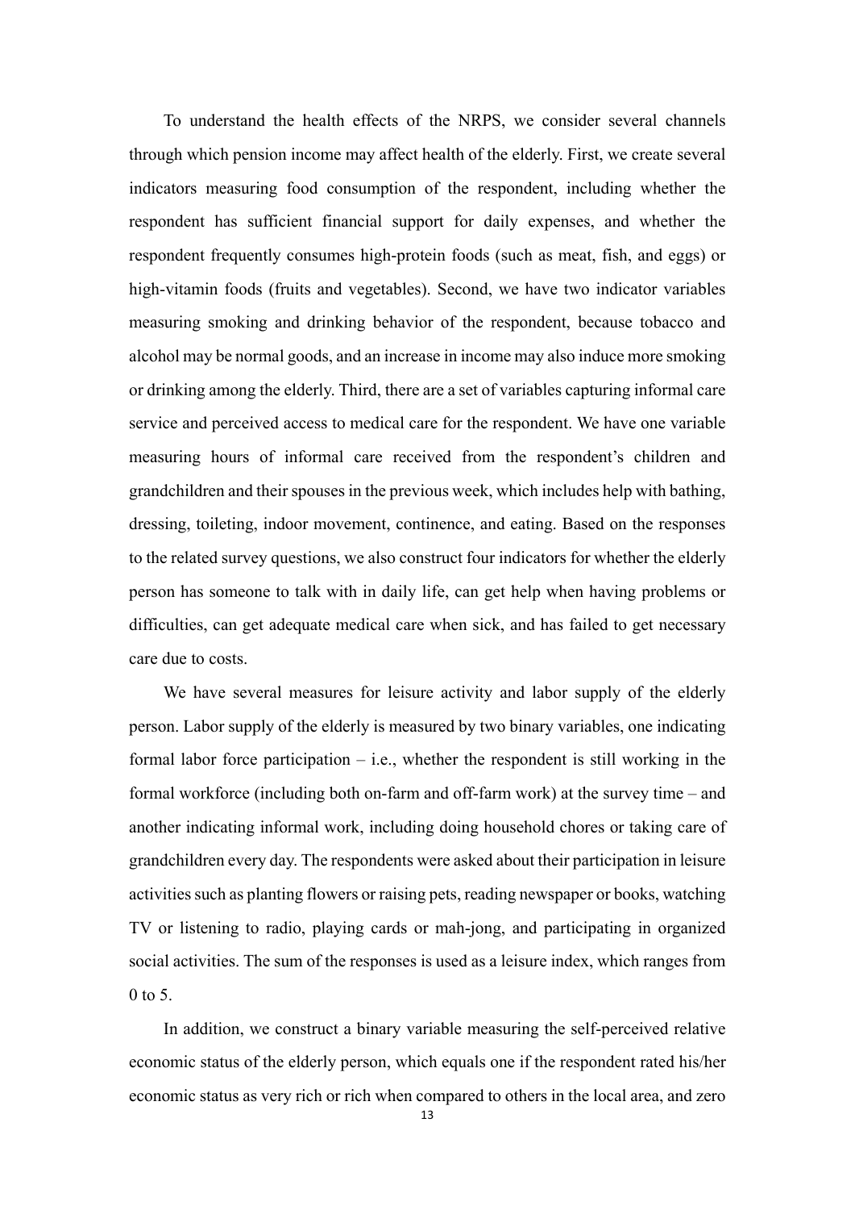To understand the health effects of the NRPS, we consider several channels through which pension income may affect health of the elderly. First, we create several indicators measuring food consumption of the respondent, including whether the respondent has sufficient financial support for daily expenses, and whether the respondent frequently consumes high-protein foods (such as meat, fish, and eggs) or high-vitamin foods (fruits and vegetables). Second, we have two indicator variables measuring smoking and drinking behavior of the respondent, because tobacco and alcohol may be normal goods, and an increase in income may also induce more smoking or drinking among the elderly. Third, there are a set of variables capturing informal care service and perceived access to medical care for the respondent. We have one variable measuring hours of informal care received from the respondent's children and grandchildren and their spouses in the previous week, which includes help with bathing, dressing, toileting, indoor movement, continence, and eating. Based on the responses to the related survey questions, we also construct four indicators for whether the elderly person has someone to talk with in daily life, can get help when having problems or difficulties, can get adequate medical care when sick, and has failed to get necessary care due to costs.

We have several measures for leisure activity and labor supply of the elderly person. Labor supply of the elderly is measured by two binary variables, one indicating formal labor force participation – i.e., whether the respondent is still working in the formal workforce (including both on-farm and off-farm work) at the survey time – and another indicating informal work, including doing household chores or taking care of grandchildren every day. The respondents were asked about their participation in leisure activities such as planting flowers or raising pets, reading newspaper or books, watching TV or listening to radio, playing cards or mah-jong, and participating in organized social activities. The sum of the responses is used as a leisure index, which ranges from 0 to 5.

In addition, we construct a binary variable measuring the self-perceived relative economic status of the elderly person, which equals one if the respondent rated his/her economic status as very rich or rich when compared to others in the local area, and zero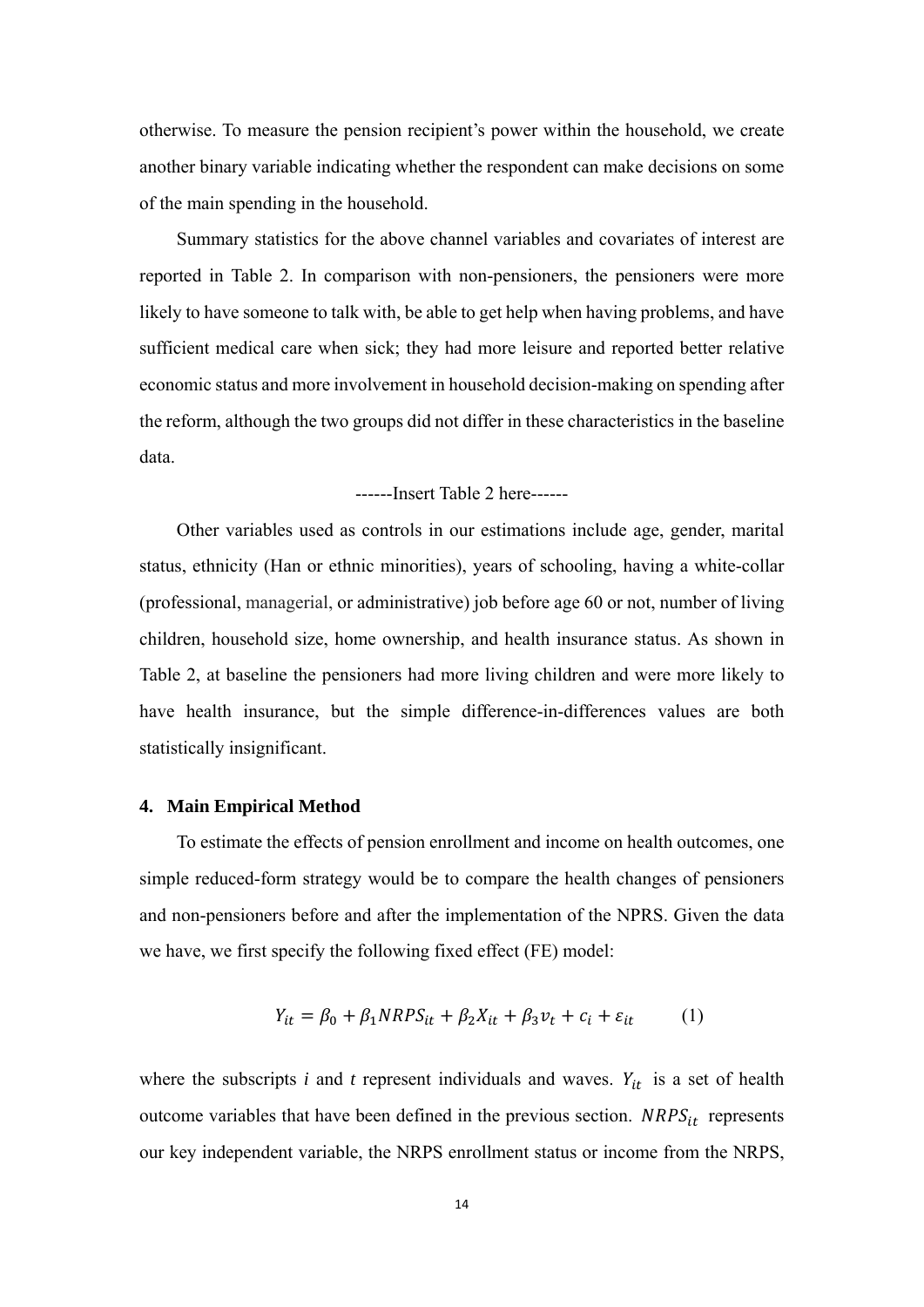otherwise. To measure the pension recipient's power within the household, we create another binary variable indicating whether the respondent can make decisions on some of the main spending in the household.

Summary statistics for the above channel variables and covariates of interest are reported in Table 2. In comparison with non-pensioners, the pensioners were more likely to have someone to talk with, be able to get help when having problems, and have sufficient medical care when sick; they had more leisure and reported better relative economic status and more involvement in household decision-making on spending after the reform, although the two groups did not differ in these characteristics in the baseline data.

------Insert Table 2 here------

Other variables used as controls in our estimations include age, gender, marital status, ethnicity (Han or ethnic minorities), years of schooling, having a white-collar (professional, managerial, or administrative) job before age 60 or not, number of living children, household size, home ownership, and health insurance status. As shown in Table 2, at baseline the pensioners had more living children and were more likely to have health insurance, but the simple difference-in-differences values are both statistically insignificant.

## 4. Main Empirical Method

To estimate the effects of pension enrollment and income on health outcomes, one simple reduced-form strategy would be to compare the health changes of pensioners and non-pensioners before and after the implementation of the NPRS. Given the data we have, we first specify the following fixed effect (FE) model:

$$Y_{it} = \beta_0 + \beta_1 NRPS_{it} + \beta_2 X_{it} + \beta_3 v_t + c_i + \varepsilon_{it} \qquad (1)$$

where the subscripts *i* and *t* represent individuals and waves. $Y_{it}$ is a set of health outcome variables that have been defined in the previous section. $NRPS_{it}$ represents our key independent variable, the NRPS enrollment status or income from the NRPS,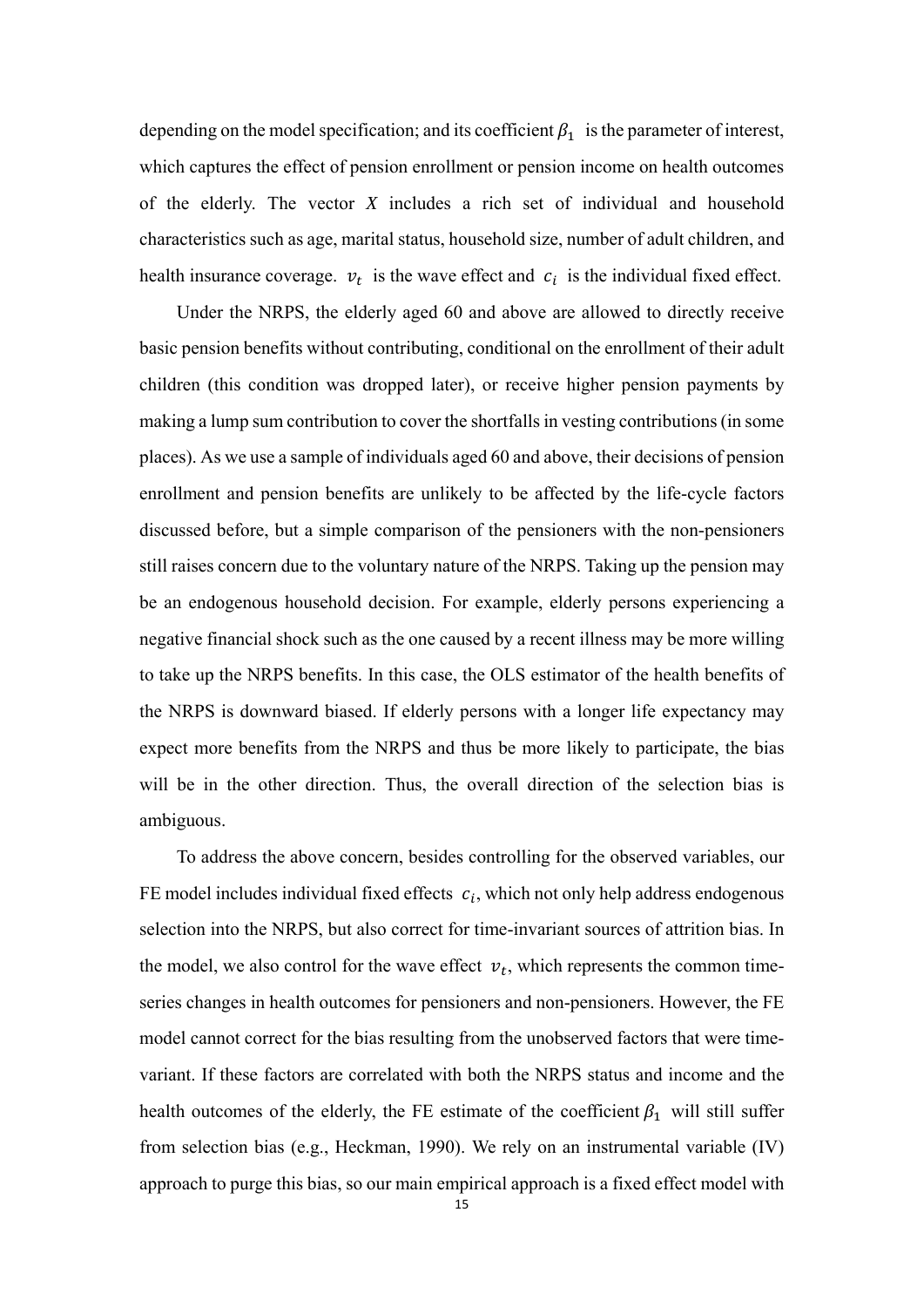depending on the model specification; and its coefficient $\beta_1$ is the parameter of interest, which captures the effect of pension enrollment or pension income on health outcomes of the elderly. The vector $X$ includes a rich set of individual and household characteristics such as age, marital status, household size, number of adult children, and health insurance coverage. $v_t$ is the wave effect and $c_i$ is the individual fixed effect.

Under the NRPS, the elderly aged 60 and above are allowed to directly receive basic pension benefits without contributing, conditional on the enrollment of their adult children (this condition was dropped later), or receive higher pension payments by making a lump sum contribution to cover the shortfalls in vesting contributions (in some places). As we use a sample of individuals aged 60 and above, their decisions of pension enrollment and pension benefits are unlikely to be affected by the life-cycle factors discussed before, but a simple comparison of the pensioners with the non-pensioners still raises concern due to the voluntary nature of the NRPS. Taking up the pension may be an endogenous household decision. For example, elderly persons experiencing a negative financial shock such as the one caused by a recent illness may be more willing to take up the NRPS benefits. In this case, the OLS estimator of the health benefits of the NRPS is downward biased. If elderly persons with a longer life expectancy may expect more benefits from the NRPS and thus be more likely to participate, the bias will be in the other direction. Thus, the overall direction of the selection bias is ambiguous.

To address the above concern, besides controlling for the observed variables, our FE model includes individual fixed effects $c_i$, which not only help address endogenous selection into the NRPS, but also correct for time-invariant sources of attrition bias. In the model, we also control for the wave effect $v_t$, which represents the common time-series changes in health outcomes for pensioners and non-pensioners. However, the FE model cannot correct for the bias resulting from the unobserved factors that were time-variant. If these factors are correlated with both the NRPS status and income and the health outcomes of the elderly, the FE estimate of the coefficient $\beta_1$ will still suffer from selection bias (e.g., Heckman, 1990). We rely on an instrumental variable (IV) approach to purge this bias, so our main empirical approach is a fixed effect model with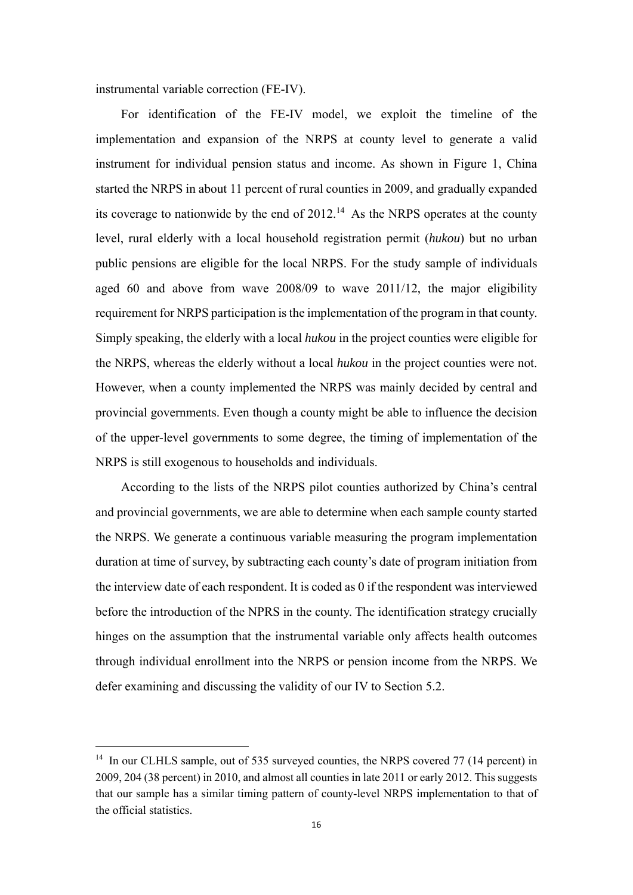instrumental variable correction (FE-IV).

For identification of the FE-IV model, we exploit the timeline of the implementation and expansion of the NRPS at county level to generate a valid instrument for individual pension status and income. As shown in Figure 1, China started the NRPS in about 11 percent of rural counties in 2009, and gradually expanded its coverage to nationwide by the end of 2012.[14] As the NRPS operates at the county level, rural elderly with a local household registration permit (*hukou*) but no urban public pensions are eligible for the local NRPS. For the study sample of individuals aged 60 and above from wave 2008/09 to wave 2011/12, the major eligibility requirement for NRPS participation is the implementation of the program in that county. Simply speaking, the elderly with a local *hukou* in the project counties were eligible for the NRPS, whereas the elderly without a local *hukou* in the project counties were not. However, when a county implemented the NRPS was mainly decided by central and provincial governments. Even though a county might be able to influence the decision of the upper-level governments to some degree, the timing of implementation of the NRPS is still exogenous to households and individuals.

According to the lists of the NRPS pilot counties authorized by China's central and provincial governments, we are able to determine when each sample county started the NRPS. We generate a continuous variable measuring the program implementation duration at time of survey, by subtracting each county's date of program initiation from the interview date of each respondent. It is coded as 0 if the respondent was interviewed before the introduction of the NPRS in the county. The identification strategy crucially hinges on the assumption that the instrumental variable only affects health outcomes through individual enrollment into the NRPS or pension income from the NRPS. We defer examining and discussing the validity of our IV to Section 5.2.

---

[14] In our CLHLS sample, out of 535 surveyed counties, the NRPS covered 77 (14 percent) in 2009, 204 (38 percent) in 2010, and almost all counties in late 2011 or early 2012. This suggests that our sample has a similar timing pattern of county-level NRPS implementation to that of the official statistics.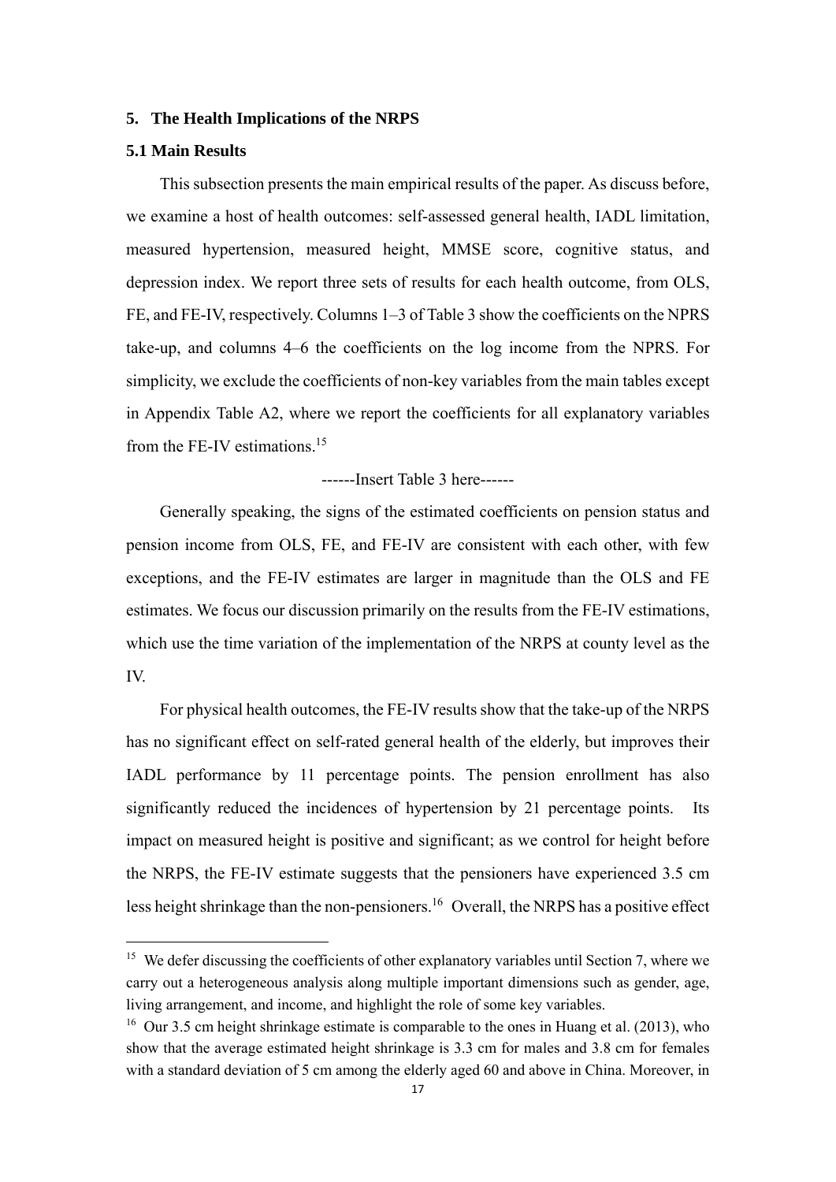## 5. The Health Implications of the NRPS

### 5.1 Main Results

This subsection presents the main empirical results of the paper. As discuss before, we examine a host of health outcomes: self-assessed general health, IADL limitation, measured hypertension, measured height, MMSE score, cognitive status, and depression index. We report three sets of results for each health outcome, from OLS, FE, and FE-IV, respectively. Columns 1–3 of Table 3 show the coefficients on the NPRS take-up, and columns 4–6 the coefficients on the log income from the NPRS. For simplicity, we exclude the coefficients of non-key variables from the main tables except in Appendix Table A2, where we report the coefficients for all explanatory variables from the FE-IV estimations.[15]

------Insert Table 3 here------

Generally speaking, the signs of the estimated coefficients on pension status and pension income from OLS, FE, and FE-IV are consistent with each other, with few exceptions, and the FE-IV estimates are larger in magnitude than the OLS and FE estimates. We focus our discussion primarily on the results from the FE-IV estimations, which use the time variation of the implementation of the NRPS at county level as the IV.

For physical health outcomes, the FE-IV results show that the take-up of the NRPS has no significant effect on self-rated general health of the elderly, but improves their IADL performance by 11 percentage points. The pension enrollment has also significantly reduced the incidences of hypertension by 21 percentage points. Its impact on measured height is positive and significant; as we control for height before the NRPS, the FE-IV estimate suggests that the pensioners have experienced 3.5 cm less height shrinkage than the non-pensioners.[16] Overall, the NRPS has a positive effect

---

[15] We defer discussing the coefficients of other explanatory variables until Section 7, where we carry out a heterogeneous analysis along multiple important dimensions such as gender, age, living arrangement, and income, and highlight the role of some key variables.

[16] Our 3.5 cm height shrinkage estimate is comparable to the ones in Huang et al. (2013), who show that the average estimated height shrinkage is 3.3 cm for males and 3.8 cm for females with a standard deviation of 5 cm among the elderly aged 60 and above in China. Moreover, in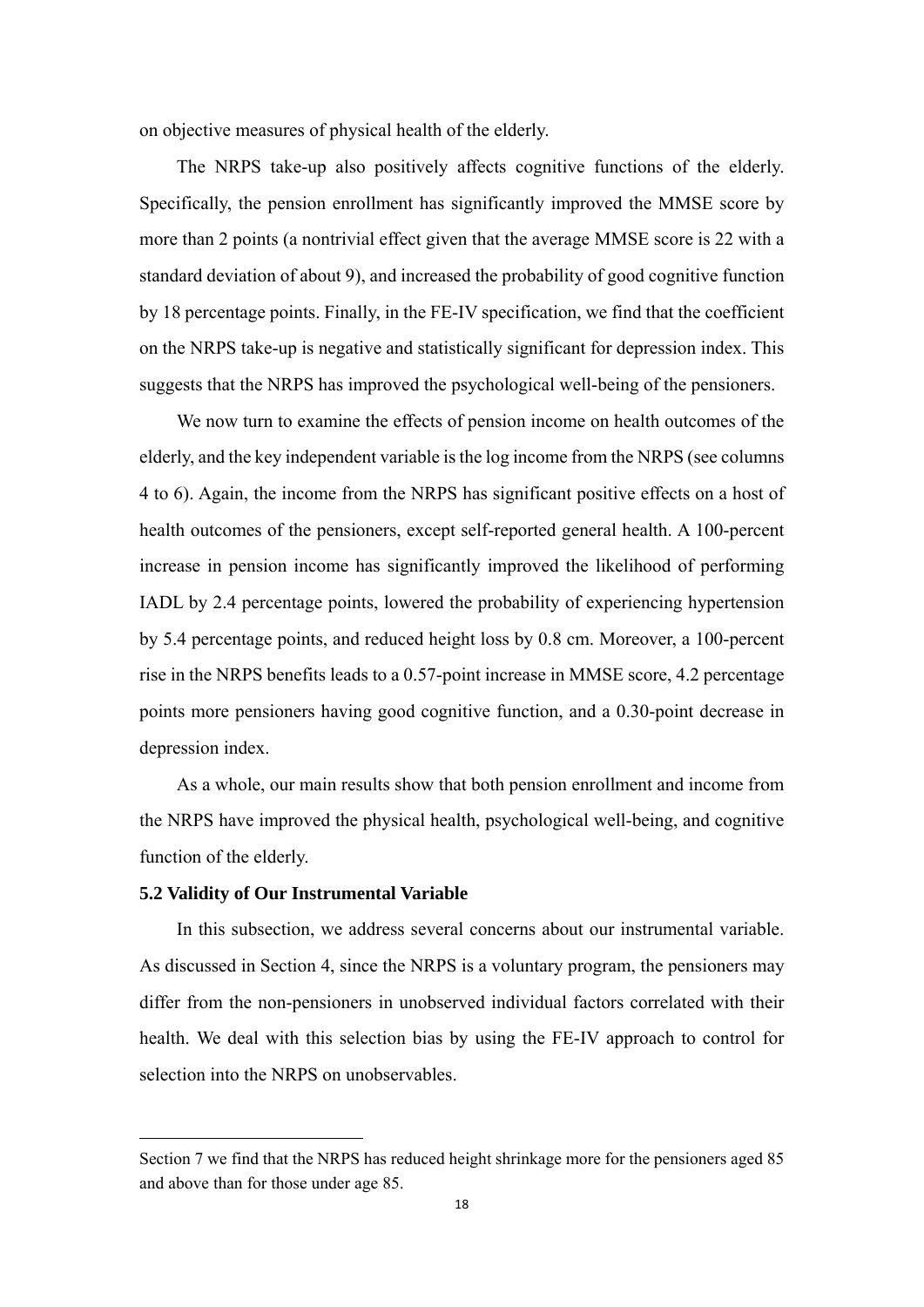on objective measures of physical health of the elderly.

The NRPS take-up also positively affects cognitive functions of the elderly. Specifically, the pension enrollment has significantly improved the MMSE score by more than 2 points (a nontrivial effect given that the average MMSE score is 22 with a standard deviation of about 9), and increased the probability of good cognitive function by 18 percentage points. Finally, in the FE-IV specification, we find that the coefficient on the NRPS take-up is negative and statistically significant for depression index. This suggests that the NRPS has improved the psychological well-being of the pensioners.

We now turn to examine the effects of pension income on health outcomes of the elderly, and the key independent variable is the log income from the NRPS (see columns 4 to 6). Again, the income from the NRPS has significant positive effects on a host of health outcomes of the pensioners, except self-reported general health. A 100-percent increase in pension income has significantly improved the likelihood of performing IADL by 2.4 percentage points, lowered the probability of experiencing hypertension by 5.4 percentage points, and reduced height loss by 0.8 cm. Moreover, a 100-percent rise in the NRPS benefits leads to a 0.57-point increase in MMSE score, 4.2 percentage points more pensioners having good cognitive function, and a 0.30-point decrease in depression index.

As a whole, our main results show that both pension enrollment and income from the NRPS have improved the physical health, psychological well-being, and cognitive function of the elderly.

### 5.2 Validity of Our Instrumental Variable

In this subsection, we address several concerns about our instrumental variable. As discussed in Section 4, since the NRPS is a voluntary program, the pensioners may differ from the non-pensioners in unobserved individual factors correlated with their health. We deal with this selection bias by using the FE-IV approach to control for selection into the NRPS on unobservables.

---

Section 7 we find that the NRPS has reduced height shrinkage more for the pensioners aged 85 and above than for those under age 85.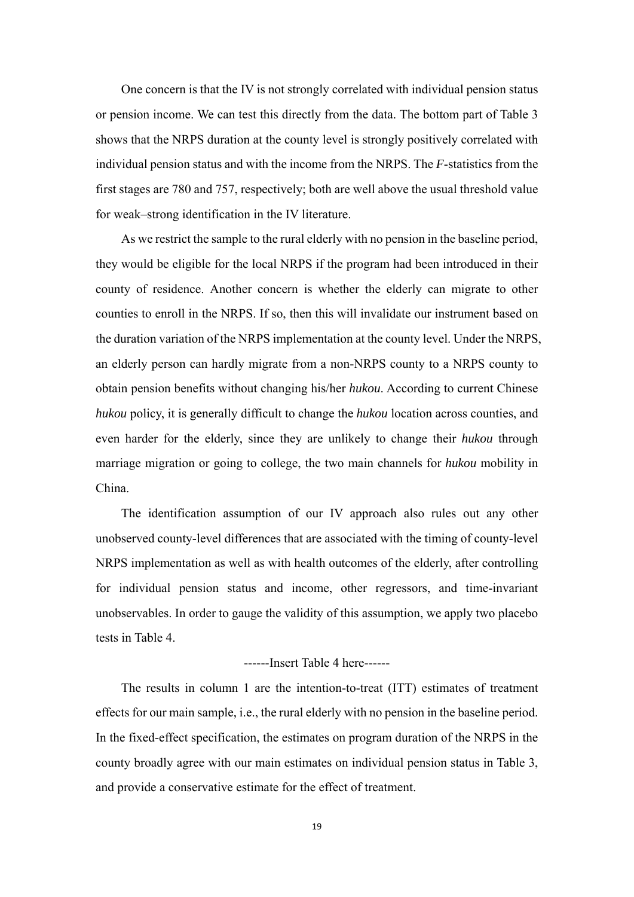One concern is that the IV is not strongly correlated with individual pension status or pension income. We can test this directly from the data. The bottom part of Table 3 shows that the NRPS duration at the county level is strongly positively correlated with individual pension status and with the income from the NRPS. The *F*-statistics from the first stages are 780 and 757, respectively; both are well above the usual threshold value for weak–strong identification in the IV literature.

As we restrict the sample to the rural elderly with no pension in the baseline period, they would be eligible for the local NRPS if the program had been introduced in their county of residence. Another concern is whether the elderly can migrate to other counties to enroll in the NRPS. If so, then this will invalidate our instrument based on the duration variation of the NRPS implementation at the county level. Under the NRPS, an elderly person can hardly migrate from a non-NRPS county to a NRPS county to obtain pension benefits without changing his/her *hukou*. According to current Chinese *hukou* policy, it is generally difficult to change the *hukou* location across counties, and even harder for the elderly, since they are unlikely to change their *hukou* through marriage migration or going to college, the two main channels for *hukou* mobility in China.

The identification assumption of our IV approach also rules out any other unobserved county-level differences that are associated with the timing of county-level NRPS implementation as well as with health outcomes of the elderly, after controlling for individual pension status and income, other regressors, and time-invariant unobservables. In order to gauge the validity of this assumption, we apply two placebo tests in Table 4.

------Insert Table 4 here------

The results in column 1 are the intention-to-treat (ITT) estimates of treatment effects for our main sample, i.e., the rural elderly with no pension in the baseline period. In the fixed-effect specification, the estimates on program duration of the NRPS in the county broadly agree with our main estimates on individual pension status in Table 3, and provide a conservative estimate for the effect of treatment.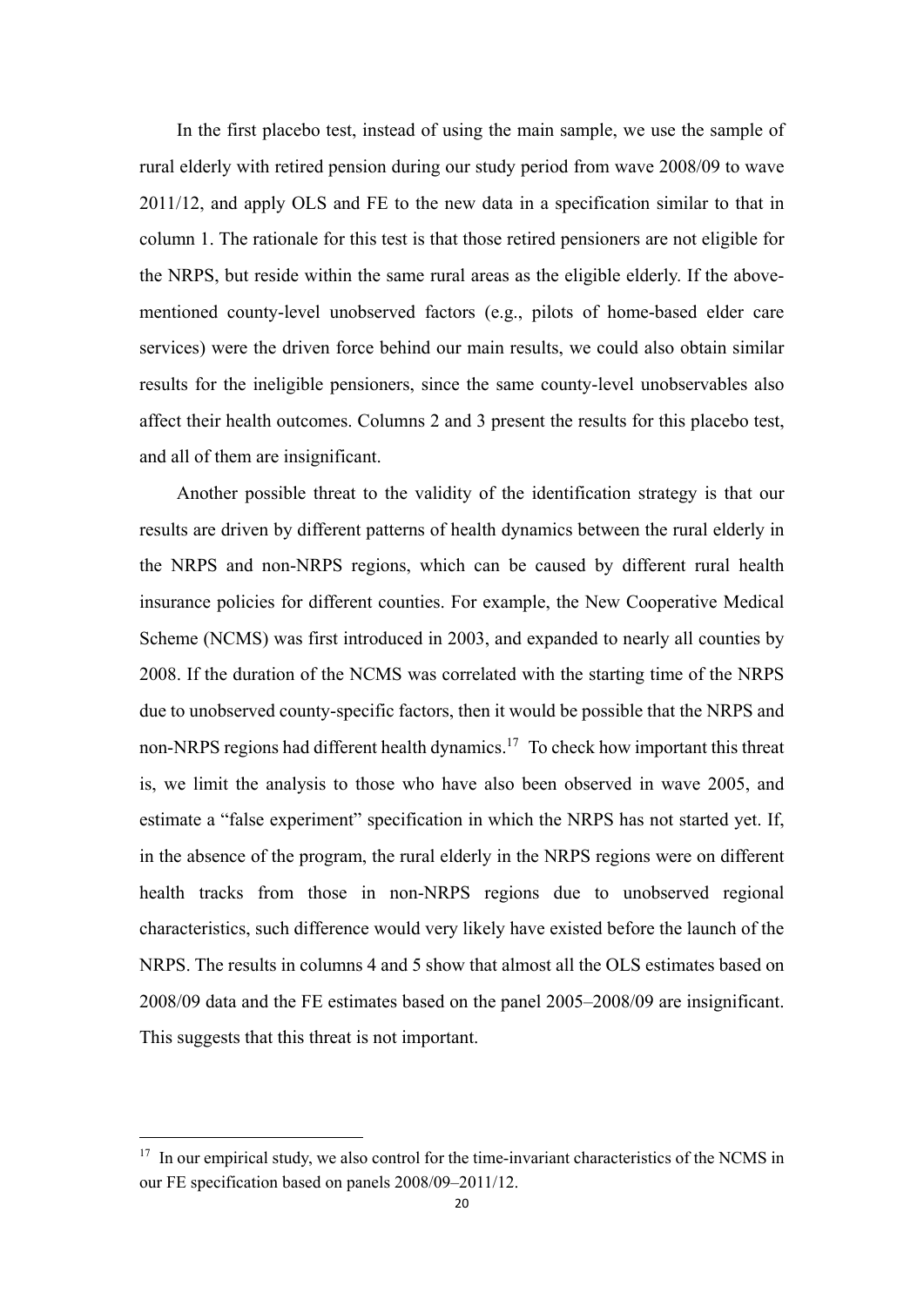In the first placebo test, instead of using the main sample, we use the sample of rural elderly with retired pension during our study period from wave 2008/09 to wave 2011/12, and apply OLS and FE to the new data in a specification similar to that in column 1. The rationale for this test is that those retired pensioners are not eligible for the NRPS, but reside within the same rural areas as the eligible elderly. If the above-mentioned county-level unobserved factors (e.g., pilots of home-based elder care services) were the driven force behind our main results, we could also obtain similar results for the ineligible pensioners, since the same county-level unobservables also affect their health outcomes. Columns 2 and 3 present the results for this placebo test, and all of them are insignificant.

Another possible threat to the validity of the identification strategy is that our results are driven by different patterns of health dynamics between the rural elderly in the NRPS and non-NRPS regions, which can be caused by different rural health insurance policies for different counties. For example, the New Cooperative Medical Scheme (NCMS) was first introduced in 2003, and expanded to nearly all counties by 2008. If the duration of the NCMS was correlated with the starting time of the NRPS due to unobserved county-specific factors, then it would be possible that the NRPS and non-NRPS regions had different health dynamics.[17] To check how important this threat is, we limit the analysis to those who have also been observed in wave 2005, and estimate a "false experiment" specification in which the NRPS has not started yet. If, in the absence of the program, the rural elderly in the NRPS regions were on different health tracks from those in non-NRPS regions due to unobserved regional characteristics, such difference would very likely have existed before the launch of the NRPS. The results in columns 4 and 5 show that almost all the OLS estimates based on 2008/09 data and the FE estimates based on the panel 2005–2008/09 are insignificant. This suggests that this threat is not important.

[17] In our empirical study, we also control for the time-invariant characteristics of the NCMS in our FE specification based on panels 2008/09–2011/12.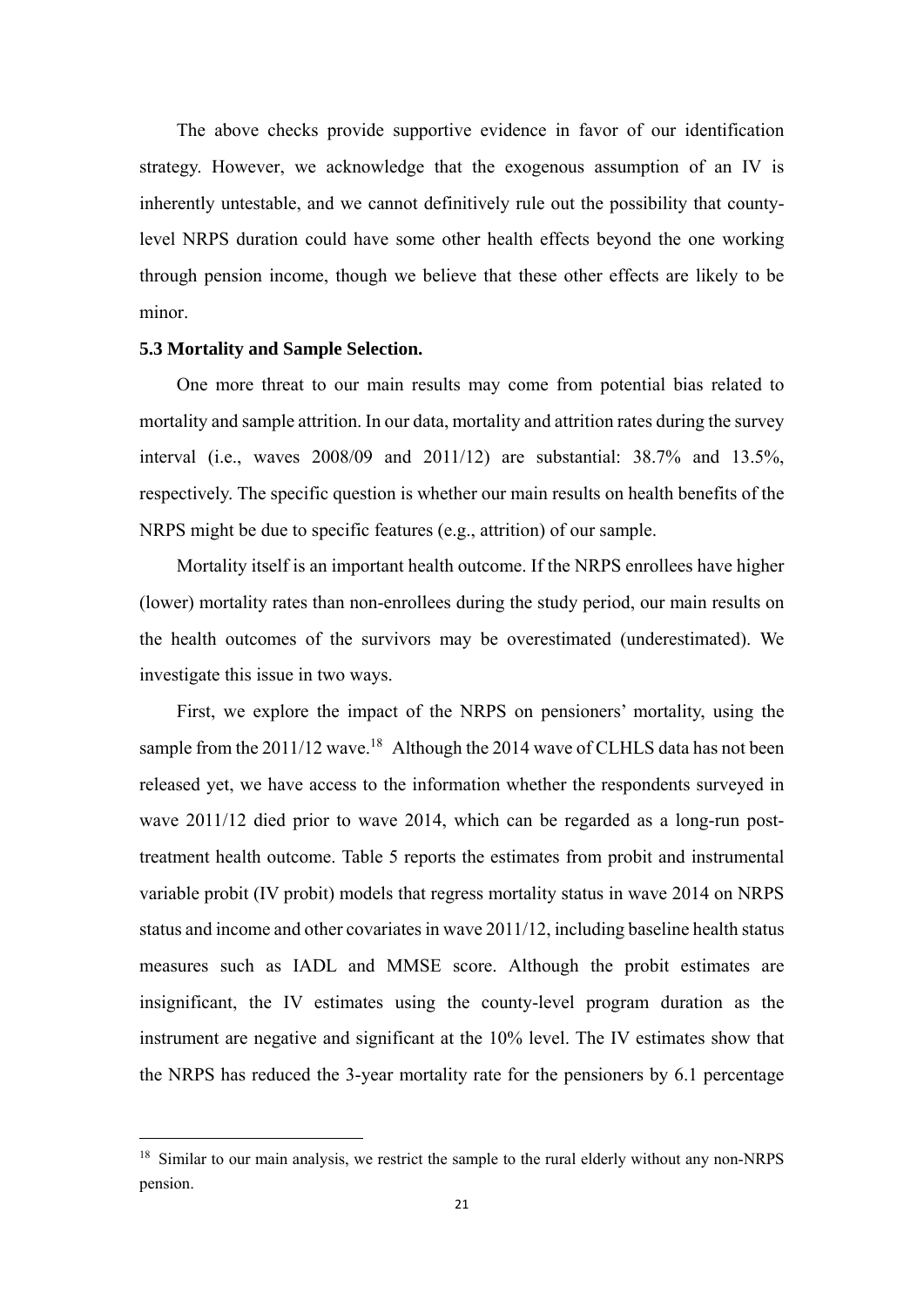The above checks provide supportive evidence in favor of our identification strategy. However, we acknowledge that the exogenous assumption of an IV is inherently untestable, and we cannot definitively rule out the possibility that county-level NRPS duration could have some other health effects beyond the one working through pension income, though we believe that these other effects are likely to be minor.

### 5.3 Mortality and Sample Selection.

One more threat to our main results may come from potential bias related to mortality and sample attrition. In our data, mortality and attrition rates during the survey interval (i.e., waves 2008/09 and 2011/12) are substantial: 38.7% and 13.5%, respectively. The specific question is whether our main results on health benefits of the NRPS might be due to specific features (e.g., attrition) of our sample.

Mortality itself is an important health outcome. If the NRPS enrollees have higher (lower) mortality rates than non-enrollees during the study period, our main results on the health outcomes of the survivors may be overestimated (underestimated). We investigate this issue in two ways.

First, we explore the impact of the NRPS on pensioners' mortality, using the sample from the 2011/12 wave.[18] Although the 2014 wave of CLHLS data has not been released yet, we have access to the information whether the respondents surveyed in wave 2011/12 died prior to wave 2014, which can be regarded as a long-run post-treatment health outcome. Table 5 reports the estimates from probit and instrumental variable probit (IV probit) models that regress mortality status in wave 2014 on NRPS status and income and other covariates in wave 2011/12, including baseline health status measures such as IADL and MMSE score. Although the probit estimates are insignificant, the IV estimates using the county-level program duration as the instrument are negative and significant at the 10% level. The IV estimates show that the NRPS has reduced the 3-year mortality rate for the pensioners by 6.1 percentage

[18] Similar to our main analysis, we restrict the sample to the rural elderly without any non-NRPS pension.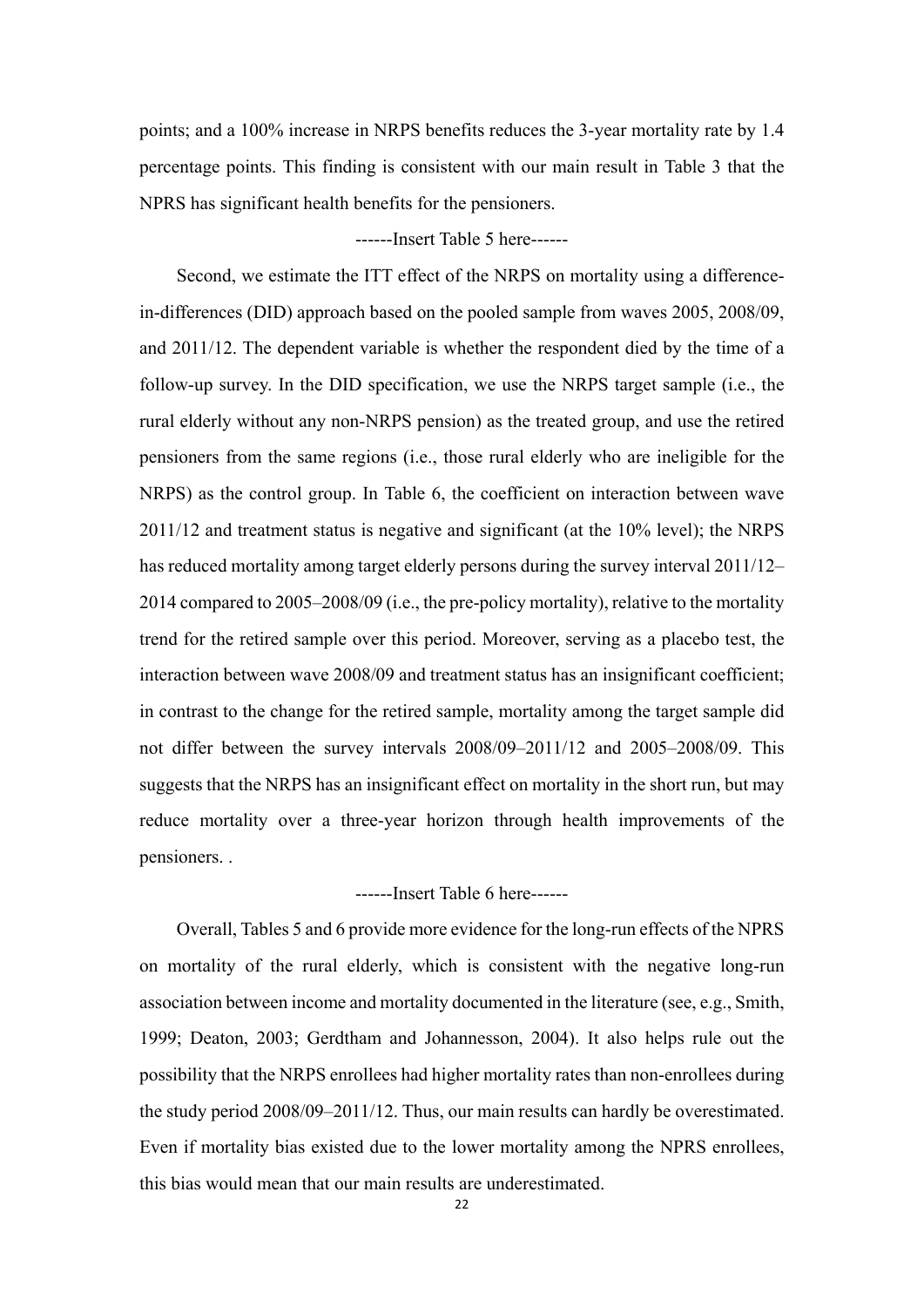points; and a 100% increase in NRPS benefits reduces the 3-year mortality rate by 1.4 percentage points. This finding is consistent with our main result in Table 3 that the NPRS has significant health benefits for the pensioners.

------Insert Table 5 here------

Second, we estimate the ITT effect of the NRPS on mortality using a difference-in-differences (DID) approach based on the pooled sample from waves 2005, 2008/09, and 2011/12. The dependent variable is whether the respondent died by the time of a follow-up survey. In the DID specification, we use the NRPS target sample (i.e., the rural elderly without any non-NRPS pension) as the treated group, and use the retired pensioners from the same regions (i.e., those rural elderly who are ineligible for the NRPS) as the control group. In Table 6, the coefficient on interaction between wave 2011/12 and treatment status is negative and significant (at the 10% level); the NRPS has reduced mortality among target elderly persons during the survey interval 2011/12–2014 compared to 2005–2008/09 (i.e., the pre-policy mortality), relative to the mortality trend for the retired sample over this period. Moreover, serving as a placebo test, the interaction between wave 2008/09 and treatment status has an insignificant coefficient; in contrast to the change for the retired sample, mortality among the target sample did not differ between the survey intervals 2008/09–2011/12 and 2005–2008/09. This suggests that the NRPS has an insignificant effect on mortality in the short run, but may reduce mortality over a three-year horizon through health improvements of the pensioners. .

------Insert Table 6 here------

Overall, Tables 5 and 6 provide more evidence for the long-run effects of the NPRS on mortality of the rural elderly, which is consistent with the negative long-run association between income and mortality documented in the literature (see, e.g., Smith, 1999; Deaton, 2003; Gerdtham and Johannesson, 2004). It also helps rule out the possibility that the NRPS enrollees had higher mortality rates than non-enrollees during the study period 2008/09–2011/12. Thus, our main results can hardly be overestimated. Even if mortality bias existed due to the lower mortality among the NPRS enrollees, this bias would mean that our main results are underestimated.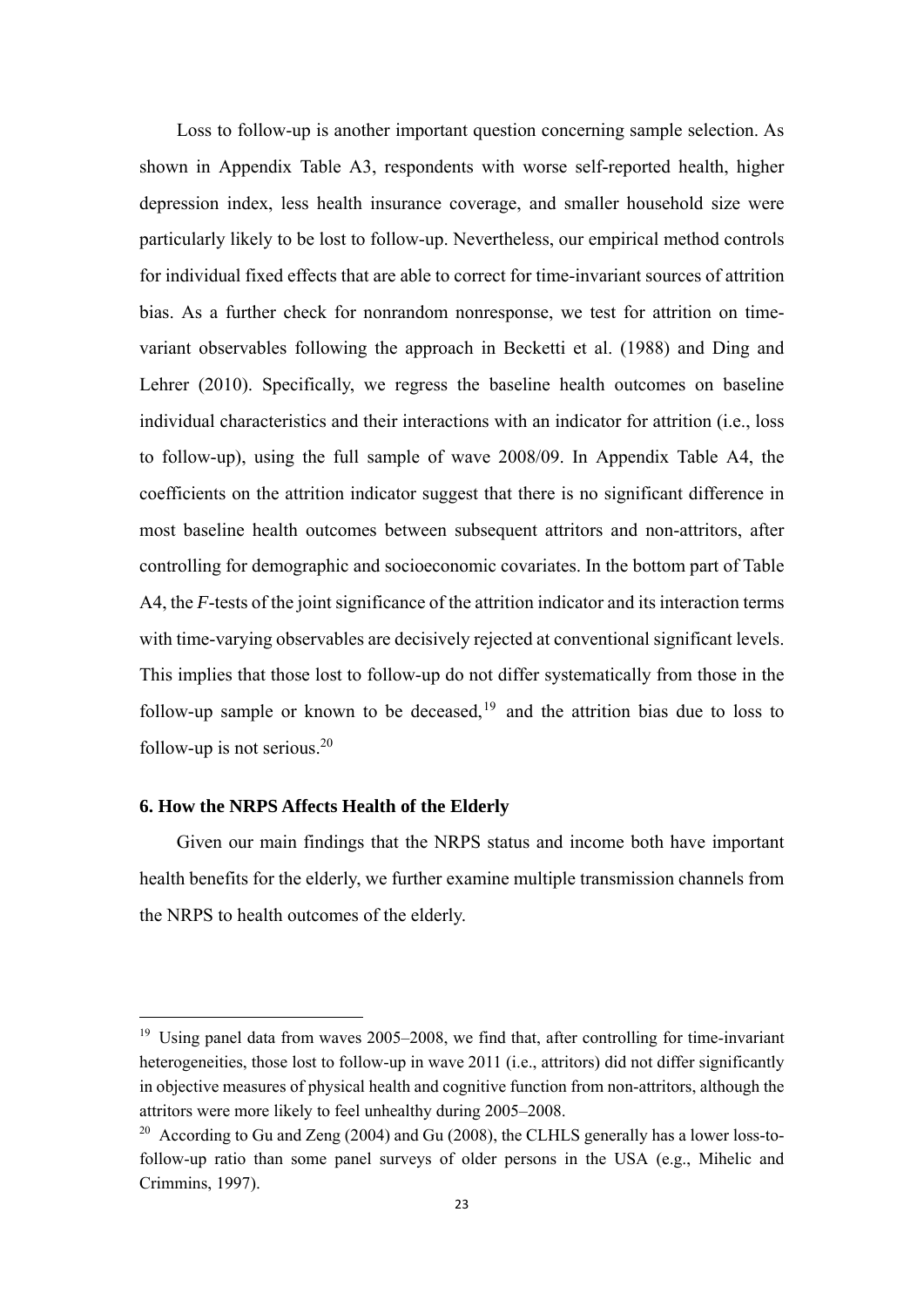Loss to follow-up is another important question concerning sample selection. As shown in Appendix Table A3, respondents with worse self-reported health, higher depression index, less health insurance coverage, and smaller household size were particularly likely to be lost to follow-up. Nevertheless, our empirical method controls for individual fixed effects that are able to correct for time-invariant sources of attrition bias. As a further check for nonrandom nonresponse, we test for attrition on time-variant observables following the approach in Becketti et al. (1988) and Ding and Lehrer (2010). Specifically, we regress the baseline health outcomes on baseline individual characteristics and their interactions with an indicator for attrition (i.e., loss to follow-up), using the full sample of wave 2008/09. In Appendix Table A4, the coefficients on the attrition indicator suggest that there is no significant difference in most baseline health outcomes between subsequent attritors and non-attritors, after controlling for demographic and socioeconomic covariates. In the bottom part of Table A4, the *F*-tests of the joint significance of the attrition indicator and its interaction terms with time-varying observables are decisively rejected at conventional significant levels. This implies that those lost to follow-up do not differ systematically from those in the follow-up sample or known to be deceased,[19] and the attrition bias due to loss to follow-up is not serious.[20]

## 6. How the NRPS Affects Health of the Elderly

Given our main findings that the NRPS status and income both have important health benefits for the elderly, we further examine multiple transmission channels from the NRPS to health outcomes of the elderly.

---

[19] Using panel data from waves 2005–2008, we find that, after controlling for time-invariant heterogeneities, those lost to follow-up in wave 2011 (i.e., attritors) did not differ significantly in objective measures of physical health and cognitive function from non-attritors, although the attritors were more likely to feel unhealthy during 2005–2008.

[20] According to Gu and Zeng (2004) and Gu (2008), the CLHLS generally has a lower loss-to-follow-up ratio than some panel surveys of older persons in the USA (e.g., Mihelic and Crimmins, 1997).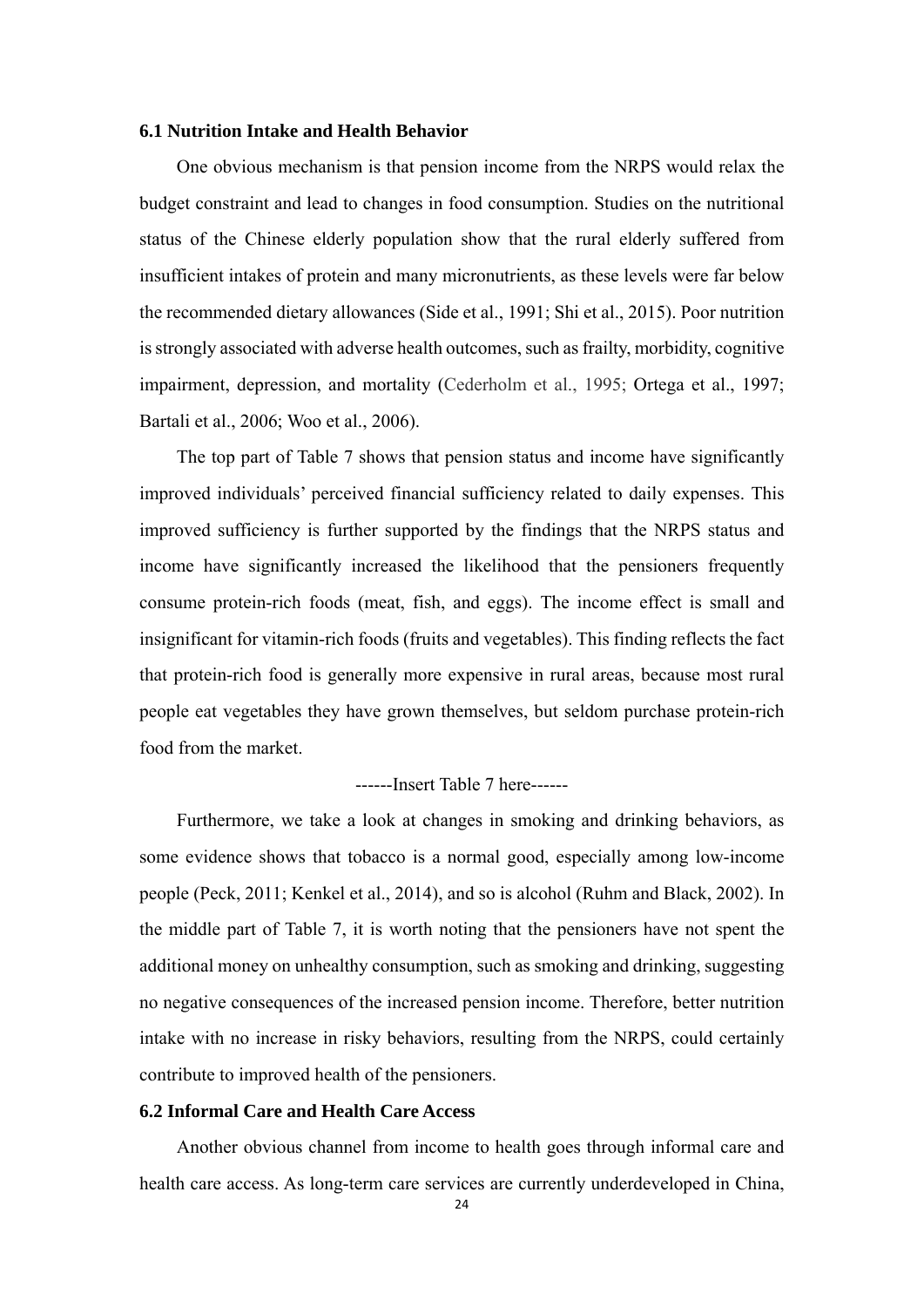### 6.1 Nutrition Intake and Health Behavior

One obvious mechanism is that pension income from the NRPS would relax the budget constraint and lead to changes in food consumption. Studies on the nutritional status of the Chinese elderly population show that the rural elderly suffered from insufficient intakes of protein and many micronutrients, as these levels were far below the recommended dietary allowances (Side et al., 1991; Shi et al., 2015). Poor nutrition is strongly associated with adverse health outcomes, such as frailty, morbidity, cognitive impairment, depression, and mortality (Cederholm et al., 1995; Ortega et al., 1997; Bartali et al., 2006; Woo et al., 2006).

The top part of Table 7 shows that pension status and income have significantly improved individuals' perceived financial sufficiency related to daily expenses. This improved sufficiency is further supported by the findings that the NRPS status and income have significantly increased the likelihood that the pensioners frequently consume protein-rich foods (meat, fish, and eggs). The income effect is small and insignificant for vitamin-rich foods (fruits and vegetables). This finding reflects the fact that protein-rich food is generally more expensive in rural areas, because most rural people eat vegetables they have grown themselves, but seldom purchase protein-rich food from the market.

------Insert Table 7 here------

Furthermore, we take a look at changes in smoking and drinking behaviors, as some evidence shows that tobacco is a normal good, especially among low-income people (Peck, 2011; Kenkel et al., 2014), and so is alcohol (Ruhm and Black, 2002). In the middle part of Table 7, it is worth noting that the pensioners have not spent the additional money on unhealthy consumption, such as smoking and drinking, suggesting no negative consequences of the increased pension income. Therefore, better nutrition intake with no increase in risky behaviors, resulting from the NRPS, could certainly contribute to improved health of the pensioners.

### 6.2 Informal Care and Health Care Access

Another obvious channel from income to health goes through informal care and health care access. As long-term care services are currently underdeveloped in China,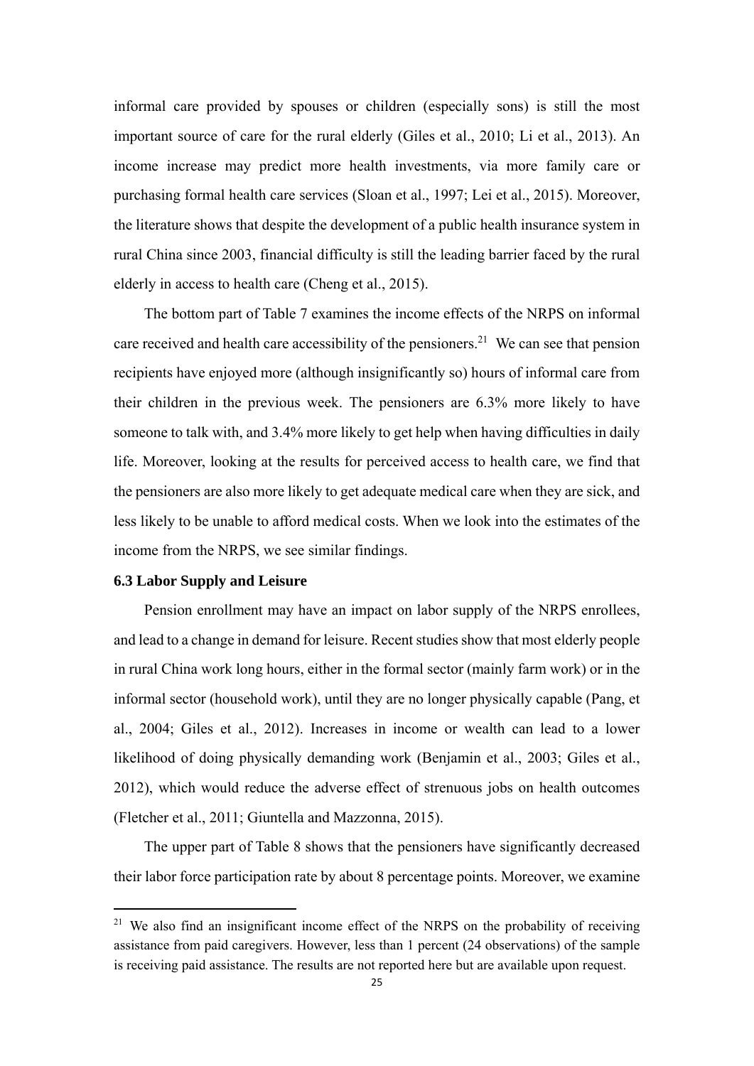informal care provided by spouses or children (especially sons) is still the most important source of care for the rural elderly (Giles et al., 2010; Li et al., 2013). An income increase may predict more health investments, via more family care or purchasing formal health care services (Sloan et al., 1997; Lei et al., 2015). Moreover, the literature shows that despite the development of a public health insurance system in rural China since 2003, financial difficulty is still the leading barrier faced by the rural elderly in access to health care (Cheng et al., 2015).

The bottom part of Table 7 examines the income effects of the NRPS on informal care received and health care accessibility of the pensioners.[21] We can see that pension recipients have enjoyed more (although insignificantly so) hours of informal care from their children in the previous week. The pensioners are 6.3% more likely to have someone to talk with, and 3.4% more likely to get help when having difficulties in daily life. Moreover, looking at the results for perceived access to health care, we find that the pensioners are also more likely to get adequate medical care when they are sick, and less likely to be unable to afford medical costs. When we look into the estimates of the income from the NRPS, we see similar findings.

### 6.3 Labor Supply and Leisure

Pension enrollment may have an impact on labor supply of the NRPS enrollees, and lead to a change in demand for leisure. Recent studies show that most elderly people in rural China work long hours, either in the formal sector (mainly farm work) or in the informal sector (household work), until they are no longer physically capable (Pang, et al., 2004; Giles et al., 2012). Increases in income or wealth can lead to a lower likelihood of doing physically demanding work (Benjamin et al., 2003; Giles et al., 2012), which would reduce the adverse effect of strenuous jobs on health outcomes (Fletcher et al., 2011; Giuntella and Mazzonna, 2015).

The upper part of Table 8 shows that the pensioners have significantly decreased their labor force participation rate by about 8 percentage points. Moreover, we examine

---

[21] We also find an insignificant income effect of the NRPS on the probability of receiving assistance from paid caregivers. However, less than 1 percent (24 observations) of the sample is receiving paid assistance. The results are not reported here but are available upon request.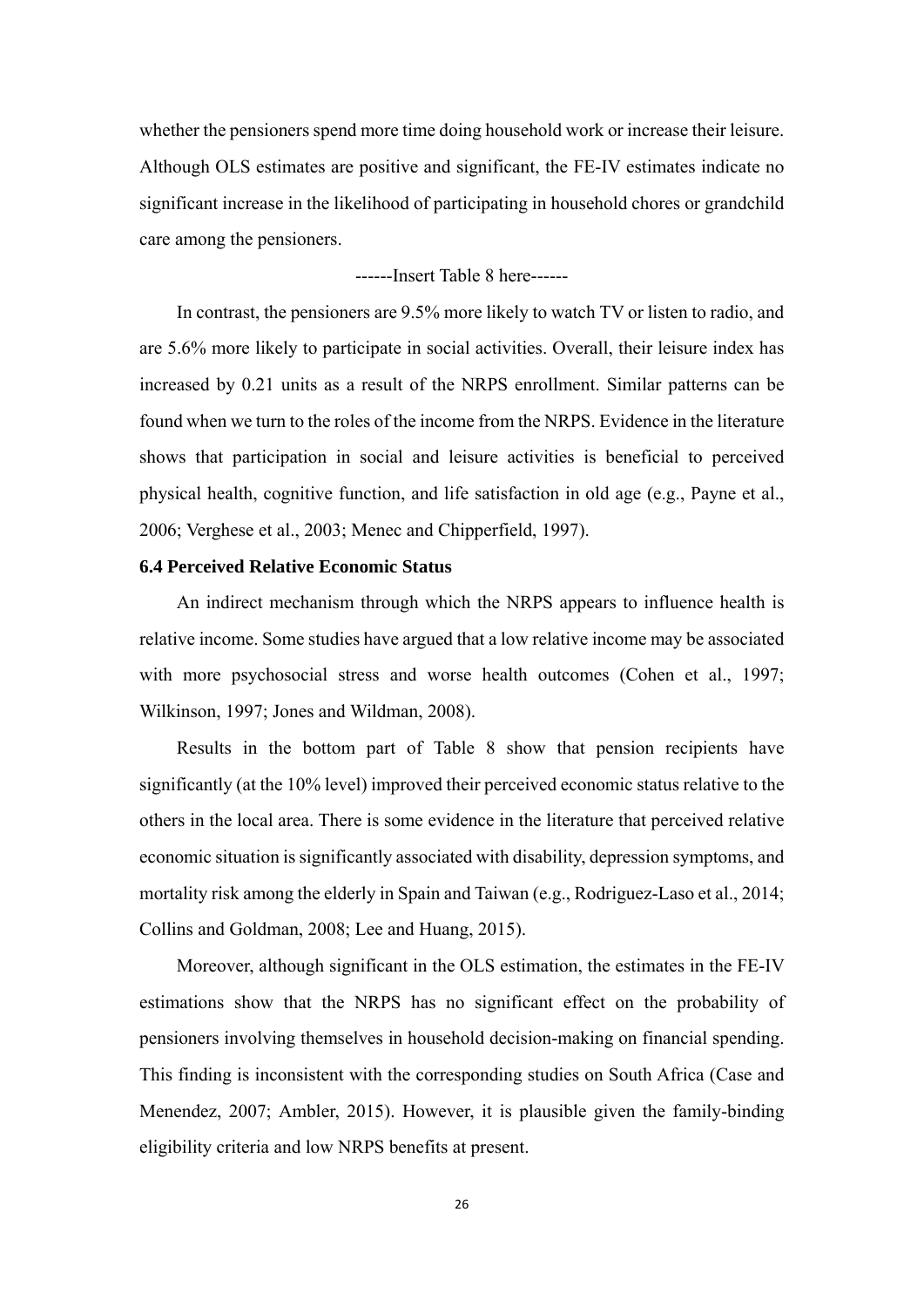whether the pensioners spend more time doing household work or increase their leisure. Although OLS estimates are positive and significant, the FE-IV estimates indicate no significant increase in the likelihood of participating in household chores or grandchild care among the pensioners.

------Insert Table 8 here------

In contrast, the pensioners are 9.5% more likely to watch TV or listen to radio, and are 5.6% more likely to participate in social activities. Overall, their leisure index has increased by 0.21 units as a result of the NRPS enrollment. Similar patterns can be found when we turn to the roles of the income from the NRPS. Evidence in the literature shows that participation in social and leisure activities is beneficial to perceived physical health, cognitive function, and life satisfaction in old age (e.g., Payne et al., 2006; Verghese et al., 2003; Menec and Chipperfield, 1997).

### 6.4 Perceived Relative Economic Status

An indirect mechanism through which the NRPS appears to influence health is relative income. Some studies have argued that a low relative income may be associated with more psychosocial stress and worse health outcomes (Cohen et al., 1997; Wilkinson, 1997; Jones and Wildman, 2008).

Results in the bottom part of Table 8 show that pension recipients have significantly (at the 10% level) improved their perceived economic status relative to the others in the local area. There is some evidence in the literature that perceived relative economic situation is significantly associated with disability, depression symptoms, and mortality risk among the elderly in Spain and Taiwan (e.g., Rodriguez-Laso et al., 2014; Collins and Goldman, 2008; Lee and Huang, 2015).

Moreover, although significant in the OLS estimation, the estimates in the FE-IV estimations show that the NRPS has no significant effect on the probability of pensioners involving themselves in household decision-making on financial spending. This finding is inconsistent with the corresponding studies on South Africa (Case and Menendez, 2007; Ambler, 2015). However, it is plausible given the family-binding eligibility criteria and low NRPS benefits at present.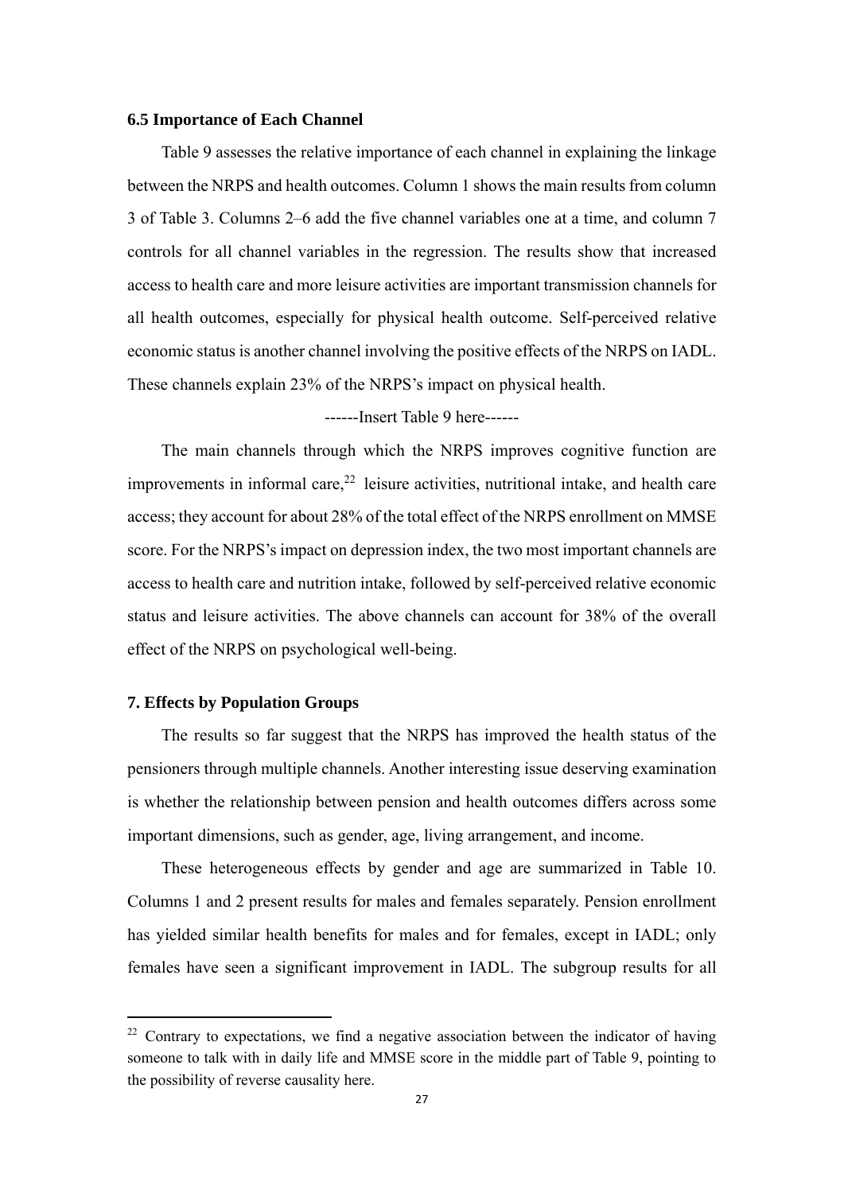### 6.5 Importance of Each Channel

Table 9 assesses the relative importance of each channel in explaining the linkage between the NRPS and health outcomes. Column 1 shows the main results from column 3 of Table 3. Columns 2–6 add the five channel variables one at a time, and column 7 controls for all channel variables in the regression. The results show that increased access to health care and more leisure activities are important transmission channels for all health outcomes, especially for physical health outcome. Self-perceived relative economic status is another channel involving the positive effects of the NRPS on IADL. These channels explain 23% of the NRPS's impact on physical health.

------Insert Table 9 here------

The main channels through which the NRPS improves cognitive function are improvements in informal care,[22] leisure activities, nutritional intake, and health care access; they account for about 28% of the total effect of the NRPS enrollment on MMSE score. For the NRPS's impact on depression index, the two most important channels are access to health care and nutrition intake, followed by self-perceived relative economic status and leisure activities. The above channels can account for 38% of the overall effect of the NRPS on psychological well-being.

### 7. Effects by Population Groups

The results so far suggest that the NRPS has improved the health status of the pensioners through multiple channels. Another interesting issue deserving examination is whether the relationship between pension and health outcomes differs across some important dimensions, such as gender, age, living arrangement, and income.

These heterogeneous effects by gender and age are summarized in Table 10. Columns 1 and 2 present results for males and females separately. Pension enrollment has yielded similar health benefits for males and for females, except in IADL; only females have seen a significant improvement in IADL. The subgroup results for all

[22] Contrary to expectations, we find a negative association between the indicator of having someone to talk with in daily life and MMSE score in the middle part of Table 9, pointing to the possibility of reverse causality here.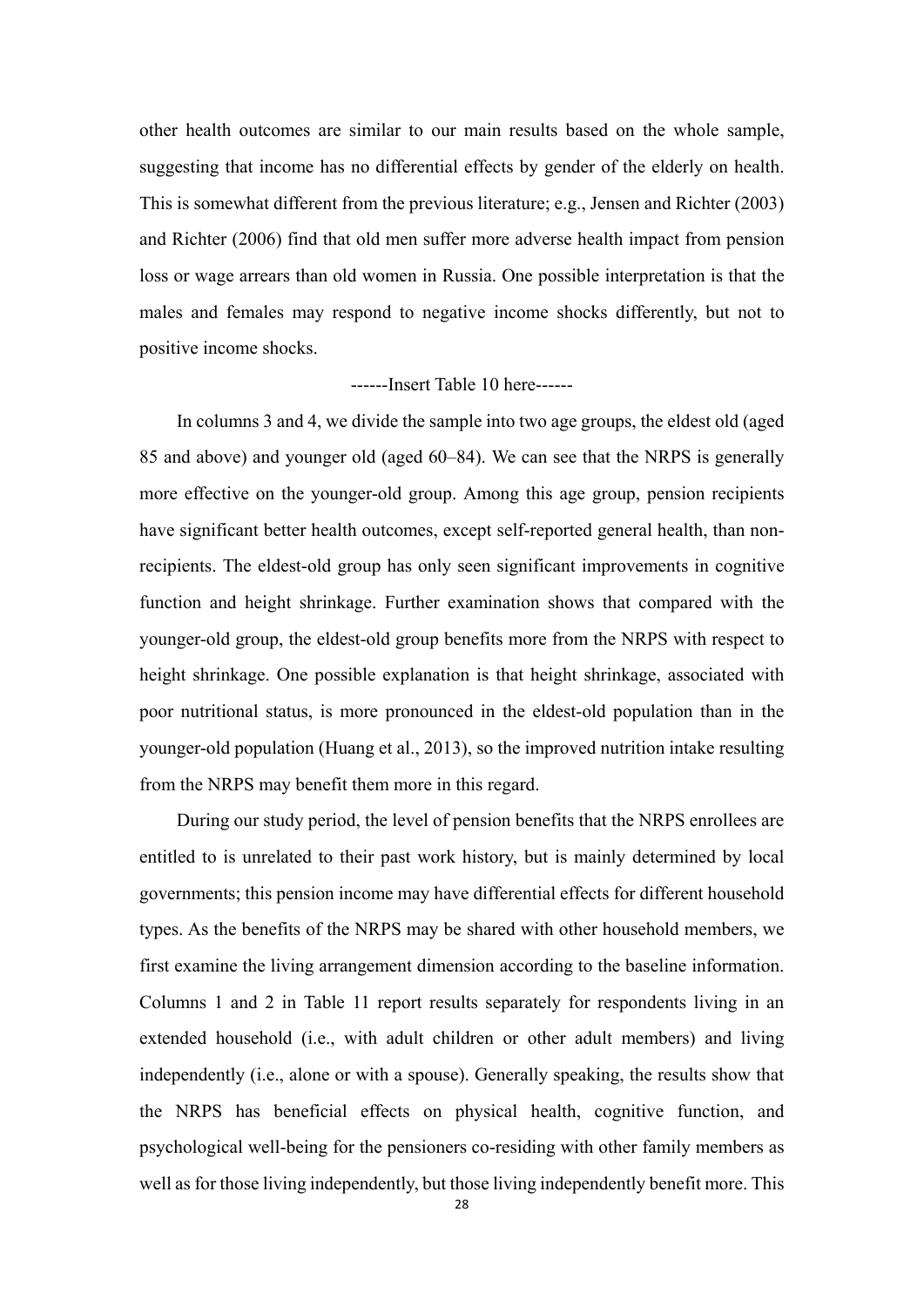other health outcomes are similar to our main results based on the whole sample, suggesting that income has no differential effects by gender of the elderly on health. This is somewhat different from the previous literature; e.g., Jensen and Richter (2003) and Richter (2006) find that old men suffer more adverse health impact from pension loss or wage arrears than old women in Russia. One possible interpretation is that the males and females may respond to negative income shocks differently, but not to positive income shocks.

------Insert Table 10 here------

In columns 3 and 4, we divide the sample into two age groups, the eldest old (aged 85 and above) and younger old (aged 60–84). We can see that the NRPS is generally more effective on the younger-old group. Among this age group, pension recipients have significant better health outcomes, except self-reported general health, than non-recipients. The eldest-old group has only seen significant improvements in cognitive function and height shrinkage. Further examination shows that compared with the younger-old group, the eldest-old group benefits more from the NRPS with respect to height shrinkage. One possible explanation is that height shrinkage, associated with poor nutritional status, is more pronounced in the eldest-old population than in the younger-old population (Huang et al., 2013), so the improved nutrition intake resulting from the NRPS may benefit them more in this regard.

During our study period, the level of pension benefits that the NRPS enrollees are entitled to is unrelated to their past work history, but is mainly determined by local governments; this pension income may have differential effects for different household types. As the benefits of the NRPS may be shared with other household members, we first examine the living arrangement dimension according to the baseline information. Columns 1 and 2 in Table 11 report results separately for respondents living in an extended household (i.e., with adult children or other adult members) and living independently (i.e., alone or with a spouse). Generally speaking, the results show that the NRPS has beneficial effects on physical health, cognitive function, and psychological well-being for the pensioners co-residing with other family members as well as for those living independently, but those living independently benefit more. This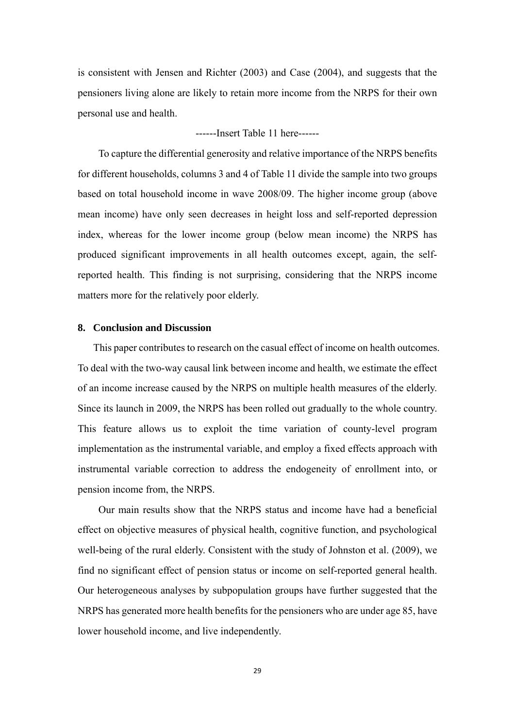is consistent with Jensen and Richter (2003) and Case (2004), and suggests that the pensioners living alone are likely to retain more income from the NRPS for their own personal use and health.

------Insert Table 11 here------

To capture the differential generosity and relative importance of the NRPS benefits for different households, columns 3 and 4 of Table 11 divide the sample into two groups based on total household income in wave 2008/09. The higher income group (above mean income) have only seen decreases in height loss and self-reported depression index, whereas for the lower income group (below mean income) the NRPS has produced significant improvements in all health outcomes except, again, the self-reported health. This finding is not surprising, considering that the NRPS income matters more for the relatively poor elderly.

## 8. Conclusion and Discussion

This paper contributes to research on the casual effect of income on health outcomes. To deal with the two-way causal link between income and health, we estimate the effect of an income increase caused by the NRPS on multiple health measures of the elderly. Since its launch in 2009, the NRPS has been rolled out gradually to the whole country. This feature allows us to exploit the time variation of county-level program implementation as the instrumental variable, and employ a fixed effects approach with instrumental variable correction to address the endogeneity of enrollment into, or pension income from, the NRPS.

Our main results show that the NRPS status and income have had a beneficial effect on objective measures of physical health, cognitive function, and psychological well-being of the rural elderly. Consistent with the study of Johnston et al. (2009), we find no significant effect of pension status or income on self-reported general health. Our heterogeneous analyses by subpopulation groups have further suggested that the NRPS has generated more health benefits for the pensioners who are under age 85, have lower household income, and live independently.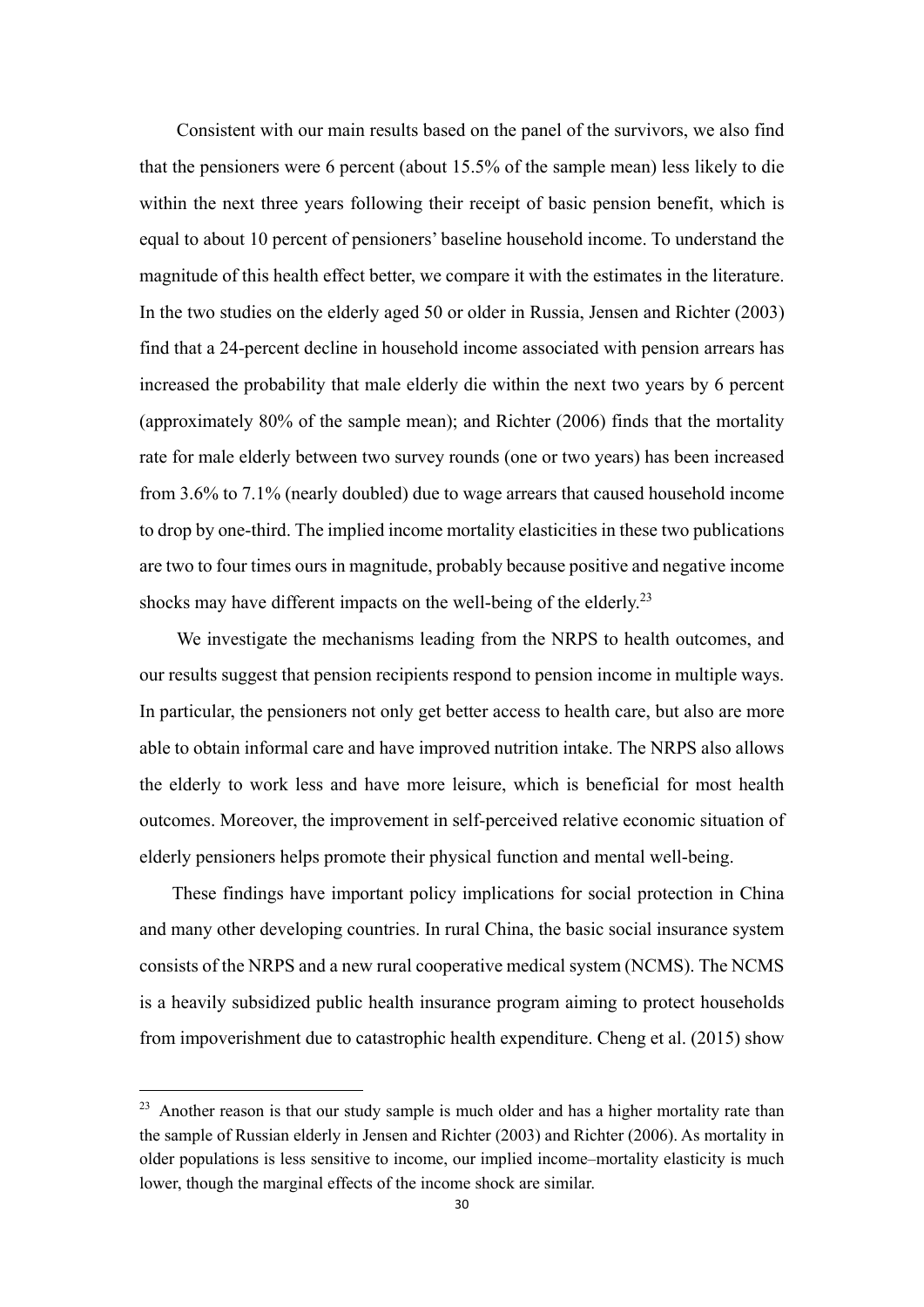Consistent with our main results based on the panel of the survivors, we also find that the pensioners were 6 percent (about 15.5% of the sample mean) less likely to die within the next three years following their receipt of basic pension benefit, which is equal to about 10 percent of pensioners' baseline household income. To understand the magnitude of this health effect better, we compare it with the estimates in the literature. In the two studies on the elderly aged 50 or older in Russia, Jensen and Richter (2003) find that a 24-percent decline in household income associated with pension arrears has increased the probability that male elderly die within the next two years by 6 percent (approximately 80% of the sample mean); and Richter (2006) finds that the mortality rate for male elderly between two survey rounds (one or two years) has been increased from 3.6% to 7.1% (nearly doubled) due to wage arrears that caused household income to drop by one-third. The implied income mortality elasticities in these two publications are two to four times ours in magnitude, probably because positive and negative income shocks may have different impacts on the well-being of the elderly.[23]

We investigate the mechanisms leading from the NRPS to health outcomes, and our results suggest that pension recipients respond to pension income in multiple ways. In particular, the pensioners not only get better access to health care, but also are more able to obtain informal care and have improved nutrition intake. The NRPS also allows the elderly to work less and have more leisure, which is beneficial for most health outcomes. Moreover, the improvement in self-perceived relative economic situation of elderly pensioners helps promote their physical function and mental well-being.

These findings have important policy implications for social protection in China and many other developing countries. In rural China, the basic social insurance system consists of the NRPS and a new rural cooperative medical system (NCMS). The NCMS is a heavily subsidized public health insurance program aiming to protect households from impoverishment due to catastrophic health expenditure. Cheng et al. (2015) show

[23] Another reason is that our study sample is much older and has a higher mortality rate than the sample of Russian elderly in Jensen and Richter (2003) and Richter (2006). As mortality in older populations is less sensitive to income, our implied income–mortality elasticity is much lower, though the marginal effects of the income shock are similar.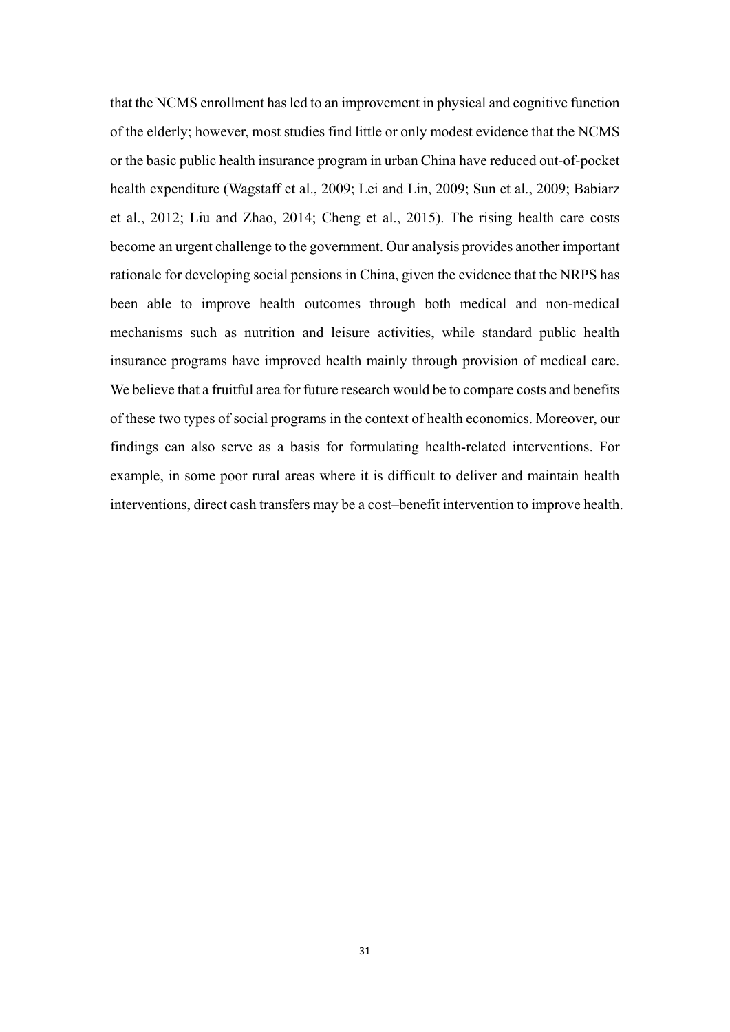that the NCMS enrollment has led to an improvement in physical and cognitive function of the elderly; however, most studies find little or only modest evidence that the NCMS or the basic public health insurance program in urban China have reduced out-of-pocket health expenditure (Wagstaff et al., 2009; Lei and Lin, 2009; Sun et al., 2009; Babiarz et al., 2012; Liu and Zhao, 2014; Cheng et al., 2015). The rising health care costs become an urgent challenge to the government. Our analysis provides another important rationale for developing social pensions in China, given the evidence that the NRPS has been able to improve health outcomes through both medical and non-medical mechanisms such as nutrition and leisure activities, while standard public health insurance programs have improved health mainly through provision of medical care. We believe that a fruitful area for future research would be to compare costs and benefits of these two types of social programs in the context of health economics. Moreover, our findings can also serve as a basis for formulating health-related interventions. For example, in some poor rural areas where it is difficult to deliver and maintain health interventions, direct cash transfers may be a cost–benefit intervention to improve health.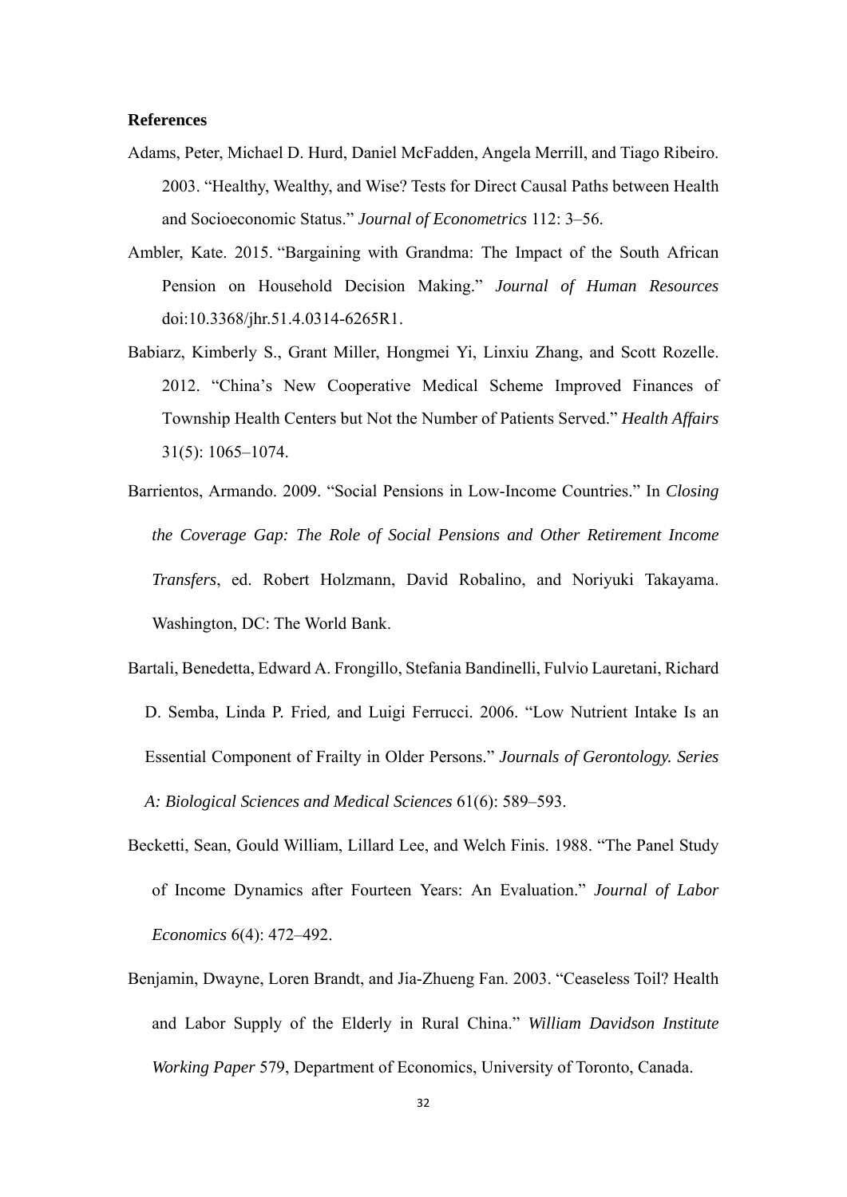**References**

Adams, Peter, Michael D. Hurd, Daniel McFadden, Angela Merrill, and Tiago Ribeiro. 2003. "Healthy, Wealthy, and Wise? Tests for Direct Causal Paths between Health and Socioeconomic Status." *Journal of Econometrics* 112: 3–56.

Ambler, Kate. 2015. "Bargaining with Grandma: The Impact of the South African Pension on Household Decision Making." *Journal of Human Resources* doi:10.3368/jhr.51.4.0314-6265R1.

Babiarz, Kimberly S., Grant Miller, Hongmei Yi, Linxiu Zhang, and Scott Rozelle. 2012. "China's New Cooperative Medical Scheme Improved Finances of Township Health Centers but Not the Number of Patients Served." *Health Affairs* 31(5): 1065–1074.

Barrientos, Armando. 2009. "Social Pensions in Low-Income Countries." In *Closing the Coverage Gap: The Role of Social Pensions and Other Retirement Income Transfers*, ed. Robert Holzmann, David Robalino, and Noriyuki Takayama. Washington, DC: The World Bank.

Bartali, Benedetta, Edward A. Frongillo, Stefania Bandinelli, Fulvio Lauretani, Richard D. Semba, Linda P. Fried, and Luigi Ferrucci. 2006. "Low Nutrient Intake Is an Essential Component of Frailty in Older Persons." *Journals of Gerontology. Series A: Biological Sciences and Medical Sciences* 61(6): 589–593.

Becketti, Sean, Gould William, Lillard Lee, and Welch Finis. 1988. "The Panel Study of Income Dynamics after Fourteen Years: An Evaluation." *Journal of Labor Economics* 6(4): 472–492.

Benjamin, Dwayne, Loren Brandt, and Jia-Zhueng Fan. 2003. "Ceaseless Toil? Health and Labor Supply of the Elderly in Rural China." *William Davidson Institute Working Paper* 579, Department of Economics, University of Toronto, Canada.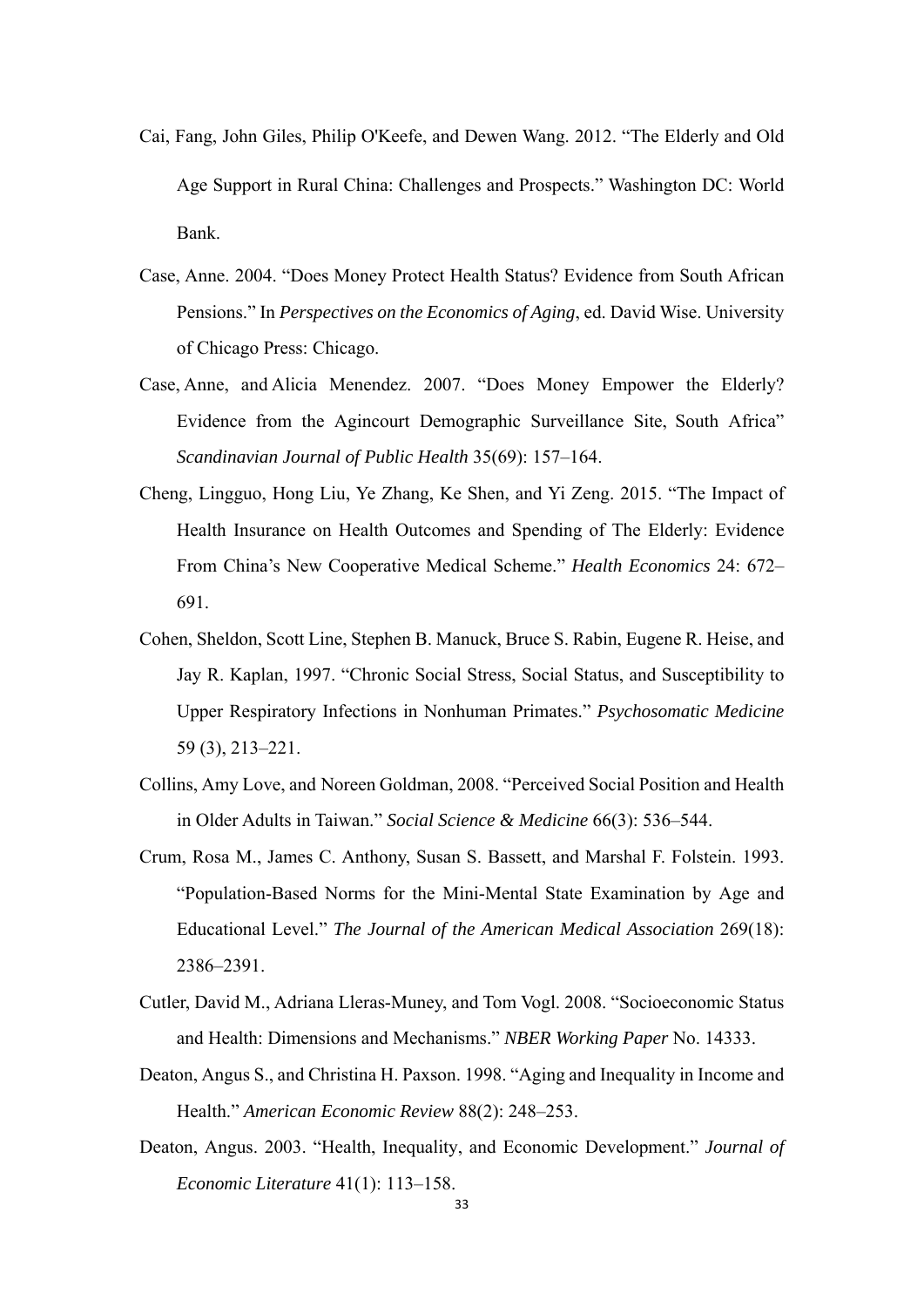Cai, Fang, John Giles, Philip O'Keefe, and Dewen Wang. 2012. "The Elderly and Old Age Support in Rural China: Challenges and Prospects." Washington DC: World Bank.

Case, Anne. 2004. "Does Money Protect Health Status? Evidence from South African Pensions." In *Perspectives on the Economics of Aging*, ed. David Wise. University of Chicago Press: Chicago.

Case, Anne, and Alicia Menendez. 2007. "Does Money Empower the Elderly? Evidence from the Agincourt Demographic Surveillance Site, South Africa" *Scandinavian Journal of Public Health* 35(69): 157–164.

Cheng, Lingguo, Hong Liu, Ye Zhang, Ke Shen, and Yi Zeng. 2015. "The Impact of Health Insurance on Health Outcomes and Spending of The Elderly: Evidence From China's New Cooperative Medical Scheme." *Health Economics* 24: 672–691.

Cohen, Sheldon, Scott Line, Stephen B. Manuck, Bruce S. Rabin, Eugene R. Heise, and Jay R. Kaplan, 1997. "Chronic Social Stress, Social Status, and Susceptibility to Upper Respiratory Infections in Nonhuman Primates." *Psychosomatic Medicine* 59 (3), 213–221.

Collins, Amy Love, and Noreen Goldman, 2008. "Perceived Social Position and Health in Older Adults in Taiwan." *Social Science & Medicine* 66(3): 536–544.

Crum, Rosa M., James C. Anthony, Susan S. Bassett, and Marshal F. Folstein. 1993. "Population-Based Norms for the Mini-Mental State Examination by Age and Educational Level." *The Journal of the American Medical Association* 269(18): 2386–2391.

Cutler, David M., Adriana Lleras-Muney, and Tom Vogl. 2008. "Socioeconomic Status and Health: Dimensions and Mechanisms." *NBER Working Paper* No. 14333.

Deaton, Angus S., and Christina H. Paxson. 1998. "Aging and Inequality in Income and Health." *American Economic Review* 88(2): 248–253.

Deaton, Angus. 2003. "Health, Inequality, and Economic Development." *Journal of Economic Literature* 41(1): 113–158.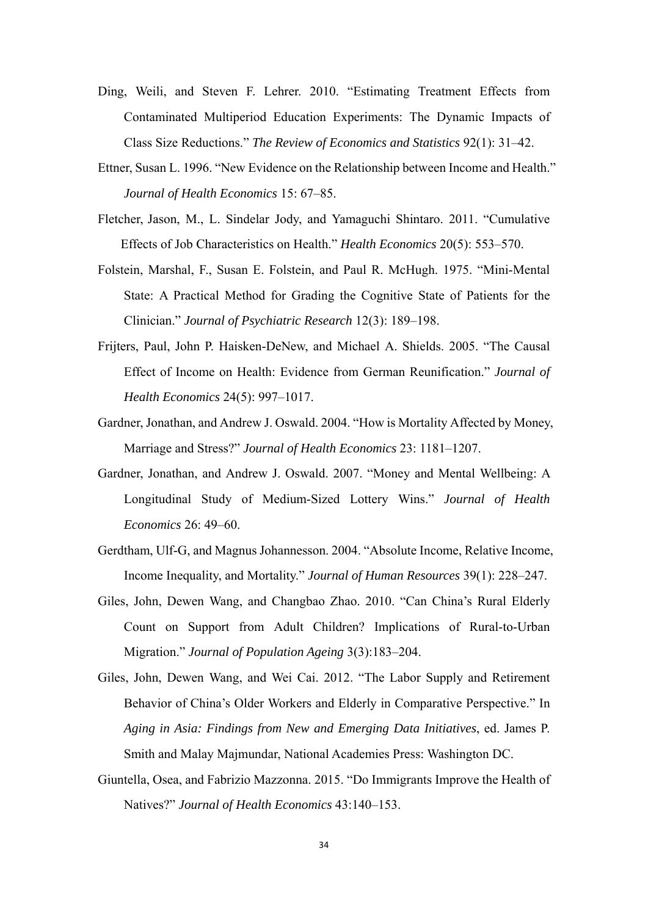Ding, Weili, and Steven F. Lehrer. 2010. "Estimating Treatment Effects from Contaminated Multiperiod Education Experiments: The Dynamic Impacts of Class Size Reductions." *The Review of Economics and Statistics* 92(1): 31–42.

Ettner, Susan L. 1996. "New Evidence on the Relationship between Income and Health." *Journal of Health Economics* 15: 67–85.

Fletcher, Jason, M., L. Sindelar Jody, and Yamaguchi Shintaro. 2011. "Cumulative Effects of Job Characteristics on Health." *Health Economics* 20(5): 553–570.

Folstein, Marshal, F., Susan E. Folstein, and Paul R. McHugh. 1975. "Mini-Mental State: A Practical Method for Grading the Cognitive State of Patients for the Clinician." *Journal of Psychiatric Research* 12(3): 189–198.

Frijters, Paul, John P. Haisken-DeNew, and Michael A. Shields. 2005. "The Causal Effect of Income on Health: Evidence from German Reunification." *Journal of Health Economics* 24(5): 997–1017.

Gardner, Jonathan, and Andrew J. Oswald. 2004. "How is Mortality Affected by Money, Marriage and Stress?" *Journal of Health Economics* 23: 1181–1207.

Gardner, Jonathan, and Andrew J. Oswald. 2007. "Money and Mental Wellbeing: A Longitudinal Study of Medium-Sized Lottery Wins." *Journal of Health Economics* 26: 49–60.

Gerdtham, Ulf-G, and Magnus Johannesson. 2004. "Absolute Income, Relative Income, Income Inequality, and Mortality." *Journal of Human Resources* 39(1): 228–247.

Giles, John, Dewen Wang, and Changbao Zhao. 2010. "Can China's Rural Elderly Count on Support from Adult Children? Implications of Rural-to-Urban Migration." *Journal of Population Ageing* 3(3):183–204.

Giles, John, Dewen Wang, and Wei Cai. 2012. "The Labor Supply and Retirement Behavior of China's Older Workers and Elderly in Comparative Perspective." In *Aging in Asia: Findings from New and Emerging Data Initiatives*, ed. James P. Smith and Malay Majmundar, National Academies Press: Washington DC.

Giuntella, Osea, and Fabrizio Mazzonna. 2015. "Do Immigrants Improve the Health of Natives?" *Journal of Health Economics* 43:140–153.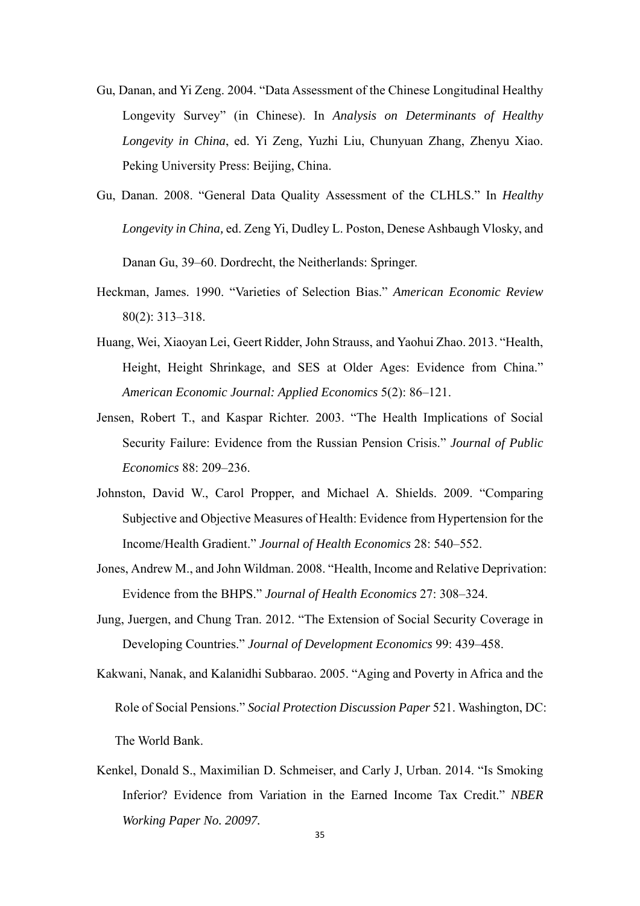Gu, Danan, and Yi Zeng. 2004. "Data Assessment of the Chinese Longitudinal Healthy Longevity Survey" (in Chinese). In *Analysis on Determinants of Healthy Longevity in China*, ed. Yi Zeng, Yuzhi Liu, Chunyuan Zhang, Zhenyu Xiao. Peking University Press: Beijing, China.

Gu, Danan. 2008. "General Data Quality Assessment of the CLHLS." In *Healthy Longevity in China,* ed. Zeng Yi, Dudley L. Poston, Denese Ashbaugh Vlosky, and Danan Gu, 39–60. Dordrecht, the Neitherlands: Springer.

Heckman, James. 1990. "Varieties of Selection Bias." *American Economic Review* 80(2): 313–318.

Huang, Wei, Xiaoyan Lei, Geert Ridder, John Strauss, and Yaohui Zhao. 2013. "Health, Height, Height Shrinkage, and SES at Older Ages: Evidence from China." *American Economic Journal: Applied Economics* 5(2): 86–121.

Jensen, Robert T., and Kaspar Richter. 2003. "The Health Implications of Social Security Failure: Evidence from the Russian Pension Crisis." *Journal of Public Economics* 88: 209–236.

Johnston, David W., Carol Propper, and Michael A. Shields. 2009. "Comparing Subjective and Objective Measures of Health: Evidence from Hypertension for the Income/Health Gradient." *Journal of Health Economics* 28: 540–552.

Jones, Andrew M., and John Wildman. 2008. "Health, Income and Relative Deprivation: Evidence from the BHPS." *Journal of Health Economics* 27: 308–324.

Jung, Juergen, and Chung Tran. 2012. "The Extension of Social Security Coverage in Developing Countries." *Journal of Development Economics* 99: 439–458.

Kakwani, Nanak, and Kalanidhi Subbarao. 2005. "Aging and Poverty in Africa and the Role of Social Pensions." *Social Protection Discussion Paper* 521. Washington, DC: The World Bank.

Kenkel, Donald S., Maximilian D. Schmeiser, and Carly J, Urban. 2014. "Is Smoking Inferior? Evidence from Variation in the Earned Income Tax Credit." *NBER Working Paper No. 20097.*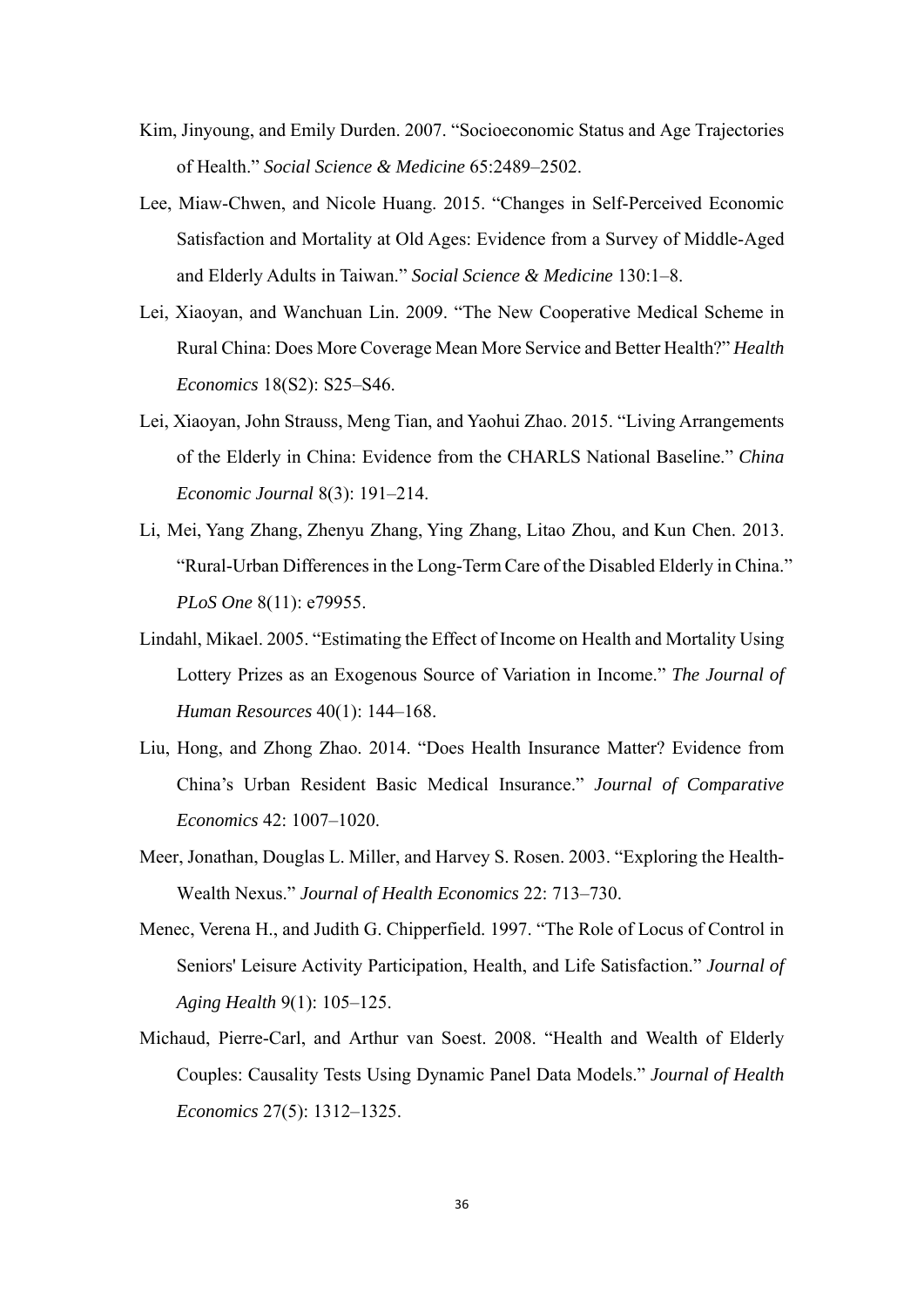Kim, Jinyoung, and Emily Durden. 2007. "Socioeconomic Status and Age Trajectories of Health." *Social Science & Medicine* 65:2489–2502.

Lee, Miaw-Chwen, and Nicole Huang. 2015. "Changes in Self-Perceived Economic Satisfaction and Mortality at Old Ages: Evidence from a Survey of Middle-Aged and Elderly Adults in Taiwan." *Social Science & Medicine* 130:1–8.

Lei, Xiaoyan, and Wanchuan Lin. 2009. "The New Cooperative Medical Scheme in Rural China: Does More Coverage Mean More Service and Better Health?" *Health Economics* 18(S2): S25–S46.

Lei, Xiaoyan, John Strauss, Meng Tian, and Yaohui Zhao. 2015. "Living Arrangements of the Elderly in China: Evidence from the CHARLS National Baseline." *China Economic Journal* 8(3): 191–214.

Li, Mei, Yang Zhang, Zhenyu Zhang, Ying Zhang, Litao Zhou, and Kun Chen. 2013. "Rural-Urban Differences in the Long-Term Care of the Disabled Elderly in China." *PLoS One* 8(11): e79955.

Lindahl, Mikael. 2005. "Estimating the Effect of Income on Health and Mortality Using Lottery Prizes as an Exogenous Source of Variation in Income." *The Journal of Human Resources* 40(1): 144–168.

Liu, Hong, and Zhong Zhao. 2014. "Does Health Insurance Matter? Evidence from China's Urban Resident Basic Medical Insurance." *Journal of Comparative Economics* 42: 1007–1020.

Meer, Jonathan, Douglas L. Miller, and Harvey S. Rosen. 2003. "Exploring the Health-Wealth Nexus." *Journal of Health Economics* 22: 713–730.

Menec, Verena H., and Judith G. Chipperfield. 1997. "The Role of Locus of Control in Seniors' Leisure Activity Participation, Health, and Life Satisfaction." *Journal of Aging Health* 9(1): 105–125.

Michaud, Pierre-Carl, and Arthur van Soest. 2008. "Health and Wealth of Elderly Couples: Causality Tests Using Dynamic Panel Data Models." *Journal of Health Economics* 27(5): 1312–1325.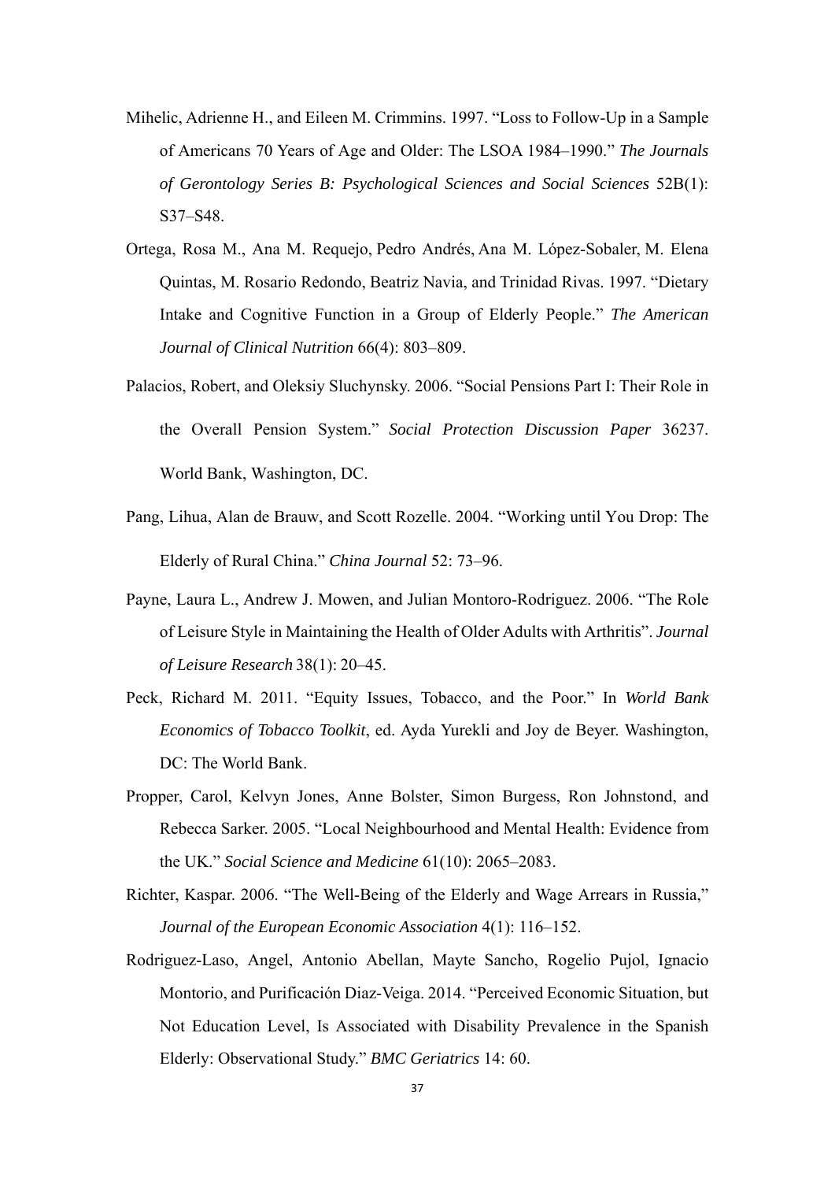Mihelic, Adrienne H., and Eileen M. Crimmins. 1997. "Loss to Follow-Up in a Sample of Americans 70 Years of Age and Older: The LSOA 1984–1990." *The Journals of Gerontology Series B: Psychological Sciences and Social Sciences* 52B(1): S37–S48.

Ortega, Rosa M., Ana M. Requejo, Pedro Andrés, Ana M. López-Sobaler, M. Elena Quintas, M. Rosario Redondo, Beatriz Navia, and Trinidad Rivas. 1997. "Dietary Intake and Cognitive Function in a Group of Elderly People." *The American Journal of Clinical Nutrition* 66(4): 803–809.

Palacios, Robert, and Oleksiy Sluchynsky. 2006. "Social Pensions Part I: Their Role in the Overall Pension System." *Social Protection Discussion Paper* 36237. World Bank, Washington, DC.

Pang, Lihua, Alan de Brauw, and Scott Rozelle. 2004. "Working until You Drop: The Elderly of Rural China." *China Journal* 52: 73–96.

Payne, Laura L., Andrew J. Mowen, and Julian Montoro-Rodriguez. 2006. "The Role of Leisure Style in Maintaining the Health of Older Adults with Arthritis". *Journal of Leisure Research* 38(1): 20–45.

Peck, Richard M. 2011. "Equity Issues, Tobacco, and the Poor." In *World Bank Economics of Tobacco Toolkit*, ed. Ayda Yurekli and Joy de Beyer. Washington, DC: The World Bank.

Propper, Carol, Kelvyn Jones, Anne Bolster, Simon Burgess, Ron Johnstond, and Rebecca Sarker. 2005. "Local Neighbourhood and Mental Health: Evidence from the UK." *Social Science and Medicine* 61(10): 2065–2083.

Richter, Kaspar. 2006. "The Well-Being of the Elderly and Wage Arrears in Russia," *Journal of the European Economic Association* 4(1): 116–152.

Rodriguez-Laso, Angel, Antonio Abellan, Mayte Sancho, Rogelio Pujol, Ignacio Montorio, and Purificación Diaz-Veiga. 2014. "Perceived Economic Situation, but Not Education Level, Is Associated with Disability Prevalence in the Spanish Elderly: Observational Study." *BMC Geriatrics* 14: 60.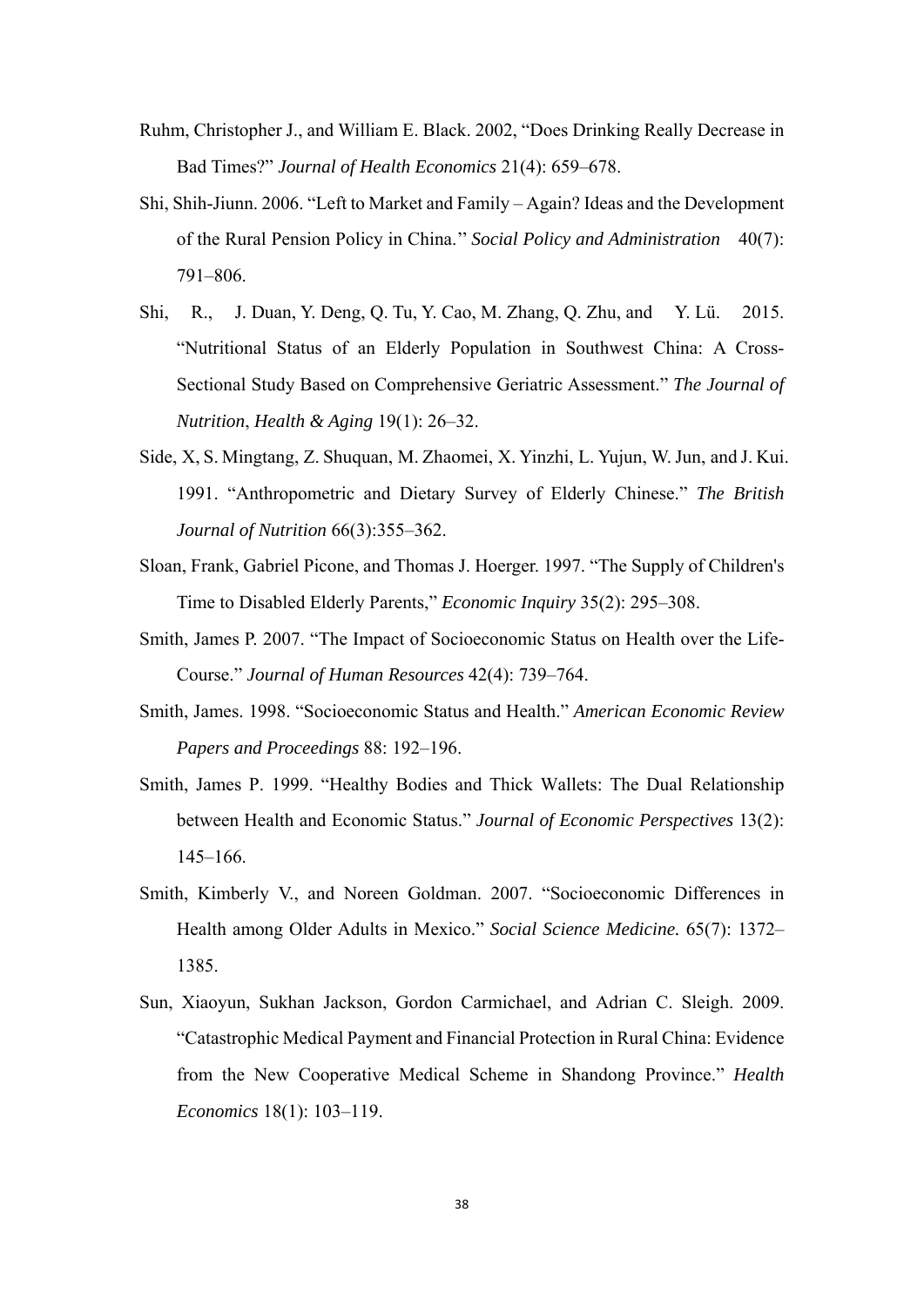Ruhm, Christopher J., and William E. Black. 2002, "Does Drinking Really Decrease in Bad Times?" *Journal of Health Economics* 21(4): 659–678.

Shi, Shih-Jiunn. 2006. "Left to Market and Family – Again? Ideas and the Development of the Rural Pension Policy in China.'' *Social Policy and Administration* 40(7): 791–806.

Shi, R., J. Duan, Y. Deng, Q. Tu, Y. Cao, M. Zhang, Q. Zhu, and Y. Lü. 2015. "Nutritional Status of an Elderly Population in Southwest China: A Cross-Sectional Study Based on Comprehensive Geriatric Assessment." *The Journal of Nutrition*, *Health & Aging* 19(1): 26–32.

Side, X, S. Mingtang, Z. Shuquan, M. Zhaomei, X. Yinzhi, L. Yujun, W. Jun, and J. Kui. 1991. "Anthropometric and Dietary Survey of Elderly Chinese." *The British Journal of Nutrition* 66(3):355–362.

Sloan, Frank, Gabriel Picone, and Thomas J. Hoerger. 1997. "The Supply of Children's Time to Disabled Elderly Parents," *Economic Inquiry* 35(2): 295–308.

Smith, James P. 2007. "The Impact of Socioeconomic Status on Health over the Life-Course." *Journal of Human Resources* 42(4): 739–764.

Smith, James. 1998. "Socioeconomic Status and Health." *American Economic Review Papers and Proceedings* 88: 192–196.

Smith, James P. 1999. "Healthy Bodies and Thick Wallets: The Dual Relationship between Health and Economic Status." *Journal of Economic Perspectives* 13(2): 145–166.

Smith, Kimberly V., and Noreen Goldman. 2007. "Socioeconomic Differences in Health among Older Adults in Mexico." *Social Science Medicine.* 65(7): 1372–1385.

Sun, Xiaoyun, Sukhan Jackson, Gordon Carmichael, and Adrian C. Sleigh. 2009. "Catastrophic Medical Payment and Financial Protection in Rural China: Evidence from the New Cooperative Medical Scheme in Shandong Province." *Health Economics* 18(1): 103–119.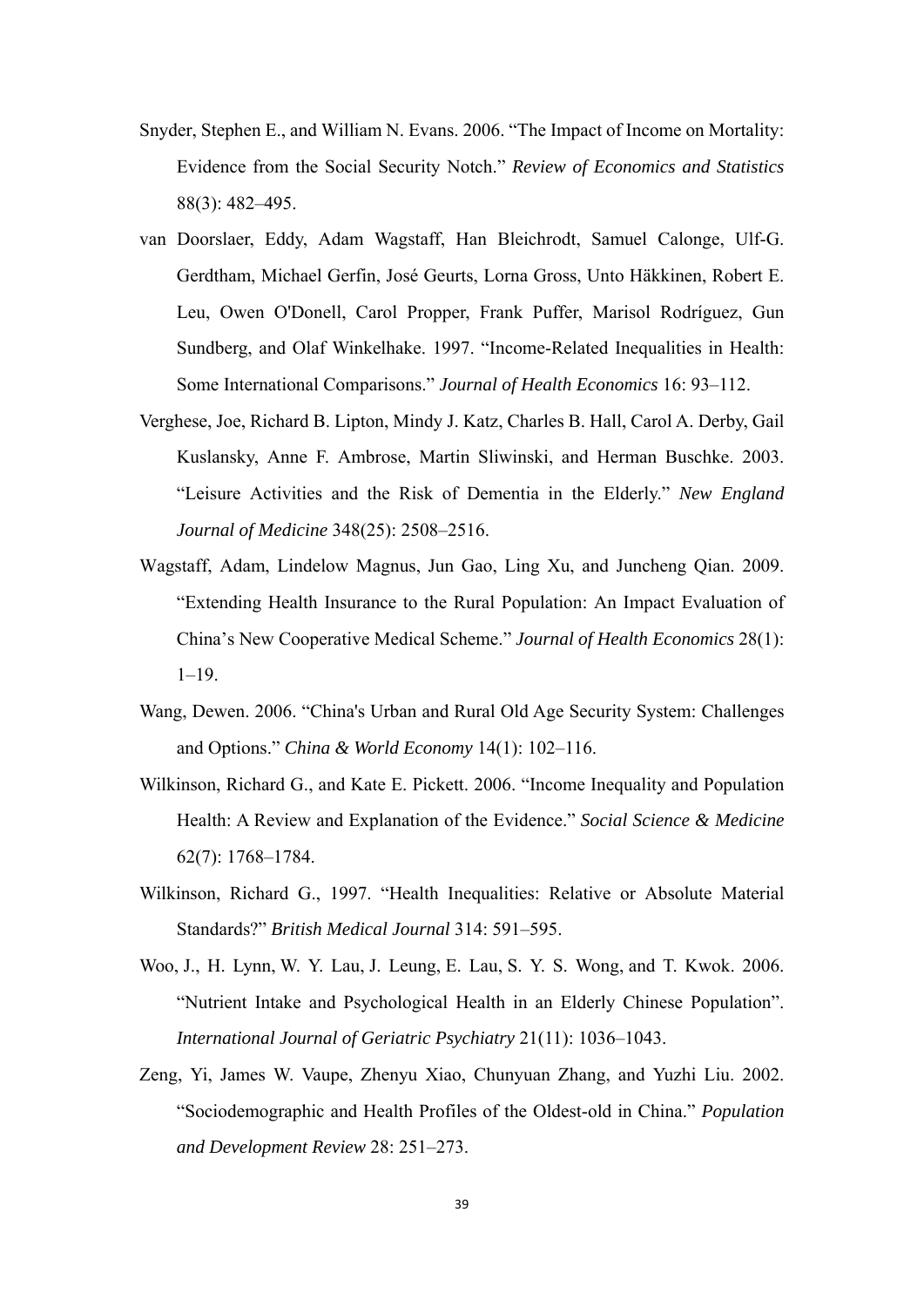Snyder, Stephen E., and William N. Evans. 2006. "The Impact of Income on Mortality: Evidence from the Social Security Notch." *Review of Economics and Statistics* 88(3): 482–495.

van Doorslaer, Eddy, Adam Wagstaff, Han Bleichrodt, Samuel Calonge, Ulf-G. Gerdtham, Michael Gerfin, José Geurts, Lorna Gross, Unto Häkkinen, Robert E. Leu, Owen O'Donell, Carol Propper, Frank Puffer, Marisol Rodríguez, Gun Sundberg, and Olaf Winkelhake. 1997. "Income-Related Inequalities in Health: Some International Comparisons." *Journal of Health Economics* 16: 93–112.

Verghese, Joe, Richard B. Lipton, Mindy J. Katz, Charles B. Hall, Carol A. Derby, Gail Kuslansky, Anne F. Ambrose, Martin Sliwinski, and Herman Buschke. 2003. "Leisure Activities and the Risk of Dementia in the Elderly." *New England Journal of Medicine* 348(25): 2508–2516.

Wagstaff, Adam, Lindelow Magnus, Jun Gao, Ling Xu, and Juncheng Qian. 2009. "Extending Health Insurance to the Rural Population: An Impact Evaluation of China's New Cooperative Medical Scheme." *Journal of Health Economics* 28(1): 1–19.

Wang, Dewen. 2006. "China's Urban and Rural Old Age Security System: Challenges and Options." *China & World Economy* 14(1): 102–116.

Wilkinson, Richard G., and Kate E. Pickett. 2006. "Income Inequality and Population Health: A Review and Explanation of the Evidence." *Social Science & Medicine* 62(7): 1768–1784.

Wilkinson, Richard G., 1997. "Health Inequalities: Relative or Absolute Material Standards?" *British Medical Journal* 314: 591–595.

Woo, J., H. Lynn, W. Y. Lau, J. Leung, E. Lau, S. Y. S. Wong, and T. Kwok. 2006. "Nutrient Intake and Psychological Health in an Elderly Chinese Population". *International Journal of Geriatric Psychiatry* 21(11): 1036–1043.

Zeng, Yi, James W. Vaupe, Zhenyu Xiao, Chunyuan Zhang, and Yuzhi Liu. 2002. "Sociodemographic and Health Profiles of the Oldest-old in China." *Population and Development Review* 28: 251–273.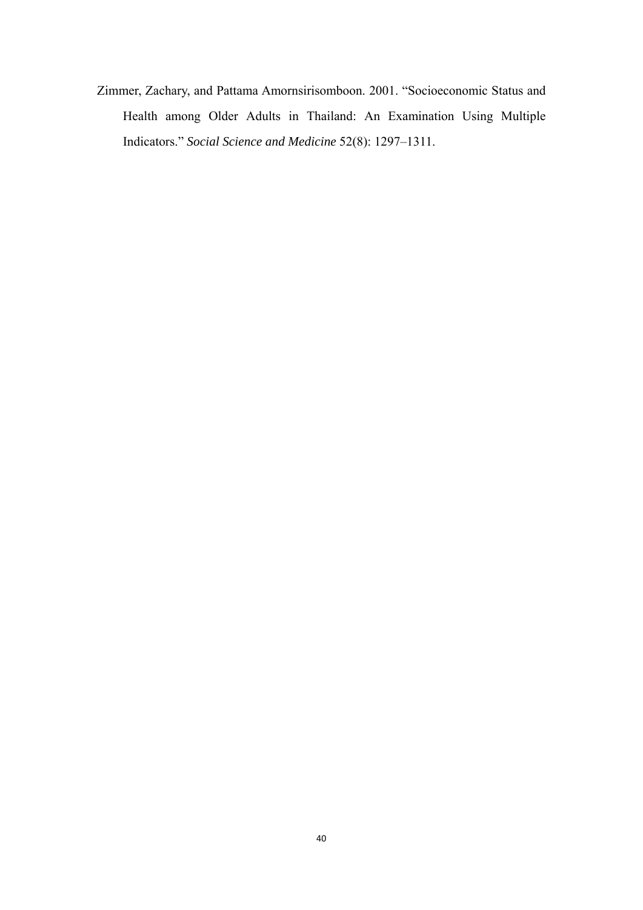Zimmer, Zachary, and Pattama Amornsirisomboon. 2001. “Socioeconomic Status and Health among Older Adults in Thailand: An Examination Using Multiple Indicators.” *Social Science and Medicine* 52(8): 1297–1311.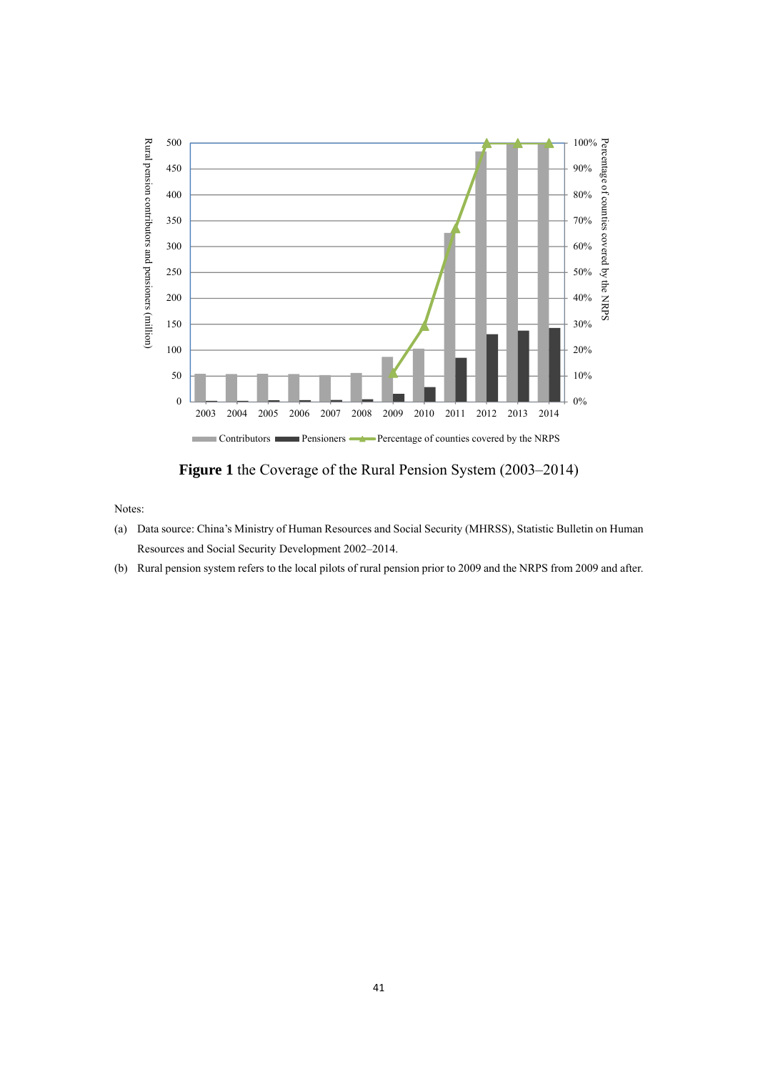**Figure 1** the Coverage of the Rural Pension System (2003–2014)

Notes:

(a) Data source: China's Ministry of Human Resources and Social Security (MHRSS), Statistic Bulletin on Human Resources and Social Security Development 2002–2014.

(b) Rural pension system refers to the local pilots of rural pension prior to 2009 and the NRPS from 2009 and after.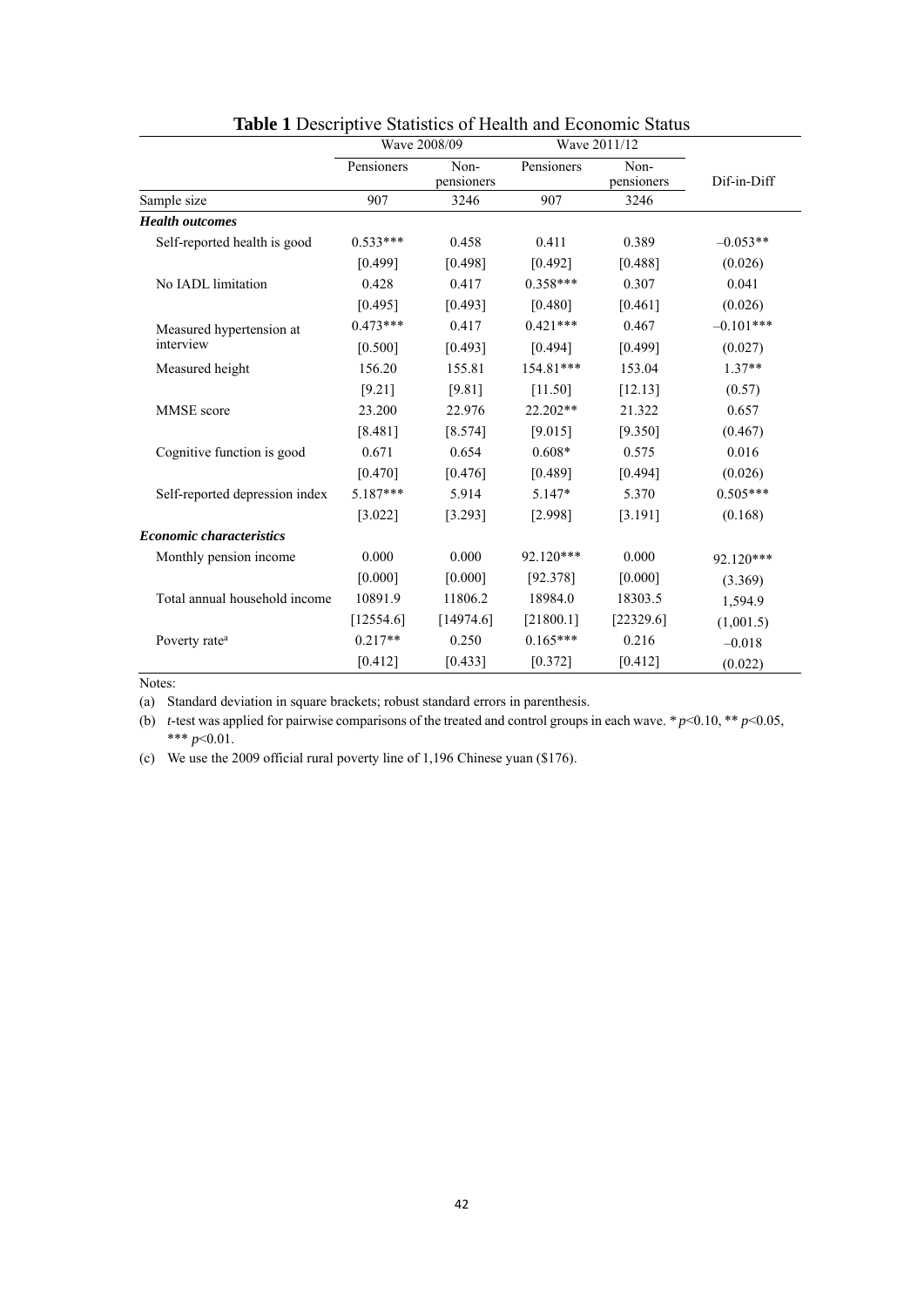**Table 1** Descriptive Statistics of Health and Economic Status

| | Wave 2008/09 | | Wave 2011/12 | | |
|---|---|---|---|---|---|
| | Pensioners | Non-pensioners | Pensioners | Non-pensioners | Dif-in-Diff |
| Sample size | 907 | 3246 | 907 | 3246 | |
| ***Health outcomes*** | | | | | |
| Self-reported health is good | 0.533*** | 0.458 | 0.411 | 0.389 | –0.053** |
| | [0.499] | [0.498] | [0.492] | [0.488] | (0.026) |
| No IADL limitation | 0.428 | 0.417 | 0.358*** | 0.307 | 0.041 |
| | [0.495] | [0.493] | [0.480] | [0.461] | (0.026) |
| Measured hypertension at interview | 0.473*** | 0.417 | 0.421*** | 0.467 | –0.101*** |
| | [0.500] | [0.493] | [0.494] | [0.499] | (0.027) |
| Measured height | 156.20 | 155.81 | 154.81*** | 153.04 | 1.37** |
| | [9.21] | [9.81] | [11.50] | [12.13] | (0.57) |
| MMSE score | 23.200 | 22.976 | 22.202** | 21.322 | 0.657 |
| | [8.481] | [8.574] | [9.015] | [9.350] | (0.467) |
| Cognitive function is good | 0.671 | 0.654 | 0.608* | 0.575 | 0.016 |
| | [0.470] | [0.476] | [0.489] | [0.494] | (0.026) |
| Self-reported depression index | 5.187*** | 5.914 | 5.147* | 5.370 | 0.505*** |
| | [3.022] | [3.293] | [2.998] | [3.191] | (0.168) |
| ***Economic characteristics*** | | | | | |
| Monthly pension income | 0.000 | 0.000 | 92.120*** | 0.000 | 92.120*** |
| | [0.000] | [0.000] | [92.378] | [0.000] | (3.369) |
| Total annual household income | 10891.9 | 11806.2 | 18984.0 | 18303.5 | 1,594.9 |
| | [12554.6] | [14974.6] | [21800.1] | [22329.6] | (1,001.5) |
| Poverty rate[a] | 0.217** | 0.250 | 0.165*** | 0.216 | –0.018 |
| | [0.412] | [0.433] | [0.372] | [0.412] | (0.022) |

Notes:

(a) Standard deviation in square brackets; robust standard errors in parenthesis.

(b) *t*-test was applied for pairwise comparisons of the treated and control groups in each wave. * $p$<0.10, ** $p$<0.05, *** $p$<0.01.

(c) We use the 2009 official rural poverty line of 1,196 Chinese yuan ($176).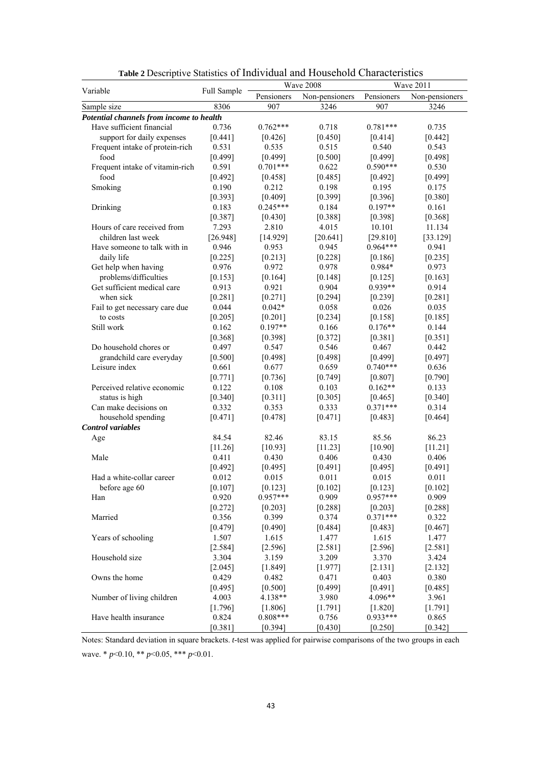**Table 2** Descriptive Statistics of Individual and Household Characteristics

| Variable | Full Sample | Wave 2008 | | Wave 2011 | |
|---|---|---|---|---|---|
| | | Pensioners | Non-pensioners | Pensioners | Non-pensioners |
| Sample size | 8306 | 907 | 3246 | 907 | 3246 |
| ***Potential channels from income to health*** | | | | | |
| Have sufficient financial support for daily expenses | 0.736 | 0.762*** | 0.718 | 0.781*** | 0.735 |
| | [0.441] | [0.426] | [0.450] | [0.414] | [0.442] |
| Frequent intake of protein-rich food | 0.531 | 0.535 | 0.515 | 0.540 | 0.543 |
| | [0.499] | [0.499] | [0.500] | [0.499] | [0.498] |
| Frequent intake of vitamin-rich food | 0.591 | 0.701*** | 0.622 | 0.590*** | 0.530 |
| | [0.492] | [0.458] | [0.485] | [0.492] | [0.499] |
| Smoking | 0.190 | 0.212 | 0.198 | 0.195 | 0.175 |
| | [0.393] | [0.409] | [0.399] | [0.396] | [0.380] |
| Drinking | 0.183 | 0.245*** | 0.184 | 0.197** | 0.161 |
| | [0.387] | [0.430] | [0.388] | [0.398] | [0.368] |
| Hours of care received from children last week | 7.293 | 2.810 | 4.015 | 10.101 | 11.134 |
| | [26.948] | [14.929] | [20.641] | [29.810] | [33.129] |
| Have someone to talk with in daily life | 0.946 | 0.953 | 0.945 | 0.964*** | 0.941 |
| | [0.225] | [0.213] | [0.228] | [0.186] | [0.235] |
| Get help when having problems/difficulties | 0.976 | 0.972 | 0.978 | 0.984* | 0.973 |
| | [0.153] | [0.164] | [0.148] | [0.125] | [0.163] |
| Get sufficient medical care when sick | 0.913 | 0.921 | 0.904 | 0.939** | 0.914 |
| | [0.281] | [0.271] | [0.294] | [0.239] | [0.281] |
| Fail to get necessary care due to costs | 0.044 | 0.042* | 0.058 | 0.026 | 0.035 |
| | [0.205] | [0.201] | [0.234] | [0.158] | [0.185] |
| Still work | 0.162 | 0.197** | 0.166 | 0.176** | 0.144 |
| | [0.368] | [0.398] | [0.372] | [0.381] | [0.351] |
| Do household chores or grandchild care everyday | 0.497 | 0.547 | 0.546 | 0.467 | 0.442 |
| | [0.500] | [0.498] | [0.498] | [0.499] | [0.497] |
| Leisure index | 0.661 | 0.677 | 0.659 | 0.740*** | 0.636 |
| | [0.771] | [0.736] | [0.749] | [0.807] | [0.790] |
| Perceived relative economic status is high | 0.122 | 0.108 | 0.103 | 0.162** | 0.133 |
| | [0.340] | [0.311] | [0.305] | [0.465] | [0.340] |
| Can make decisions on household spending | 0.332 | 0.353 | 0.333 | 0.371*** | 0.314 |
| | [0.471] | [0.478] | [0.471] | [0.483] | [0.464] |
| ***Control variables*** | | | | | |
| Age | 84.54 | 82.46 | 83.15 | 85.56 | 86.23 |
| | [11.26] | [10.93] | [11.23] | [10.90] | [11.21] |
| Male | 0.411 | 0.430 | 0.406 | 0.430 | 0.406 |
| | [0.492] | [0.495] | [0.491] | [0.495] | [0.491] |
| Had a white-collar career before age 60 | 0.012 | 0.015 | 0.011 | 0.015 | 0.011 |
| | [0.107] | [0.123] | [0.102] | [0.123] | [0.102] |
| Han | 0.920 | 0.957*** | 0.909 | 0.957*** | 0.909 |
| | [0.272] | [0.203] | [0.288] | [0.203] | [0.288] |
| Married | 0.356 | 0.399 | 0.374 | 0.371*** | 0.322 |
| | [0.479] | [0.490] | [0.484] | [0.483] | [0.467] |
| Years of schooling | 1.507 | 1.615 | 1.477 | 1.615 | 1.477 |
| | [2.584] | [2.596] | [2.581] | [2.596] | [2.581] |
| Household size | 3.304 | 3.159 | 3.209 | 3.370 | 3.424 |
| | [2.045] | [1.849] | [1.977] | [2.131] | [2.132] |
| Owns the home | 0.429 | 0.482 | 0.471 | 0.403 | 0.380 |
| | [0.495] | [0.500] | [0.499] | [0.491] | [0.485] |
| Number of living children | 4.003 | 4.138** | 3.980 | 4.096** | 3.961 |
| | [1.796] | [1.806] | [1.791] | [1.820] | [1.791] |
| Have health insurance | 0.824 | 0.808*** | 0.756 | 0.933*** | 0.865 |
| | [0.381] | [0.394] | [0.430] | [0.250] | [0.342] |

Notes: Standard deviation in square brackets. *t*-test was applied for pairwise comparisons of the two groups in each wave. * $p<0.10$, ** $p<0.05$, *** $p<0.01$.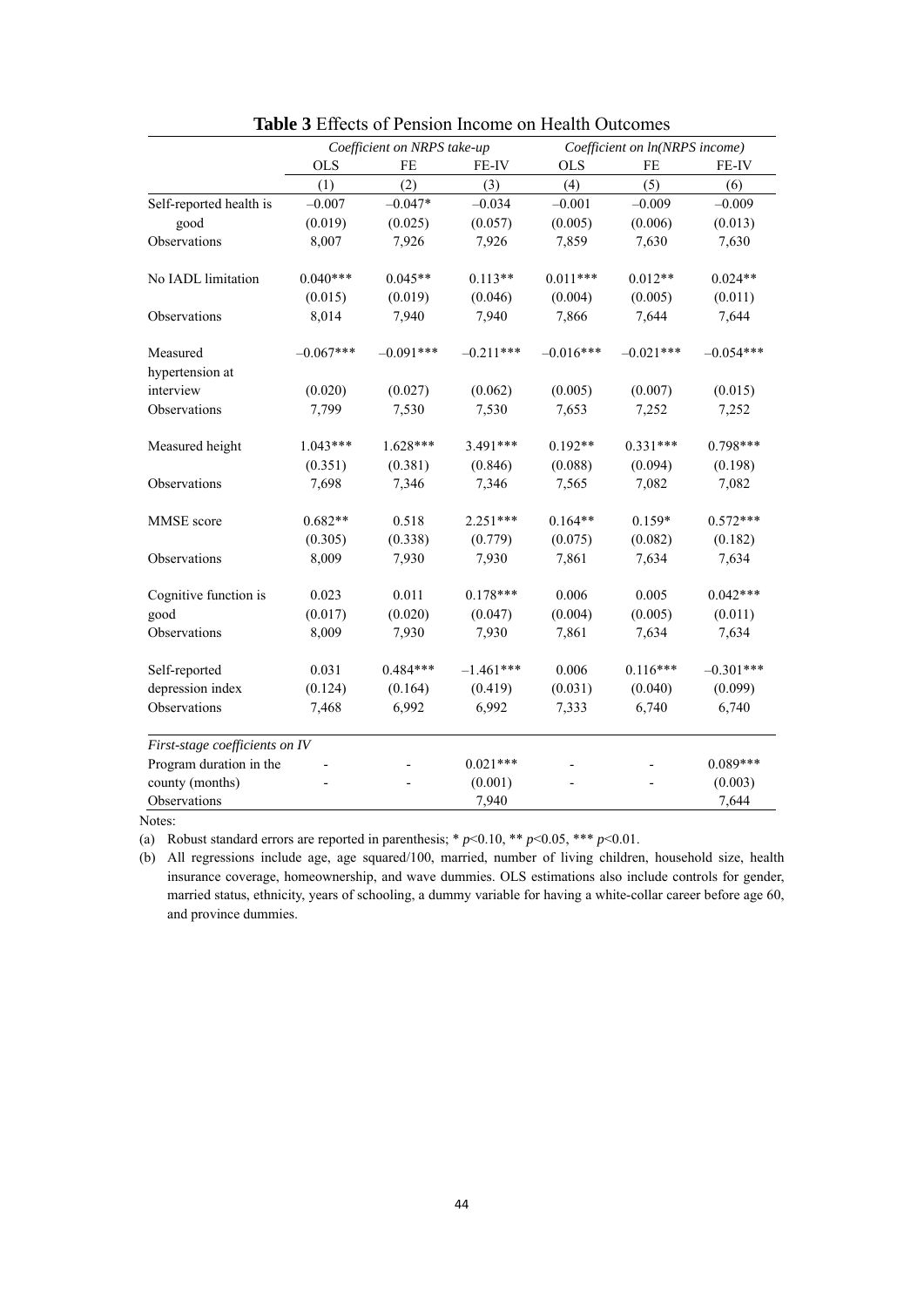**Table 3** Effects of Pension Income on Health Outcomes

| | *Coefficient on NRPS take-up* | | | *Coefficient on ln(NRPS income)* | | |
|---|---|---|---|---|---|---|
| | OLS | FE | FE-IV | OLS | FE | FE-IV |
| | (1) | (2) | (3) | (4) | (5) | (6) |
| Self-reported health is good | –0.007 | –0.047* | –0.034 | –0.001 | –0.009 | –0.009 |
| | (0.019) | (0.025) | (0.057) | (0.005) | (0.006) | (0.013) |
| Observations | 8,007 | 7,926 | 7,926 | 7,859 | 7,630 | 7,630 |
| No IADL limitation | 0.040*** | 0.045** | 0.113** | 0.011*** | 0.012** | 0.024** |
| | (0.015) | (0.019) | (0.046) | (0.004) | (0.005) | (0.011) |
| Observations | 8,014 | 7,940 | 7,940 | 7,866 | 7,644 | 7,644 |
| Measured hypertension at interview | –0.067*** | –0.091*** | –0.211*** | –0.016*** | –0.021*** | –0.054*** |
| | (0.020) | (0.027) | (0.062) | (0.005) | (0.007) | (0.015) |
| Observations | 7,799 | 7,530 | 7,530 | 7,653 | 7,252 | 7,252 |
| Measured height | 1.043*** | 1.628*** | 3.491*** | 0.192** | 0.331*** | 0.798*** |
| | (0.351) | (0.381) | (0.846) | (0.088) | (0.094) | (0.198) |
| Observations | 7,698 | 7,346 | 7,346 | 7,565 | 7,082 | 7,082 |
| MMSE score | 0.682** | 0.518 | 2.251*** | 0.164** | 0.159* | 0.572*** |
| | (0.305) | (0.338) | (0.779) | (0.075) | (0.082) | (0.182) |
| Observations | 8,009 | 7,930 | 7,930 | 7,861 | 7,634 | 7,634 |
| Cognitive function is good | 0.023 | 0.011 | 0.178*** | 0.006 | 0.005 | 0.042*** |
| | (0.017) | (0.020) | (0.047) | (0.004) | (0.005) | (0.011) |
| Observations | 8,009 | 7,930 | 7,930 | 7,861 | 7,634 | 7,634 |
| Self-reported depression index | 0.031 | 0.484*** | –1.461*** | 0.006 | 0.116*** | –0.301*** |
| | (0.124) | (0.164) | (0.419) | (0.031) | (0.040) | (0.099) |
| Observations | 7,468 | 6,992 | 6,992 | 7,333 | 6,740 | 6,740 |
| *First-stage coefficients on IV* | | | | | | |
| Program duration in the county (months) | - | - | 0.021*** | - | - | 0.089*** |
| | - | - | (0.001) | - | - | (0.003) |
| Observations | | | 7,940 | | | 7,644 |

Notes:

(a) Robust standard errors are reported in parenthesis; * $p$<0.10, ** $p$<0.05, *** $p$<0.01.

(b) All regressions include age, age squared/100, married, number of living children, household size, health insurance coverage, homeownership, and wave dummies. OLS estimations also include controls for gender, married status, ethnicity, years of schooling, a dummy variable for having a white-collar career before age 60, and province dummies.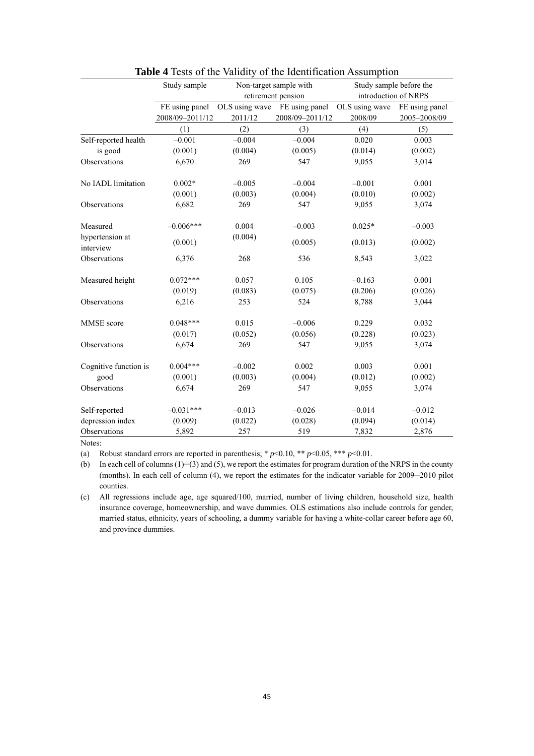**Table 4** Tests of the Validity of the Identification Assumption

| | Study sample | Non-target sample with retirement pension | | Study sample before the introduction of NRPS | |
|---|---|---|---|---|---|
| | FE using panel 2008/09–2011/12 | OLS using wave 2011/12 | FE using panel 2008/09–2011/12 | OLS using wave 2008/09 | FE using panel 2005–2008/09 |
| | (1) | (2) | (3) | (4) | (5) |
| Self-reported health is good | –0.001 | –0.004 | –0.004 | 0.020 | 0.003 |
| | (0.001) | (0.004) | (0.005) | (0.014) | (0.002) |
| Observations | 6,670 | 269 | 547 | 9,055 | 3,014 |
| No IADL limitation | 0.002* | –0.005 | –0.004 | –0.001 | 0.001 |
| | (0.001) | (0.003) | (0.004) | (0.010) | (0.002) |
| Observations | 6,682 | 269 | 547 | 9,055 | 3,074 |
| Measured hypertension at interview | –0.006*** | 0.004 | –0.003 | 0.025* | –0.003 |
| | (0.001) | (0.004) | (0.005) | (0.013) | (0.002) |
| Observations | 6,376 | 268 | 536 | 8,543 | 3,022 |
| Measured height | 0.072*** | 0.057 | 0.105 | –0.163 | 0.001 |
| | (0.019) | (0.083) | (0.075) | (0.206) | (0.026) |
| Observations | 6,216 | 253 | 524 | 8,788 | 3,044 |
| MMSE score | 0.048*** | 0.015 | –0.006 | 0.229 | 0.032 |
| | (0.017) | (0.052) | (0.056) | (0.228) | (0.023) |
| Observations | 6,674 | 269 | 547 | 9,055 | 3,074 |
| Cognitive function is good | 0.004*** | –0.002 | 0.002 | 0.003 | 0.001 |
| | (0.001) | (0.003) | (0.004) | (0.012) | (0.002) |
| Observations | 6,674 | 269 | 547 | 9,055 | 3,074 |
| Self-reported depression index | –0.031*** | –0.013 | –0.026 | –0.014 | –0.012 |
| | (0.009) | (0.022) | (0.028) | (0.094) | (0.014) |
| Observations | 5,892 | 257 | 519 | 7,832 | 2,876 |

Notes:

(a) Robust standard errors are reported in parenthesis; * $p$<0.10, ** $p$<0.05, *** $p$<0.01.

(b) In each cell of columns (1)–(3) and (5), we report the estimates for program duration of the NRPS in the county (months). In each cell of column (4), we report the estimates for the indicator variable for 2009–2010 pilot counties.

(c) All regressions include age, age squared/100, married, number of living children, household size, health insurance coverage, homeownership, and wave dummies. OLS estimations also include controls for gender, married status, ethnicity, years of schooling, a dummy variable for having a white-collar career before age 60, and province dummies.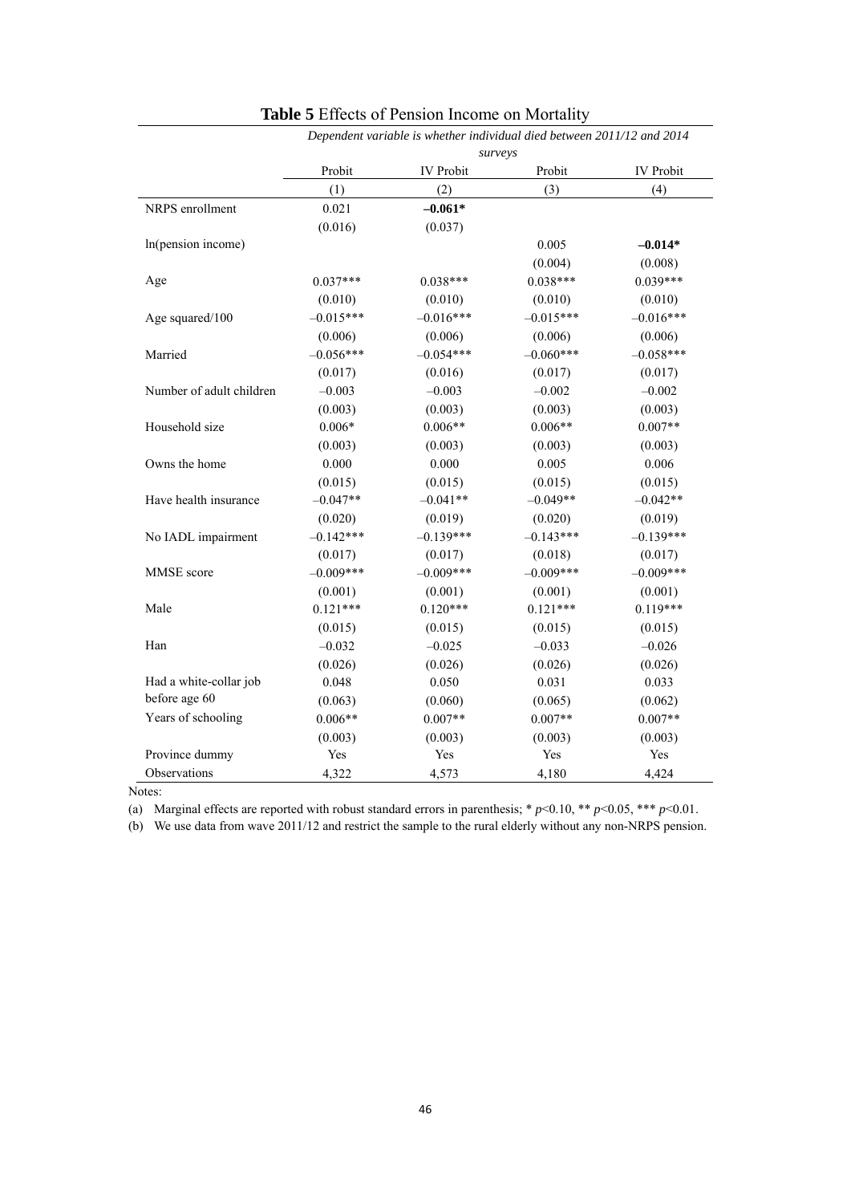**Table 5** Effects of Pension Income on Mortality

| | *Dependent variable is whether individual died between 2011/12 and 2014 surveys* | | | |
|---|---|---|---|---|
| | Probit | IV Probit | Probit | IV Probit |
| | (1) | (2) | (3) | (4) |
| NRPS enrollment | 0.021 | **–0.061\*** | | |
| | (0.016) | (0.037) | | |
| ln(pension income) | | | 0.005 | **–0.014\*** |
| | | | (0.004) | (0.008) |
| Age | 0.037*** | 0.038*** | 0.038*** | 0.039*** |
| | (0.010) | (0.010) | (0.010) | (0.010) |
| Age squared/100 | –0.015*** | –0.016*** | –0.015*** | –0.016*** |
| | (0.006) | (0.006) | (0.006) | (0.006) |
| Married | –0.056*** | –0.054*** | –0.060*** | –0.058*** |
| | (0.017) | (0.016) | (0.017) | (0.017) |
| Number of adult children | –0.003 | –0.003 | –0.002 | –0.002 |
| | (0.003) | (0.003) | (0.003) | (0.003) |
| Household size | 0.006* | 0.006** | 0.006** | 0.007** |
| | (0.003) | (0.003) | (0.003) | (0.003) |
| Owns the home | 0.000 | 0.000 | 0.005 | 0.006 |
| | (0.015) | (0.015) | (0.015) | (0.015) |
| Have health insurance | –0.047** | –0.041** | –0.049** | –0.042** |
| | (0.020) | (0.019) | (0.020) | (0.019) |
| No IADL impairment | –0.142*** | –0.139*** | –0.143*** | –0.139*** |
| | (0.017) | (0.017) | (0.018) | (0.017) |
| MMSE score | –0.009*** | –0.009*** | –0.009*** | –0.009*** |
| | (0.001) | (0.001) | (0.001) | (0.001) |
| Male | 0.121*** | 0.120*** | 0.121*** | 0.119*** |
| | (0.015) | (0.015) | (0.015) | (0.015) |
| Han | –0.032 | –0.025 | –0.033 | –0.026 |
| | (0.026) | (0.026) | (0.026) | (0.026) |
| Had a white-collar job before age 60 | 0.048 | 0.050 | 0.031 | 0.033 |
| | (0.063) | (0.060) | (0.065) | (0.062) |
| Years of schooling | 0.006** | 0.007** | 0.007** | 0.007** |
| | (0.003) | (0.003) | (0.003) | (0.003) |
| Province dummy | Yes | Yes | Yes | Yes |
| Observations | 4,322 | 4,573 | 4,180 | 4,424 |

Notes:

(a) Marginal effects are reported with robust standard errors in parenthesis; * $p$<0.10, ** $p$<0.05, *** $p$<0.01.

(b) We use data from wave 2011/12 and restrict the sample to the rural elderly without any non-NRPS pension.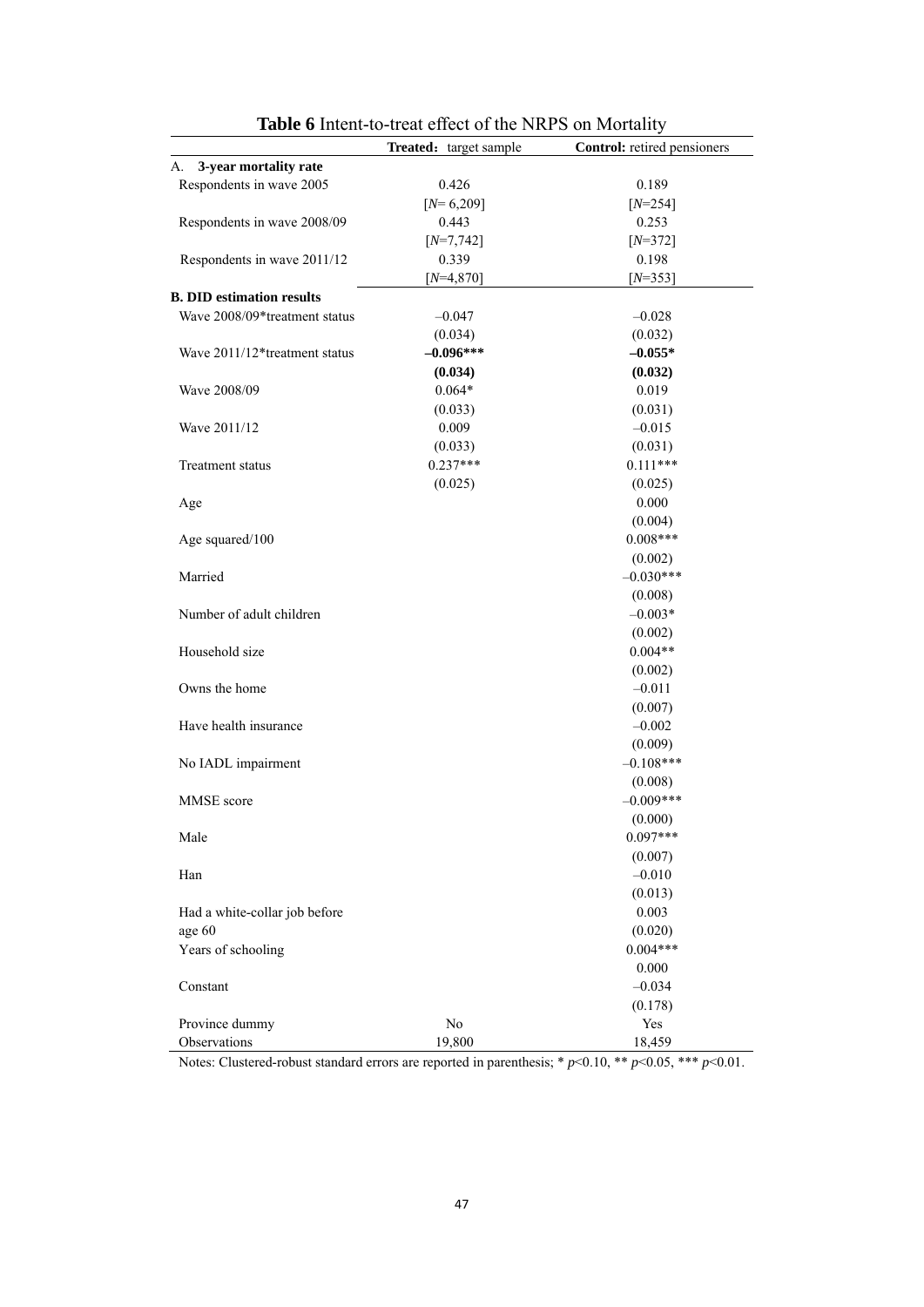**Table 6** Intent-to-treat effect of the NRPS on Mortality

| | **Treated:** target sample | **Control:** retired pensioners |
|---|---|---|
| A. **3-year mortality rate** | | |
| Respondents in wave 2005 | 0.426 | 0.189 |
| | [$N$= 6,209] | [$N$=254] |
| Respondents in wave 2008/09 | 0.443 | 0.253 |
| | [$N$=7,742] | [$N$=372] |
| Respondents in wave 2011/12 | 0.339 | 0.198 |
| | [$N$=4,870] | [$N$=353] |
| **B. DID estimation results** | | |
| Wave 2008/09*treatment status | –0.047 | –0.028 |
| | (0.034) | (0.032) |
| Wave 2011/12*treatment status | **–0.096*** ** | **–0.055*** |
| | **(0.034)** | **(0.032)** |
| Wave 2008/09 | 0.064* | 0.019 |
| | (0.033) | (0.031) |
| Wave 2011/12 | 0.009 | –0.015 |
| | (0.033) | (0.031) |
| Treatment status | 0.237*** | 0.111*** |
| | (0.025) | (0.025) |
| Age | | 0.000 |
| | | (0.004) |
| Age squared/100 | | 0.008*** |
| | | (0.002) |
| Married | | –0.030*** |
| | | (0.008) |
| Number of adult children | | –0.003* |
| | | (0.002) |
| Household size | | 0.004** |
| | | (0.002) |
| Owns the home | | –0.011 |
| | | (0.007) |
| Have health insurance | | –0.002 |
| | | (0.009) |
| No IADL impairment | | –0.108*** |
| | | (0.008) |
| MMSE score | | –0.009*** |
| | | (0.000) |
| Male | | 0.097*** |
| | | (0.007) |
| Han | | –0.010 |
| | | (0.013) |
| Had a white-collar job before age 60 | | 0.003 |
| | | (0.020) |
| Years of schooling | | 0.004*** |
| | | 0.000 |
| Constant | | –0.034 |
| | | (0.178) |
| Province dummy | No | Yes |
| Observations | 19,800 | 18,459 |

Notes: Clustered-robust standard errors are reported in parenthesis; * $p$<0.10, ** $p$<0.05, *** $p$<0.01.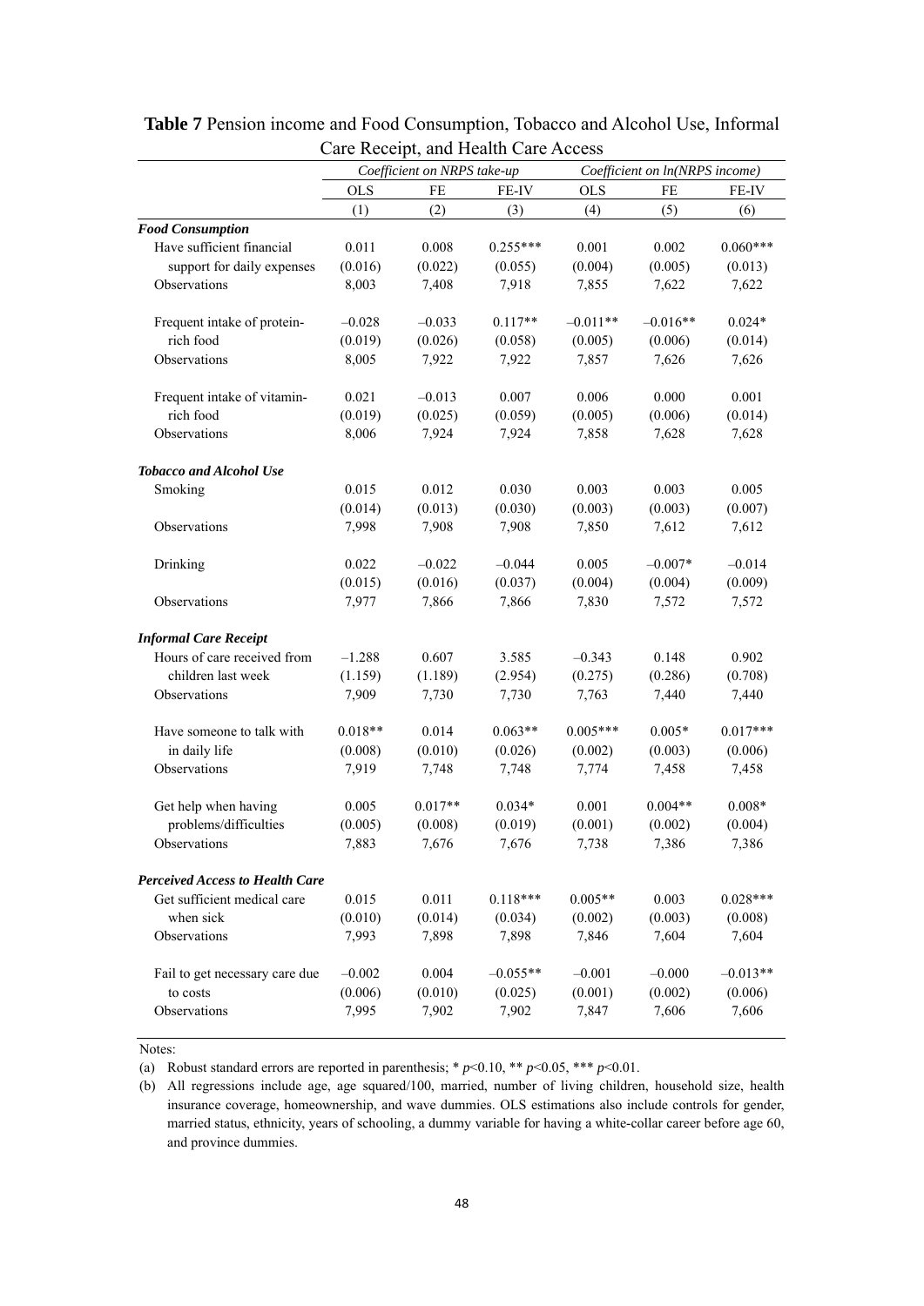**Table 7** Pension income and Food Consumption, Tobacco and Alcohol Use, Informal Care Receipt, and Health Care Access

| | *Coefficient on NRPS take-up* | | | *Coefficient on ln(NRPS income)* | | |
|---|---|---|---|---|---|---|
| | OLS | FE | FE-IV | OLS | FE | FE-IV |
| | (1) | (2) | (3) | (4) | (5) | (6) |
| ***Food Consumption*** | | | | | | |
| Have sufficient financial support for daily expenses | 0.011 | 0.008 | 0.255*** | 0.001 | 0.002 | 0.060*** |
| | (0.016) | (0.022) | (0.055) | (0.004) | (0.005) | (0.013) |
| Observations | 8,003 | 7,408 | 7,918 | 7,855 | 7,622 | 7,622 |
| Frequent intake of protein-rich food | −0.028 | −0.033 | 0.117** | −0.011** | −0.016** | 0.024* |
| | (0.019) | (0.026) | (0.058) | (0.005) | (0.006) | (0.014) |
| Observations | 8,005 | 7,922 | 7,922 | 7,857 | 7,626 | 7,626 |
| Frequent intake of vitamin-rich food | 0.021 | −0.013 | 0.007 | 0.006 | 0.000 | 0.001 |
| | (0.019) | (0.025) | (0.059) | (0.005) | (0.006) | (0.014) |
| Observations | 8,006 | 7,924 | 7,924 | 7,858 | 7,628 | 7,628 |
| ***Tobacco and Alcohol Use*** | | | | | | |
| Smoking | 0.015 | 0.012 | 0.030 | 0.003 | 0.003 | 0.005 |
| | (0.014) | (0.013) | (0.030) | (0.003) | (0.003) | (0.007) |
| Observations | 7,998 | 7,908 | 7,908 | 7,850 | 7,612 | 7,612 |
| Drinking | 0.022 | −0.022 | −0.044 | 0.005 | −0.007* | −0.014 |
| | (0.015) | (0.016) | (0.037) | (0.004) | (0.004) | (0.009) |
| Observations | 7,977 | 7,866 | 7,866 | 7,830 | 7,572 | 7,572 |
| ***Informal Care Receipt*** | | | | | | |
| Hours of care received from children last week | −1.288 | 0.607 | 3.585 | −0.343 | 0.148 | 0.902 |
| | (1.159) | (1.189) | (2.954) | (0.275) | (0.286) | (0.708) |
| Observations | 7,909 | 7,730 | 7,730 | 7,763 | 7,440 | 7,440 |
| Have someone to talk with in daily life | 0.018** | 0.014 | 0.063** | 0.005*** | 0.005* | 0.017*** |
| | (0.008) | (0.010) | (0.026) | (0.002) | (0.003) | (0.006) |
| Observations | 7,919 | 7,748 | 7,748 | 7,774 | 7,458 | 7,458 |
| Get help when having problems/difficulties | 0.005 | 0.017** | 0.034* | 0.001 | 0.004** | 0.008* |
| | (0.005) | (0.008) | (0.019) | (0.001) | (0.002) | (0.004) |
| Observations | 7,883 | 7,676 | 7,676 | 7,738 | 7,386 | 7,386 |
| ***Perceived Access to Health Care*** | | | | | | |
| Get sufficient medical care when sick | 0.015 | 0.011 | 0.118*** | 0.005** | 0.003 | 0.028*** |
| | (0.010) | (0.014) | (0.034) | (0.002) | (0.003) | (0.008) |
| Observations | 7,993 | 7,898 | 7,898 | 7,846 | 7,604 | 7,604 |
| Fail to get necessary care due to costs | −0.002 | 0.004 | −0.055** | −0.001 | −0.000 | −0.013** |
| | (0.006) | (0.010) | (0.025) | (0.001) | (0.002) | (0.006) |
| Observations | 7,995 | 7,902 | 7,902 | 7,847 | 7,606 | 7,606 |

Notes:

(a) Robust standard errors are reported in parenthesis; * $p$<0.10, ** $p$<0.05, *** $p$<0.01.

(b) All regressions include age, age squared/100, married, number of living children, household size, health insurance coverage, homeownership, and wave dummies. OLS estimations also include controls for gender, married status, ethnicity, years of schooling, a dummy variable for having a white-collar career before age 60, and province dummies.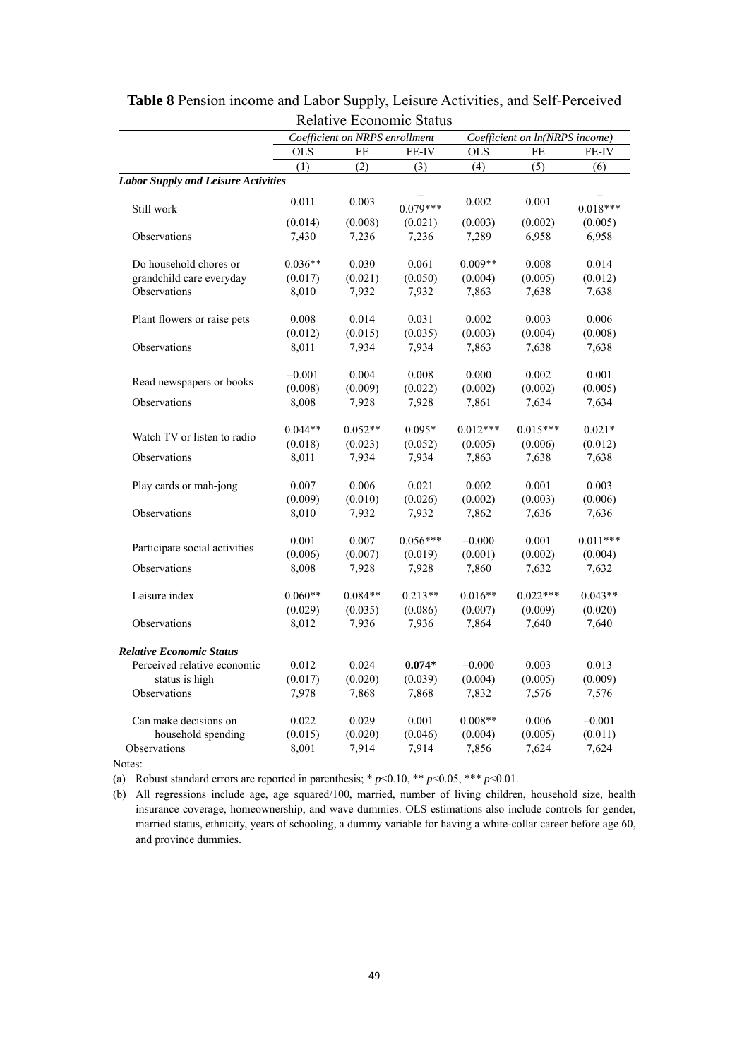**Table 8** Pension income and Labor Supply, Leisure Activities, and Self-Perceived Relative Economic Status

| | *Coefficient on NRPS enrollment* | | | *Coefficient on ln(NRPS income)* | | |
|---|---|---|---|---|---|---|
| | OLS | FE | FE-IV | OLS | FE | FE-IV |
| | (1) | (2) | (3) | (4) | (5) | (6) |
| ***Labor Supply and Leisure Activities*** | | | | | | |
| Still work | 0.011 | 0.003 | –0.079*** | 0.002 | 0.001 | –0.018*** |
| | (0.014) | (0.008) | (0.021) | (0.003) | (0.002) | (0.005) |
| Observations | 7,430 | 7,236 | 7,236 | 7,289 | 6,958 | 6,958 |
| Do household chores or grandchild care everyday | 0.036** | 0.030 | 0.061 | 0.009** | 0.008 | 0.014 |
| | (0.017) | (0.021) | (0.050) | (0.004) | (0.005) | (0.012) |
| Observations | 8,010 | 7,932 | 7,932 | 7,863 | 7,638 | 7,638 |
| Plant flowers or raise pets | 0.008 | 0.014 | 0.031 | 0.002 | 0.003 | 0.006 |
| | (0.012) | (0.015) | (0.035) | (0.003) | (0.004) | (0.008) |
| Observations | 8,011 | 7,934 | 7,934 | 7,863 | 7,638 | 7,638 |
| Read newspapers or books | –0.001 | 0.004 | 0.008 | 0.000 | 0.002 | 0.001 |
| | (0.008) | (0.009) | (0.022) | (0.002) | (0.002) | (0.005) |
| Observations | 8,008 | 7,928 | 7,928 | 7,861 | 7,634 | 7,634 |
| Watch TV or listen to radio | 0.044** | 0.052** | 0.095* | 0.012*** | 0.015*** | 0.021* |
| | (0.018) | (0.023) | (0.052) | (0.005) | (0.006) | (0.012) |
| Observations | 8,011 | 7,934 | 7,934 | 7,863 | 7,638 | 7,638 |
| Play cards or mah-jong | 0.007 | 0.006 | 0.021 | 0.002 | 0.001 | 0.003 |
| | (0.009) | (0.010) | (0.026) | (0.002) | (0.003) | (0.006) |
| Observations | 8,010 | 7,932 | 7,932 | 7,862 | 7,636 | 7,636 |
| Participate social activities | 0.001 | 0.007 | 0.056*** | –0.000 | 0.001 | 0.011*** |
| | (0.006) | (0.007) | (0.019) | (0.001) | (0.002) | (0.004) |
| Observations | 8,008 | 7,928 | 7,928 | 7,860 | 7,632 | 7,632 |
| Leisure index | 0.060** | 0.084** | 0.213** | 0.016** | 0.022*** | 0.043** |
| | (0.029) | (0.035) | (0.086) | (0.007) | (0.009) | (0.020) |
| Observations | 8,012 | 7,936 | 7,936 | 7,864 | 7,640 | 7,640 |
| ***Relative Economic Status*** | | | | | | |
| Perceived relative economic status is high | 0.012 | 0.024 | **0.074*** | –0.000 | 0.003 | 0.013 |
| | (0.017) | (0.020) | (0.039) | (0.004) | (0.005) | (0.009) |
| Observations | 7,978 | 7,868 | 7,868 | 7,832 | 7,576 | 7,576 |
| Can make decisions on household spending | 0.022 | 0.029 | 0.001 | 0.008** | 0.006 | –0.001 |
| | (0.015) | (0.020) | (0.046) | (0.004) | (0.005) | (0.011) |
| Observations | 8,001 | 7,914 | 7,914 | 7,856 | 7,624 | 7,624 |

Notes:

(a) Robust standard errors are reported in parenthesis; * $p<0.10$, ** $p<0.05$, *** $p<0.01$.

(b) All regressions include age, age squared/100, married, number of living children, household size, health insurance coverage, homeownership, and wave dummies. OLS estimations also include controls for gender, married status, ethnicity, years of schooling, a dummy variable for having a white-collar career before age 60, and province dummies.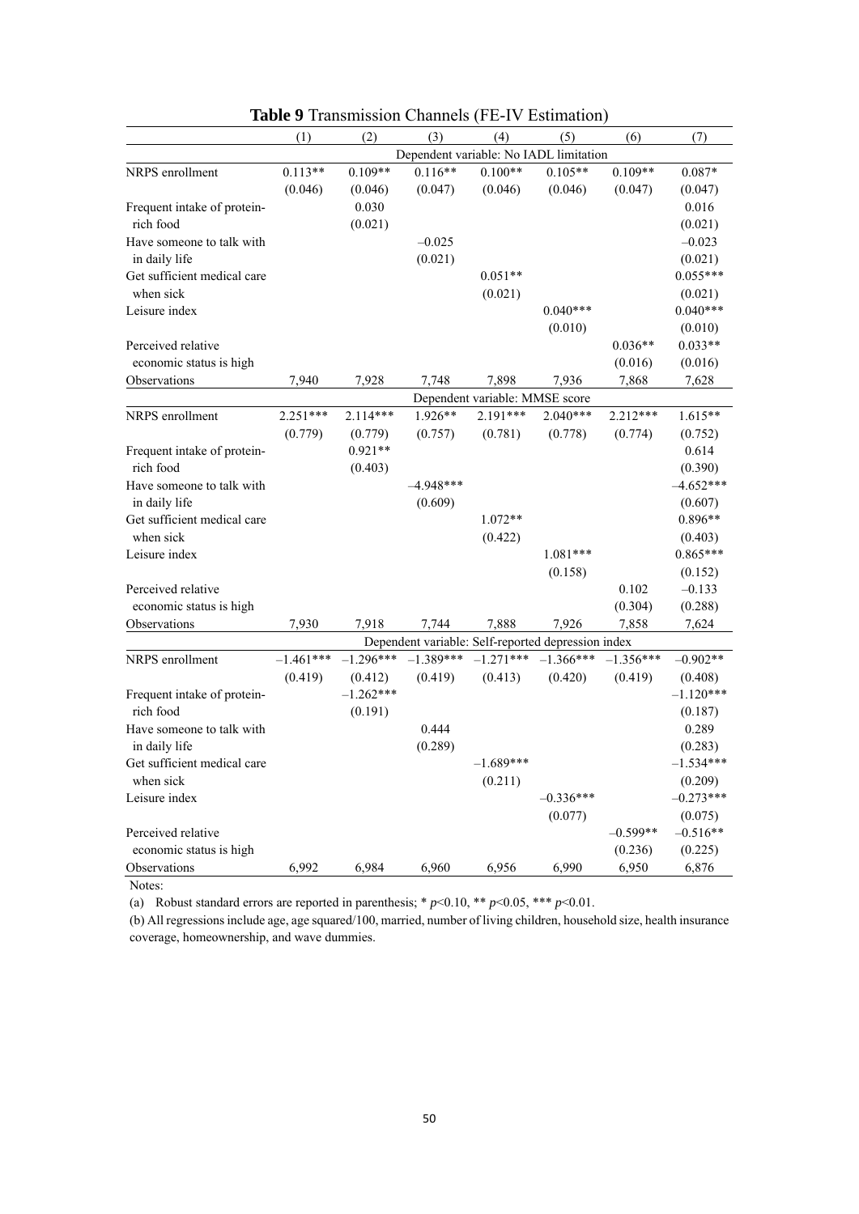**Table 9** Transmission Channels (FE-IV Estimation)

| | (1) | (2) | (3) | (4) | (5) | (6) | (7) |
|---|---|---|---|---|---|---|---|
| | Dependent variable: No IADL limitation | | | | | | |
| NRPS enrollment | 0.113** | 0.109** | 0.116** | 0.100** | 0.105** | 0.109** | 0.087* |
| | (0.046) | (0.046) | (0.047) | (0.046) | (0.046) | (0.047) | (0.047) |
| Frequent intake of protein-rich food | | 0.030 | | | | | 0.016 |
| | | (0.021) | | | | | (0.021) |
| Have someone to talk with in daily life | | | –0.025 | | | | –0.023 |
| | | | (0.021) | | | | (0.021) |
| Get sufficient medical care when sick | | | | 0.051** | | | 0.055*** |
| | | | | (0.021) | | | (0.021) |
| Leisure index | | | | | 0.040*** | | 0.040*** |
| | | | | | (0.010) | | (0.010) |
| Perceived relative economic status is high | | | | | | 0.036** | 0.033** |
| | | | | | | (0.016) | (0.016) |
| Observations | 7,940 | 7,928 | 7,748 | 7,898 | 7,936 | 7,868 | 7,628 |
| | Dependent variable: MMSE score | | | | | | |
| NRPS enrollment | 2.251*** | 2.114*** | 1.926** | 2.191*** | 2.040*** | 2.212*** | 1.615** |
| | (0.779) | (0.779) | (0.757) | (0.781) | (0.778) | (0.774) | (0.752) |
| Frequent intake of protein-rich food | | 0.921** | | | | | 0.614 |
| | | (0.403) | | | | | (0.390) |
| Have someone to talk with in daily life | | | –4.948*** | | | | –4.652*** |
| | | | (0.609) | | | | (0.607) |
| Get sufficient medical care when sick | | | | 1.072** | | | 0.896** |
| | | | | (0.422) | | | (0.403) |
| Leisure index | | | | | 1.081*** | | 0.865*** |
| | | | | | (0.158) | | (0.152) |
| Perceived relative economic status is high | | | | | | 0.102 | –0.133 |
| | | | | | | (0.304) | (0.288) |
| Observations | 7,930 | 7,918 | 7,744 | 7,888 | 7,926 | 7,858 | 7,624 |
| | Dependent variable: Self-reported depression index | | | | | | |
| NRPS enrollment | –1.461*** | –1.296*** | –1.389*** | –1.271*** | –1.366*** | –1.356*** | –0.902** |
| | (0.419) | (0.412) | (0.419) | (0.413) | (0.420) | (0.419) | (0.408) |
| Frequent intake of protein-rich food | | –1.262*** | | | | | –1.120*** |
| | | (0.191) | | | | | (0.187) |
| Have someone to talk with in daily life | | | 0.444 | | | | 0.289 |
| | | | (0.289) | | | | (0.283) |
| Get sufficient medical care when sick | | | | –1.689*** | | | –1.534*** |
| | | | | (0.211) | | | (0.209) |
| Leisure index | | | | | –0.336*** | | –0.273*** |
| | | | | | (0.077) | | (0.075) |
| Perceived relative economic status is high | | | | | | –0.599** | –0.516** |
| | | | | | | (0.236) | (0.225) |
| Observations | 6,992 | 6,984 | 6,960 | 6,956 | 6,990 | 6,950 | 6,876 |

Notes:

(a) Robust standard errors are reported in parenthesis; * $p$<0.10, ** $p$<0.05, *** $p$<0.01.

(b) All regressions include age, age squared/100, married, number of living children, household size, health insurance coverage, homeownership, and wave dummies.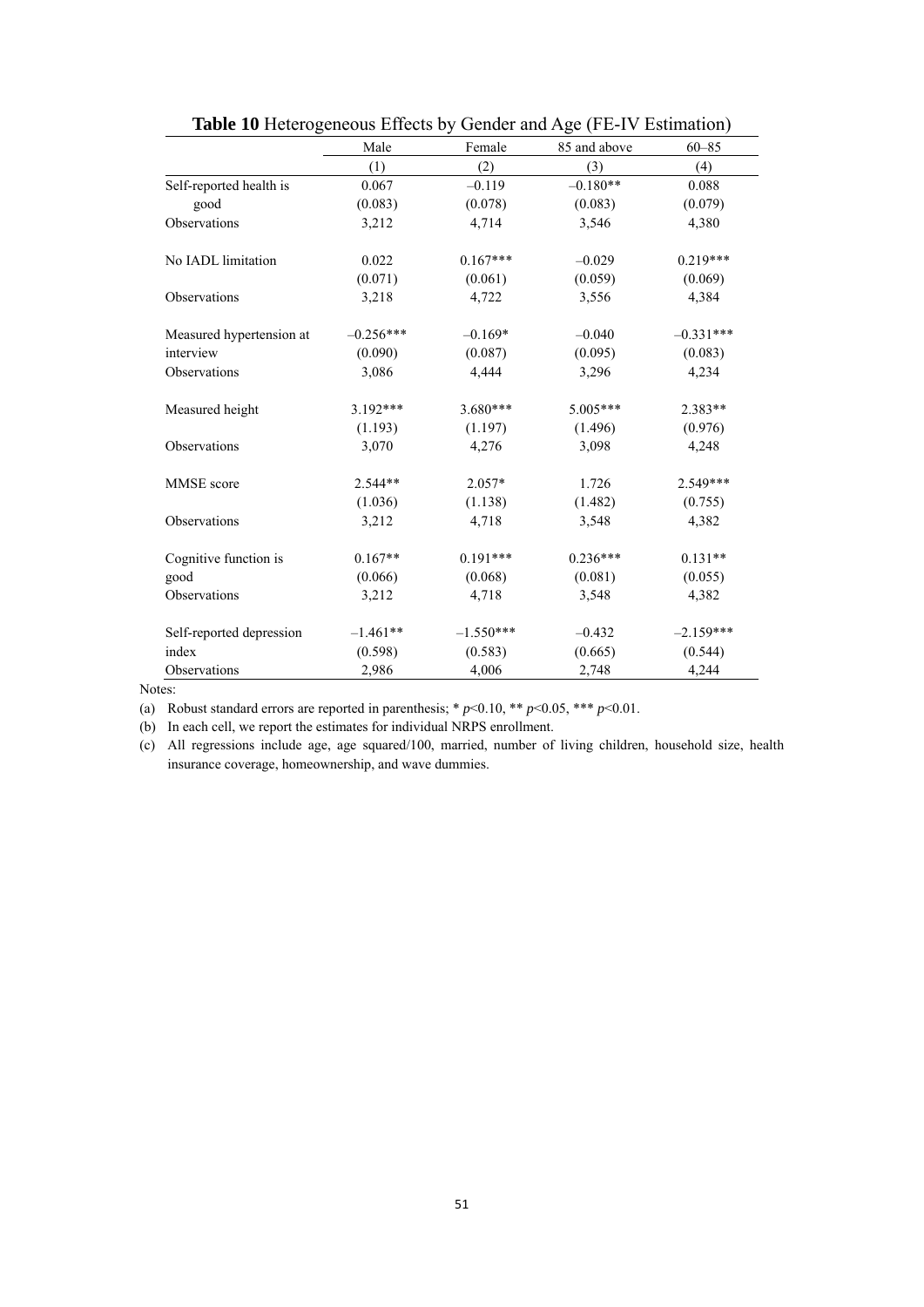**Table 10** Heterogeneous Effects by Gender and Age (FE-IV Estimation)

| | Male | Female | 85 and above | 60–85 |
|---|---|---|---|---|
| | (1) | (2) | (3) | (4) |
| Self-reported health is good | 0.067 | –0.119 | –0.180** | 0.088 |
| | (0.083) | (0.078) | (0.083) | (0.079) |
| Observations | 3,212 | 4,714 | 3,546 | 4,380 |
| No IADL limitation | 0.022 | 0.167*** | –0.029 | 0.219*** |
| | (0.071) | (0.061) | (0.059) | (0.069) |
| Observations | 3,218 | 4,722 | 3,556 | 4,384 |
| Measured hypertension at interview | –0.256*** | –0.169* | –0.040 | –0.331*** |
| | (0.090) | (0.087) | (0.095) | (0.083) |
| Observations | 3,086 | 4,444 | 3,296 | 4,234 |
| Measured height | 3.192*** | 3.680*** | 5.005*** | 2.383** |
| | (1.193) | (1.197) | (1.496) | (0.976) |
| Observations | 3,070 | 4,276 | 3,098 | 4,248 |
| MMSE score | 2.544** | 2.057* | 1.726 | 2.549*** |
| | (1.036) | (1.138) | (1.482) | (0.755) |
| Observations | 3,212 | 4,718 | 3,548 | 4,382 |
| Cognitive function is good | 0.167** | 0.191*** | 0.236*** | 0.131** |
| | (0.066) | (0.068) | (0.081) | (0.055) |
| Observations | 3,212 | 4,718 | 3,548 | 4,382 |
| Self-reported depression index | –1.461** | –1.550*** | –0.432 | –2.159*** |
| | (0.598) | (0.583) | (0.665) | (0.544) |
| Observations | 2,986 | 4,006 | 2,748 | 4,244 |

Notes:

(a) Robust standard errors are reported in parenthesis; * $p<0.10$, ** $p<0.05$, *** $p<0.01$.

(b) In each cell, we report the estimates for individual NRPS enrollment.

(c) All regressions include age, age squared/100, married, number of living children, household size, health insurance coverage, homeownership, and wave dummies.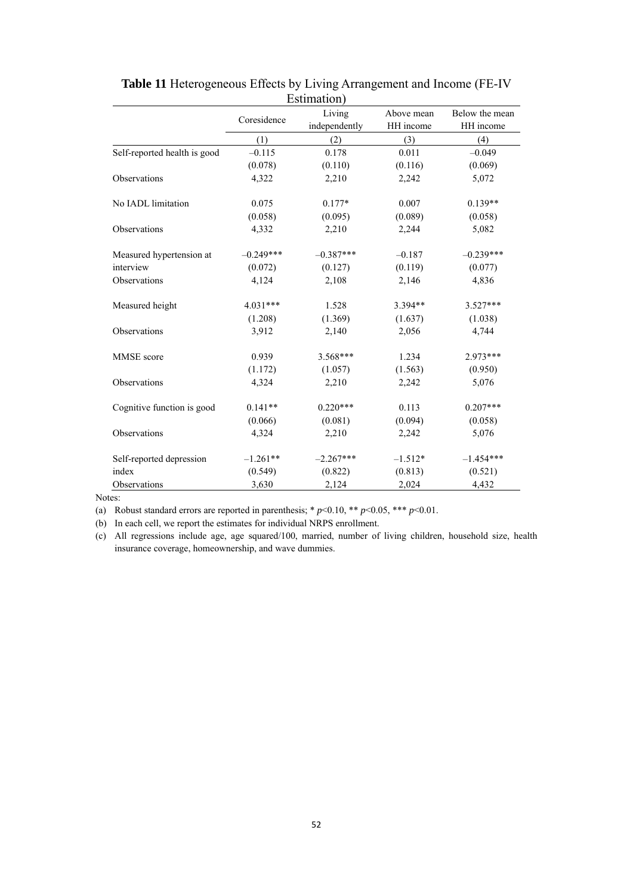**Table 11** Heterogeneous Effects by Living Arrangement and Income (FE-IV Estimation)

| | Coresidence | Living independently | Above mean HH income | Below the mean HH income |
|---|---|---|---|---|
| | (1) | (2) | (3) | (4) |
| Self-reported health is good | –0.115 | 0.178 | 0.011 | –0.049 |
| | (0.078) | (0.110) | (0.116) | (0.069) |
| Observations | 4,322 | 2,210 | 2,242 | 5,072 |
| No IADL limitation | 0.075 | 0.177* | 0.007 | 0.139** |
| | (0.058) | (0.095) | (0.089) | (0.058) |
| Observations | 4,332 | 2,210 | 2,244 | 5,082 |
| Measured hypertension at interview | –0.249*** | –0.387*** | –0.187 | –0.239*** |
| | (0.072) | (0.127) | (0.119) | (0.077) |
| Observations | 4,124 | 2,108 | 2,146 | 4,836 |
| Measured height | 4.031*** | 1.528 | 3.394** | 3.527*** |
| | (1.208) | (1.369) | (1.637) | (1.038) |
| Observations | 3,912 | 2,140 | 2,056 | 4,744 |
| MMSE score | 0.939 | 3.568*** | 1.234 | 2.973*** |
| | (1.172) | (1.057) | (1.563) | (0.950) |
| Observations | 4,324 | 2,210 | 2,242 | 5,076 |
| Cognitive function is good | 0.141** | 0.220*** | 0.113 | 0.207*** |
| | (0.066) | (0.081) | (0.094) | (0.058) |
| Observations | 4,324 | 2,210 | 2,242 | 5,076 |
| Self-reported depression index | –1.261** | –2.267*** | –1.512* | –1.454*** |
| | (0.549) | (0.822) | (0.813) | (0.521) |
| Observations | 3,630 | 2,124 | 2,024 | 4,432 |

Notes:

(a) Robust standard errors are reported in parenthesis; * $p<0.10$, ** $p<0.05$, *** $p<0.01$.

(b) In each cell, we report the estimates for individual NRPS enrollment.

(c) All regressions include age, age squared/100, married, number of living children, household size, health insurance coverage, homeownership, and wave dummies.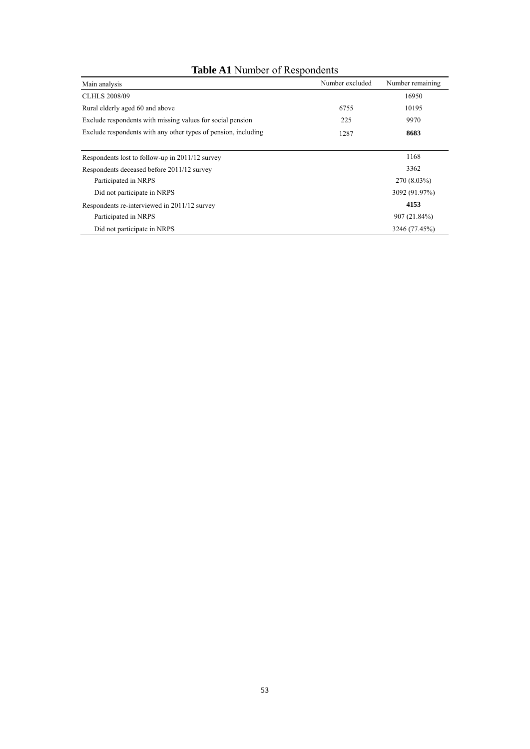**Table A1** Number of Respondents

| Main analysis | Number excluded | Number remaining |
|---|---|---|
| CLHLS 2008/09 | | 16950 |
| Rural elderly aged 60 and above | 6755 | 10195 |
| Exclude respondents with missing values for social pension | 225 | 9970 |
| Exclude respondents with any other types of pension, including | 1287 | **8683** |
| | | |
| Respondents lost to follow-up in 2011/12 survey | | 1168 |
| Respondents deceased before 2011/12 survey | | 3362 |
| Participated in NRPS | | 270 (8.03%) |
| Did not participate in NRPS | | 3092 (91.97%) |
| Respondents re-interviewed in 2011/12 survey | | **4153** |
| Participated in NRPS | | 907 (21.84%) |
| Did not participate in NRPS | | 3246 (77.45%) |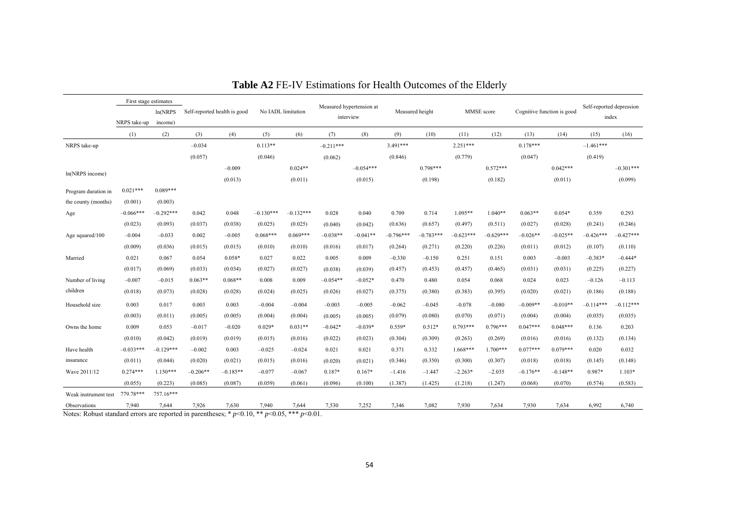**Table A2** FE-IV Estimations for Health Outcomes of the Elderly

| | First stage estimates | | Self-reported health is good | | No IADL limitation | | Measured hypertension at interview | | Measured height | | MMSE score | | Cognitive function is good | | Self-reported depression index | |
|---|---|---|---|---|---|---|---|---|---|---|---|---|---|---|---|---|
| | NRPS take-up | ln(NRPS income) | | | | | | | | | | | | | | |
| | (1) | (2) | (3) | (4) | (5) | (6) | (7) | (8) | (9) | (10) | (11) | (12) | (13) | (14) | (15) | (16) |
| NRPS take-up | | | –0.034 | | 0.113** | | –0.211*** | | 3.491*** | | 2.251*** | | 0.178*** | | –1.461*** | |
| | | | (0.057) | | (0.046) | | (0.062) | | (0.846) | | (0.779) | | (0.047) | | (0.419) | |
| ln(NRPS income) | | | | –0.009 | | 0.024** | | –0.054*** | | 0.798*** | | 0.572*** | | 0.042*** | | –0.301*** |
| | | | | (0.013) | | (0.011) | | (0.015) | | (0.198) | | (0.182) | | (0.011) | | (0.099) |
| Program duration in the county (months) | 0.021*** | 0.089*** | | | | | | | | | | | | | | |
| | (0.001) | (0.003) | | | | | | | | | | | | | | |
| Age | –0.066*** | –0.292*** | 0.042 | 0.048 | –0.130*** | –0.132*** | 0.028 | 0.040 | 0.709 | 0.714 | 1.095** | 1.040** | 0.063** | 0.054* | 0.359 | 0.293 |
| | (0.023) | (0.093) | (0.037) | (0.038) | (0.025) | (0.025) | (0.040) | (0.042) | (0.636) | (0.657) | (0.497) | (0.511) | (0.027) | (0.028) | (0.241) | (0.246) |
| Age squared/100 | –0.004 | –0.033 | 0.002 | –0.005 | 0.068*** | 0.069*** | –0.038** | –0.041** | –0.796*** | –0.783*** | –0.623*** | –0.629*** | –0.026** | –0.025** | –0.426*** | –0.427*** |
| | (0.009) | (0.036) | (0.015) | (0.015) | (0.010) | (0.010) | (0.016) | (0.017) | (0.264) | (0.271) | (0.220) | (0.226) | (0.011) | (0.012) | (0.107) | (0.110) |
| Married | 0.021 | 0.067 | 0.054 | 0.058* | 0.027 | 0.022 | 0.005 | 0.009 | –0.330 | –0.150 | 0.251 | 0.151 | 0.003 | –0.003 | –0.383* | –0.444* |
| | (0.017) | (0.069) | (0.033) | (0.034) | (0.027) | (0.027) | (0.038) | (0.039) | (0.457) | (0.453) | (0.457) | (0.465) | (0.031) | (0.031) | (0.225) | (0.227) |
| Number of living children | –0.007 | –0.015 | 0.063** | 0.068** | 0.008 | 0.009 | –0.054** | –0.052* | 0.470 | 0.480 | 0.054 | 0.068 | 0.024 | 0.023 | –0.126 | –0.113 |
| | (0.018) | (0.073) | (0.028) | (0.028) | (0.024) | (0.025) | (0.026) | (0.027) | (0.375) | (0.380) | (0.383) | (0.395) | (0.020) | (0.021) | (0.186) | (0.188) |
| Household size | 0.003 | 0.017 | 0.003 | 0.003 | –0.004 | –0.004 | –0.003 | –0.005 | –0.062 | –0.045 | –0.078 | –0.080 | –0.009** | –0.010** | –0.114*** | –0.112*** |
| | (0.003) | (0.011) | (0.005) | (0.005) | (0.004) | (0.004) | (0.005) | (0.005) | (0.079) | (0.080) | (0.070) | (0.071) | (0.004) | (0.004) | (0.035) | (0.035) |
| Owns the home | 0.009 | 0.053 | –0.017 | –0.020 | 0.029* | 0.031** | –0.042* | –0.039* | 0.559* | 0.512* | 0.793*** | 0.796*** | 0.047*** | 0.048*** | 0.136 | 0.203 |
| | (0.010) | (0.042) | (0.019) | (0.019) | (0.015) | (0.016) | (0.022) | (0.023) | (0.304) | (0.309) | (0.263) | (0.269) | (0.016) | (0.016) | (0.132) | (0.134) |
| Have health insurance | –0.033*** | –0.129*** | –0.002 | 0.003 | –0.025 | –0.024 | 0.021 | 0.021 | 0.371 | 0.332 | 1.668*** | 1.700*** | 0.077*** | 0.079*** | 0.020 | 0.032 |
| | (0.011) | (0.044) | (0.020) | (0.021) | (0.015) | (0.016) | (0.020) | (0.021) | (0.346) | (0.350) | (0.300) | (0.307) | (0.018) | (0.018) | (0.145) | (0.148) |
| Wave 2011/12 | 0.274*** | 1.150*** | –0.206** | –0.185** | –0.077 | –0.067 | 0.187* | 0.167* | –1.416 | –1.447 | –2.263* | –2.035 | –0.176** | –0.148** | 0.987* | 1.103* |
| | (0.055) | (0.223) | (0.085) | (0.087) | (0.059) | (0.061) | (0.096) | (0.100) | (1.387) | (1.425) | (1.218) | (1.247) | (0.068) | (0.070) | (0.574) | (0.583) |
| Weak instrument test | 779.78*** | 757.16*** | | | | | | | | | | | | | | |
| Observations | 7,940 | 7,644 | 7,926 | 7,630 | 7,940 | 7,644 | 7,530 | 7,252 | 7,346 | 7,082 | 7,930 | 7,634 | 7,930 | 7,634 | 6,992 | 6,740 |

Notes: Robust standard errors are reported in parentheses; * $p$<0.10, ** $p$<0.05, *** $p$<0.01.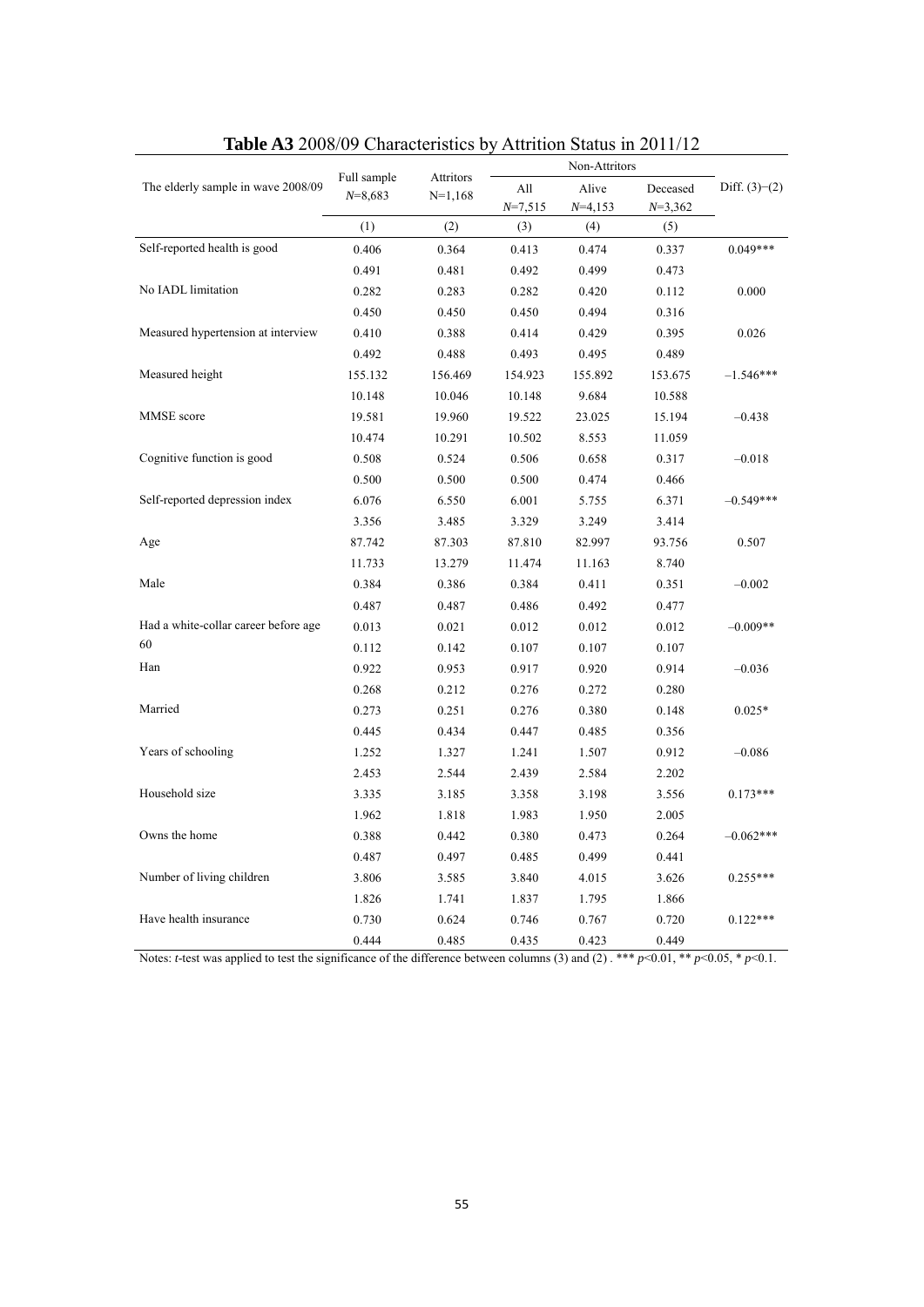**Table A3** 2008/09 Characteristics by Attrition Status in 2011/12

| The elderly sample in wave 2008/09 | Full sample $N$=8,683 | Attritors N=1,168 | Non-Attritors All $N$=7,515 | Non-Attritors Alive $N$=4,153 | Non-Attritors Deceased $N$=3,362 | Diff. (3)−(2) |
|---|---|---|---|---|---|---|
| | (1) | (2) | (3) | (4) | (5) | |
| Self-reported health is good | 0.406 | 0.364 | 0.413 | 0.474 | 0.337 | 0.049*** |
| | 0.491 | 0.481 | 0.492 | 0.499 | 0.473 | |
| No IADL limitation | 0.282 | 0.283 | 0.282 | 0.420 | 0.112 | 0.000 |
| | 0.450 | 0.450 | 0.450 | 0.494 | 0.316 | |
| Measured hypertension at interview | 0.410 | 0.388 | 0.414 | 0.429 | 0.395 | 0.026 |
| | 0.492 | 0.488 | 0.493 | 0.495 | 0.489 | |
| Measured height | 155.132 | 156.469 | 154.923 | 155.892 | 153.675 | −1.546*** |
| | 10.148 | 10.046 | 10.148 | 9.684 | 10.588 | |
| MMSE score | 19.581 | 19.960 | 19.522 | 23.025 | 15.194 | −0.438 |
| | 10.474 | 10.291 | 10.502 | 8.553 | 11.059 | |
| Cognitive function is good | 0.508 | 0.524 | 0.506 | 0.658 | 0.317 | −0.018 |
| | 0.500 | 0.500 | 0.500 | 0.474 | 0.466 | |
| Self-reported depression index | 6.076 | 6.550 | 6.001 | 5.755 | 6.371 | −0.549*** |
| | 3.356 | 3.485 | 3.329 | 3.249 | 3.414 | |
| Age | 87.742 | 87.303 | 87.810 | 82.997 | 93.756 | 0.507 |
| | 11.733 | 13.279 | 11.474 | 11.163 | 8.740 | |
| Male | 0.384 | 0.386 | 0.384 | 0.411 | 0.351 | −0.002 |
| | 0.487 | 0.487 | 0.486 | 0.492 | 0.477 | |
| Had a white-collar career before age 60 | 0.013 | 0.021 | 0.012 | 0.012 | 0.012 | −0.009** |
| | 0.112 | 0.142 | 0.107 | 0.107 | 0.107 | |
| Han | 0.922 | 0.953 | 0.917 | 0.920 | 0.914 | −0.036 |
| | 0.268 | 0.212 | 0.276 | 0.272 | 0.280 | |
| Married | 0.273 | 0.251 | 0.276 | 0.380 | 0.148 | 0.025* |
| | 0.445 | 0.434 | 0.447 | 0.485 | 0.356 | |
| Years of schooling | 1.252 | 1.327 | 1.241 | 1.507 | 0.912 | −0.086 |
| | 2.453 | 2.544 | 2.439 | 2.584 | 2.202 | |
| Household size | 3.335 | 3.185 | 3.358 | 3.198 | 3.556 | 0.173*** |
| | 1.962 | 1.818 | 1.983 | 1.950 | 2.005 | |
| Owns the home | 0.388 | 0.442 | 0.380 | 0.473 | 0.264 | −0.062*** |
| | 0.487 | 0.497 | 0.485 | 0.499 | 0.441 | |
| Number of living children | 3.806 | 3.585 | 3.840 | 4.015 | 3.626 | 0.255*** |
| | 1.826 | 1.741 | 1.837 | 1.795 | 1.866 | |
| Have health insurance | 0.730 | 0.624 | 0.746 | 0.767 | 0.720 | 0.122*** |
| | 0.444 | 0.485 | 0.435 | 0.423 | 0.449 | |

Notes: *t*-test was applied to test the significance of the difference between columns (3) and (2) . *** $p$<0.01, ** $p$<0.05, * $p$<0.1.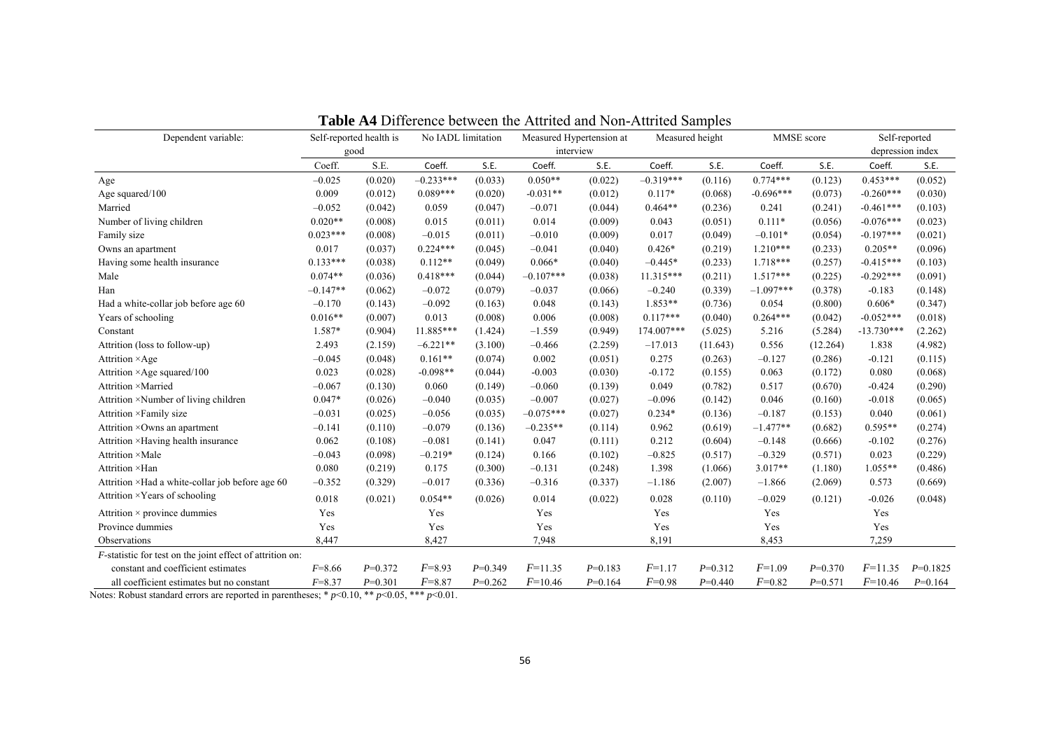**Table A4** Difference between the Attrited and Non-Attrited Samples

| Dependent variable: | Self-reported health is good | | No IADL limitation | | Measured Hypertension at interview | | Measured height | | MMSE score | | Self-reported depression index | |
|---|---|---|---|---|---|---|---|---|---|---|---|---|
| | Coeff. | S.E. | Coeff. | S.E. | Coeff. | S.E. | Coeff. | S.E. | Coeff. | S.E. | Coeff. | S.E. |
| Age | −0.025 | (0.020) | −0.233*** | (0.033) | 0.050** | (0.022) | −0.319*** | (0.116) | 0.774*** | (0.123) | 0.453*** | (0.052) |
| Age squared/100 | 0.009 | (0.012) | 0.089*** | (0.020) | -0.031** | (0.012) | 0.117* | (0.068) | -0.696*** | (0.073) | -0.260*** | (0.030) |
| Married | −0.052 | (0.042) | 0.059 | (0.047) | −0.071 | (0.044) | 0.464** | (0.236) | 0.241 | (0.241) | -0.461*** | (0.103) |
| Number of living children | 0.020** | (0.008) | 0.015 | (0.011) | 0.014 | (0.009) | 0.043 | (0.051) | 0.111* | (0.056) | -0.076*** | (0.023) |
| Family size | 0.023*** | (0.008) | −0.015 | (0.011) | −0.010 | (0.009) | 0.017 | (0.049) | −0.101* | (0.054) | -0.197*** | (0.021) |
| Owns an apartment | 0.017 | (0.037) | 0.224*** | (0.045) | −0.041 | (0.040) | 0.426* | (0.219) | 1.210*** | (0.233) | 0.205** | (0.096) |
| Having some health insurance | 0.133*** | (0.038) | 0.112** | (0.049) | 0.066* | (0.040) | −0.445* | (0.233) | 1.718*** | (0.257) | -0.415*** | (0.103) |
| Male | 0.074** | (0.036) | 0.418*** | (0.044) | −0.107*** | (0.038) | 11.315*** | (0.211) | 1.517*** | (0.225) | -0.292*** | (0.091) |
| Han | −0.147** | (0.062) | −0.072 | (0.079) | −0.037 | (0.066) | −0.240 | (0.339) | −1.097*** | (0.378) | -0.183 | (0.148) |
| Had a white-collar job before age 60 | −0.170 | (0.143) | −0.092 | (0.163) | 0.048 | (0.143) | 1.853** | (0.736) | 0.054 | (0.800) | 0.606* | (0.347) |
| Years of schooling | 0.016** | (0.007) | 0.013 | (0.008) | 0.006 | (0.008) | 0.117*** | (0.040) | 0.264*** | (0.042) | -0.052*** | (0.018) |
| Constant | 1.587* | (0.904) | 11.885*** | (1.424) | −1.559 | (0.949) | 174.007*** | (5.025) | 5.216 | (5.284) | -13.730*** | (2.262) |
| Attrition (loss to follow-up) | 2.493 | (2.159) | −6.221** | (3.100) | −0.466 | (2.259) | −17.013 | (11.643) | 0.556 | (12.264) | 1.838 | (4.982) |
| Attrition ×Age | −0.045 | (0.048) | 0.161** | (0.074) | 0.002 | (0.051) | 0.275 | (0.263) | −0.127 | (0.286) | -0.121 | (0.115) |
| Attrition ×Age squared/100 | 0.023 | (0.028) | -0.098** | (0.044) | -0.003 | (0.030) | -0.172 | (0.155) | 0.063 | (0.172) | 0.080 | (0.068) |
| Attrition ×Married | −0.067 | (0.130) | 0.060 | (0.149) | −0.060 | (0.139) | 0.049 | (0.782) | 0.517 | (0.670) | -0.424 | (0.290) |
| Attrition ×Number of living children | 0.047* | (0.026) | −0.040 | (0.035) | −0.007 | (0.027) | −0.096 | (0.142) | 0.046 | (0.160) | -0.018 | (0.065) |
| Attrition ×Family size | −0.031 | (0.025) | −0.056 | (0.035) | −0.075*** | (0.027) | 0.234* | (0.136) | −0.187 | (0.153) | 0.040 | (0.061) |
| Attrition ×Owns an apartment | −0.141 | (0.110) | −0.079 | (0.136) | −0.235** | (0.114) | 0.962 | (0.619) | −1.477** | (0.682) | 0.595** | (0.274) |
| Attrition ×Having health insurance | 0.062 | (0.108) | −0.081 | (0.141) | 0.047 | (0.111) | 0.212 | (0.604) | −0.148 | (0.666) | -0.102 | (0.276) |
| Attrition ×Male | −0.043 | (0.098) | −0.219* | (0.124) | 0.166 | (0.102) | −0.825 | (0.517) | −0.329 | (0.571) | 0.023 | (0.229) |
| Attrition ×Han | 0.080 | (0.219) | 0.175 | (0.300) | −0.131 | (0.248) | 1.398 | (1.066) | 3.017** | (1.180) | 1.055** | (0.486) |
| Attrition ×Had a white-collar job before age 60 | −0.352 | (0.329) | −0.017 | (0.336) | −0.316 | (0.337) | −1.186 | (2.007) | −1.866 | (2.069) | 0.573 | (0.669) |
| Attrition ×Years of schooling | 0.018 | (0.021) | 0.054** | (0.026) | 0.014 | (0.022) | 0.028 | (0.110) | −0.029 | (0.121) | -0.026 | (0.048) |
| Attrition × province dummies | Yes | | Yes | | Yes | | Yes | | Yes | | Yes | |
| Province dummies | Yes | | Yes | | Yes | | Yes | | Yes | | Yes | |
| Observations | 8,447 | | 8,427 | | 7,948 | | 8,191 | | 8,453 | | 7,259 | |
| *F*-statistic for test on the joint effect of attrition on: | | | | | | | | | | | | |
| constant and coefficient estimates | $F$=8.66 | $P$=0.372 | $F$=8.93 | $P$=0.349 | $F$=11.35 | $P$=0.183 | $F$=1.17 | $P$=0.312 | $F$=1.09 | $P$=0.370 | $F$=11.35 | $P$=0.1825 |
| all coefficient estimates but no constant | $F$=8.37 | $P$=0.301 | $F$=8.87 | $P$=0.262 | $F$=10.46 | $P$=0.164 | $F$=0.98 | $P$=0.440 | $F$=0.82 | $P$=0.571 | $F$=10.46 | $P$=0.164 |

Notes: Robust standard errors are reported in parentheses; * $p$<0.10, ** $p$<0.05, *** $p$<0.01.